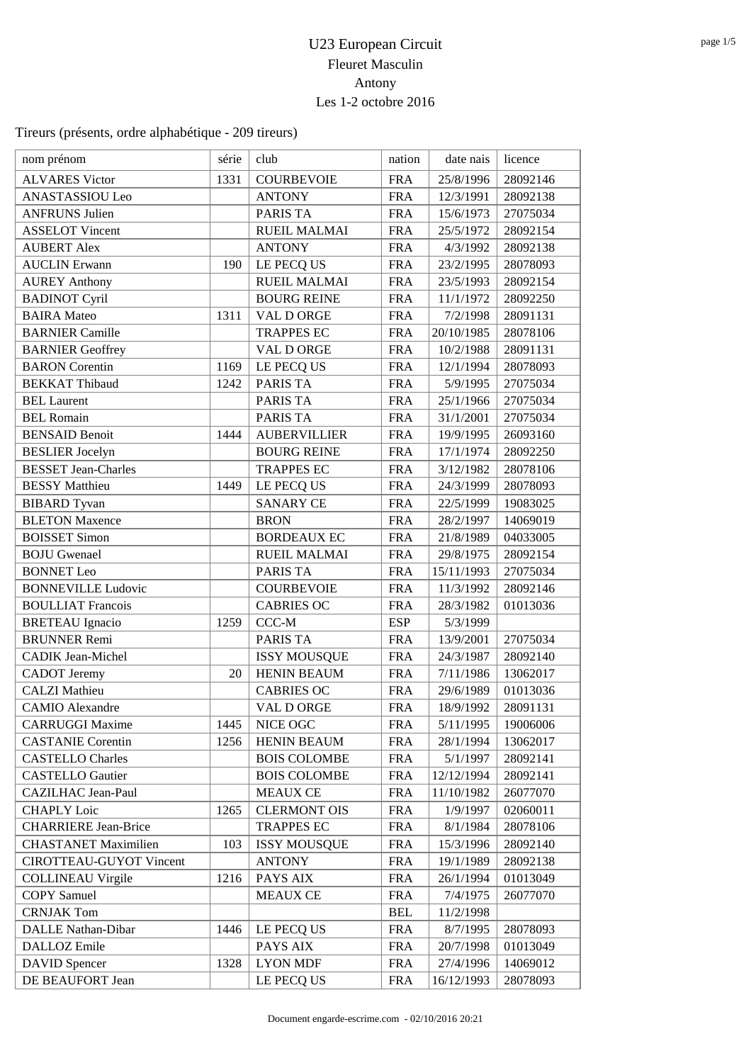# U23 European Circuit

## Fleuret Masculin

## Antony

## Les 1-2 octobre 2016

Tireurs (présents, ordre alphabétique - 209 tireurs)

| nom prénom | série | club | nation | date nais | licence |
|---|---|---|---|---|---|
| ALVARES Victor | 1331 | COURBEVOIE | FRA | 25/8/1996 | 28092146 |
| ANASTASSIOU Leo | | ANTONY | FRA | 12/3/1991 | 28092138 |
| ANFRUNS Julien | | PARIS TA | FRA | 15/6/1973 | 27075034 |
| ASSELOT Vincent | | RUEIL MALMAI | FRA | 25/5/1972 | 28092154 |
| AUBERT Alex | | ANTONY | FRA | 4/3/1992 | 28092138 |
| AUCLIN Erwann | 190 | LE PECQ US | FRA | 23/2/1995 | 28078093 |
| AUREY Anthony | | RUEIL MALMAI | FRA | 23/5/1993 | 28092154 |
| BADINOT Cyril | | BOURG REINE | FRA | 11/1/1972 | 28092250 |
| BAIRA Mateo | 1311 | VAL D ORGE | FRA | 7/2/1998 | 28091131 |
| BARNIER Camille | | TRAPPES EC | FRA | 20/10/1985 | 28078106 |
| BARNIER Geoffrey | | VAL D ORGE | FRA | 10/2/1988 | 28091131 |
| BARON Corentin | 1169 | LE PECQ US | FRA | 12/1/1994 | 28078093 |
| BEKKAT Thibaud | 1242 | PARIS TA | FRA | 5/9/1995 | 27075034 |
| BEL Laurent | | PARIS TA | FRA | 25/1/1966 | 27075034 |
| BEL Romain | | PARIS TA | FRA | 31/1/2001 | 27075034 |
| BENSAID Benoit | 1444 | AUBERVILLIER | FRA | 19/9/1995 | 26093160 |
| BESLIER Jocelyn | | BOURG REINE | FRA | 17/1/1974 | 28092250 |
| BESSET Jean-Charles | | TRAPPES EC | FRA | 3/12/1982 | 28078106 |
| BESSY Matthieu | 1449 | LE PECQ US | FRA | 24/3/1999 | 28078093 |
| BIBARD Tyvan | | SANARY CE | FRA | 22/5/1999 | 19083025 |
| BLETON Maxence | | BRON | FRA | 28/2/1997 | 14069019 |
| BOISSET Simon | | BORDEAUX EC | FRA | 21/8/1989 | 04033005 |
| BOJU Gwenael | | RUEIL MALMAI | FRA | 29/8/1975 | 28092154 |
| BONNET Leo | | PARIS TA | FRA | 15/11/1993 | 27075034 |
| BONNEVILLE Ludovic | | COURBEVOIE | FRA | 11/3/1992 | 28092146 |
| BOULLIAT Francois | | CABRIES OC | FRA | 28/3/1982 | 01013036 |
| BRETEAU Ignacio | 1259 | CCC-M | ESP | 5/3/1999 | |
| BRUNNER Remi | | PARIS TA | FRA | 13/9/2001 | 27075034 |
| CADIK Jean-Michel | | ISSY MOUSQUE | FRA | 24/3/1987 | 28092140 |
| CADOT Jeremy | 20 | HENIN BEAUM | FRA | 7/11/1986 | 13062017 |
| CALZI Mathieu | | CABRIES OC | FRA | 29/6/1989 | 01013036 |
| CAMIO Alexandre | | VAL D ORGE | FRA | 18/9/1992 | 28091131 |
| CARRUGGI Maxime | 1445 | NICE OGC | FRA | 5/11/1995 | 19006006 |
| CASTANIE Corentin | 1256 | HENIN BEAUM | FRA | 28/1/1994 | 13062017 |
| CASTELLO Charles | | BOIS COLOMBE | FRA | 5/1/1997 | 28092141 |
| CASTELLO Gautier | | BOIS COLOMBE | FRA | 12/12/1994 | 28092141 |
| CAZILHAC Jean-Paul | | MEAUX CE | FRA | 11/10/1982 | 26077070 |
| CHAPLY Loic | 1265 | CLERMONT OIS | FRA | 1/9/1997 | 02060011 |
| CHARRIERE Jean-Brice | | TRAPPES EC | FRA | 8/1/1984 | 28078106 |
| CHASTANET Maximilien | 103 | ISSY MOUSQUE | FRA | 15/3/1996 | 28092140 |
| CIROTTEAU-GUYOT Vincent | | ANTONY | FRA | 19/1/1989 | 28092138 |
| COLLINEAU Virgile | 1216 | PAYS AIX | FRA | 26/1/1994 | 01013049 |
| COPY Samuel | | MEAUX CE | FRA | 7/4/1975 | 26077070 |
| CRNJAK Tom | | | BEL | 11/2/1998 | |
| DALLE Nathan-Dibar | 1446 | LE PECQ US | FRA | 8/7/1995 | 28078093 |
| DALLOZ Emile | | PAYS AIX | FRA | 20/7/1998 | 01013049 |
| DAVID Spencer | 1328 | LYON MDF | FRA | 27/4/1996 | 14069012 |
| DE BEAUFORT Jean | | LE PECQ US | FRA | 16/12/1993 | 28078093 |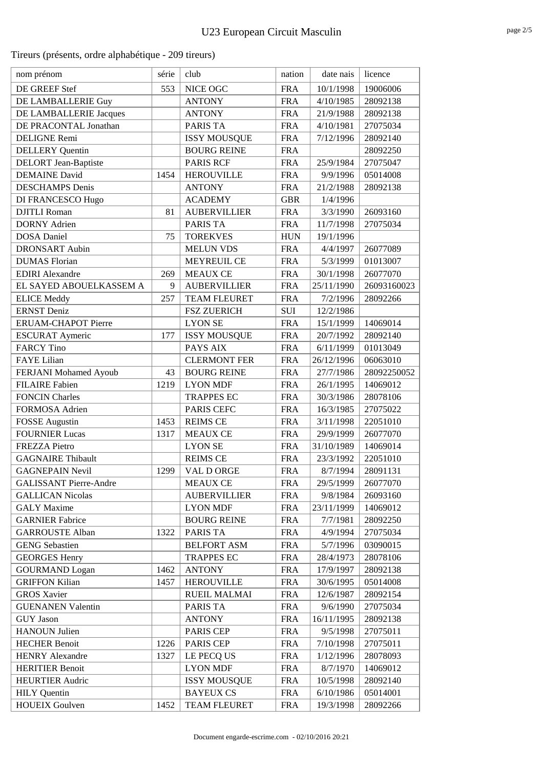# U23 European Circuit Masculin

Tireurs (présents, ordre alphabétique - 209 tireurs)

| nom prénom | série | club | nation | date nais | licence |
|---|---|---|---|---|---|
| DE GREEF Stef | 553 | NICE OGC | FRA | 10/1/1998 | 19006006 |
| DE LAMBALLERIE Guy | | ANTONY | FRA | 4/10/1985 | 28092138 |
| DE LAMBALLERIE Jacques | | ANTONY | FRA | 21/9/1988 | 28092138 |
| DE PRACONTAL Jonathan | | PARIS TA | FRA | 4/10/1981 | 27075034 |
| DELIGNE Remi | | ISSY MOUSQUE | FRA | 7/12/1996 | 28092140 |
| DELLERY Quentin | | BOURG REINE | FRA | | 28092250 |
| DELORT Jean-Baptiste | | PARIS RCF | FRA | 25/9/1984 | 27075047 |
| DEMAINE David | 1454 | HEROUVILLE | FRA | 9/9/1996 | 05014008 |
| DESCHAMPS Denis | | ANTONY | FRA | 21/2/1988 | 28092138 |
| DI FRANCESCO Hugo | | ACADEMY | GBR | 1/4/1996 | |
| DJITLI Roman | 81 | AUBERVILLIER | FRA | 3/3/1990 | 26093160 |
| DORNY Adrien | | PARIS TA | FRA | 11/7/1998 | 27075034 |
| DOSA Daniel | 75 | TOREKVES | HUN | 19/1/1996 | |
| DRONSART Aubin | | MELUN VDS | FRA | 4/4/1997 | 26077089 |
| DUMAS Florian | | MEYREUIL CE | FRA | 5/3/1999 | 01013007 |
| EDIRI Alexandre | 269 | MEAUX CE | FRA | 30/1/1998 | 26077070 |
| EL SAYED ABOUELKASSEM A | 9 | AUBERVILLIER | FRA | 25/11/1990 | 26093160023 |
| ELICE Meddy | 257 | TEAM FLEURET | FRA | 7/2/1996 | 28092266 |
| ERNST Deniz | | FSZ ZUERICH | SUI | 12/2/1986 | |
| ERUAM-CHAPOT Pierre | | LYON SE | FRA | 15/1/1999 | 14069014 |
| ESCURAT Aymeric | 177 | ISSY MOUSQUE | FRA | 20/7/1992 | 28092140 |
| FARCY Tino | | PAYS AIX | FRA | 6/11/1999 | 01013049 |
| FAYE Lilian | | CLERMONT FER | FRA | 26/12/1996 | 06063010 |
| FERJANI Mohamed Ayoub | 43 | BOURG REINE | FRA | 27/7/1986 | 28092250052 |
| FILAIRE Fabien | 1219 | LYON MDF | FRA | 26/1/1995 | 14069012 |
| FONCIN Charles | | TRAPPES EC | FRA | 30/3/1986 | 28078106 |
| FORMOSA Adrien | | PARIS CEFC | FRA | 16/3/1985 | 27075022 |
| FOSSE Augustin | 1453 | REIMS CE | FRA | 3/11/1998 | 22051010 |
| FOURNIER Lucas | 1317 | MEAUX CE | FRA | 29/9/1999 | 26077070 |
| FREZZA Pietro | | LYON SE | FRA | 31/10/1989 | 14069014 |
| GAGNAIRE Thibault | | REIMS CE | FRA | 23/3/1992 | 22051010 |
| GAGNEPAIN Nevil | 1299 | VAL D ORGE | FRA | 8/7/1994 | 28091131 |
| GALISSANT Pierre-Andre | | MEAUX CE | FRA | 29/5/1999 | 26077070 |
| GALLICAN Nicolas | | AUBERVILLIER | FRA | 9/8/1984 | 26093160 |
| GALY Maxime | | LYON MDF | FRA | 23/11/1999 | 14069012 |
| GARNIER Fabrice | | BOURG REINE | FRA | 7/7/1981 | 28092250 |
| GARROUSTE Alban | 1322 | PARIS TA | FRA | 4/9/1994 | 27075034 |
| GENG Sebastien | | BELFORT ASM | FRA | 5/7/1996 | 03090015 |
| GEORGES Henry | | TRAPPES EC | FRA | 28/4/1973 | 28078106 |
| GOURMAND Logan | 1462 | ANTONY | FRA | 17/9/1997 | 28092138 |
| GRIFFON Kilian | 1457 | HEROUVILLE | FRA | 30/6/1995 | 05014008 |
| GROS Xavier | | RUEIL MALMAI | FRA | 12/6/1987 | 28092154 |
| GUENANEN Valentin | | PARIS TA | FRA | 9/6/1990 | 27075034 |
| GUY Jason | | ANTONY | FRA | 16/11/1995 | 28092138 |
| HANOUN Julien | | PARIS CEP | FRA | 9/5/1998 | 27075011 |
| HECHER Benoit | 1226 | PARIS CEP | FRA | 7/10/1998 | 27075011 |
| HENRY Alexandre | 1327 | LE PECQ US | FRA | 1/12/1996 | 28078093 |
| HERITIER Benoit | | LYON MDF | FRA | 8/7/1970 | 14069012 |
| HEURTIER Audric | | ISSY MOUSQUE | FRA | 10/5/1998 | 28092140 |
| HILY Quentin | | BAYEUX CS | FRA | 6/10/1986 | 05014001 |
| HOUEIX Goulven | 1452 | TEAM FLEURET | FRA | 19/3/1998 | 28092266 |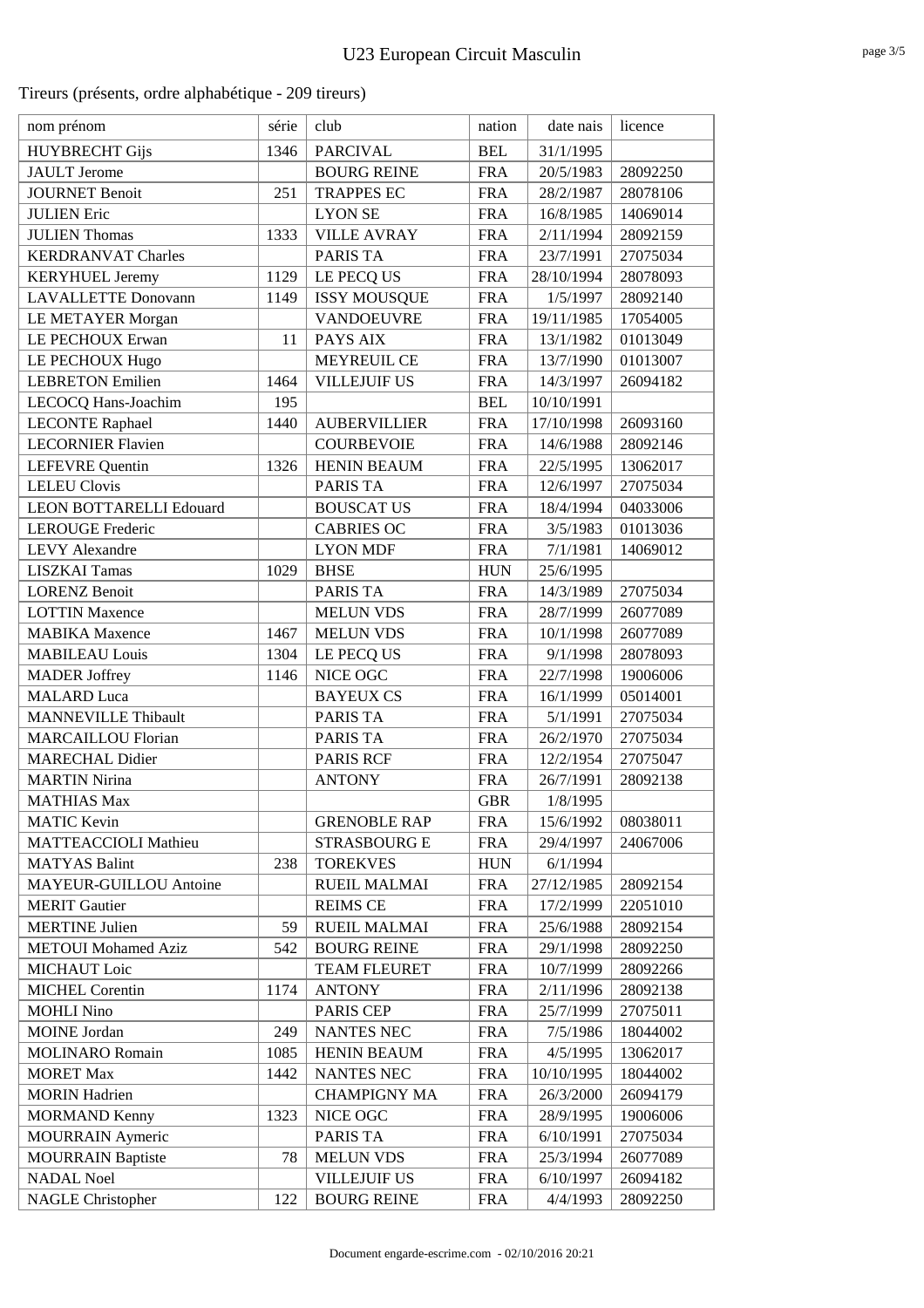# U23 European Circuit Masculin

Tireurs (présents, ordre alphabétique - 209 tireurs)

| nom prénom | série | club | nation | date nais | licence |
|---|---|---|---|---|---|
| HUYBRECHT Gijs | 1346 | PARCIVAL | BEL | 31/1/1995 | |
| JAULT Jerome | | BOURG REINE | FRA | 20/5/1983 | 28092250 |
| JOURNET Benoit | 251 | TRAPPES EC | FRA | 28/2/1987 | 28078106 |
| JULIEN Eric | | LYON SE | FRA | 16/8/1985 | 14069014 |
| JULIEN Thomas | 1333 | VILLE AVRAY | FRA | 2/11/1994 | 28092159 |
| KERDRANVAT Charles | | PARIS TA | FRA | 23/7/1991 | 27075034 |
| KERYHUEL Jeremy | 1129 | LE PECQ US | FRA | 28/10/1994 | 28078093 |
| LAVALLETTE Donovann | 1149 | ISSY MOUSQUE | FRA | 1/5/1997 | 28092140 |
| LE METAYER Morgan | | VANDOEUVRE | FRA | 19/11/1985 | 17054005 |
| LE PECHOUX Erwan | 11 | PAYS AIX | FRA | 13/1/1982 | 01013049 |
| LE PECHOUX Hugo | | MEYREUIL CE | FRA | 13/7/1990 | 01013007 |
| LEBRETON Emilien | 1464 | VILLEJUIF US | FRA | 14/3/1997 | 26094182 |
| LECOCQ Hans-Joachim | 195 | | BEL | 10/10/1991 | |
| LECONTE Raphael | 1440 | AUBERVILLIER | FRA | 17/10/1998 | 26093160 |
| LECORNIER Flavien | | COURBEVOIE | FRA | 14/6/1988 | 28092146 |
| LEFEVRE Quentin | 1326 | HENIN BEAUM | FRA | 22/5/1995 | 13062017 |
| LELEU Clovis | | PARIS TA | FRA | 12/6/1997 | 27075034 |
| LEON BOTTARELLI Edouard | | BOUSCAT US | FRA | 18/4/1994 | 04033006 |
| LEROUGE Frederic | | CABRIES OC | FRA | 3/5/1983 | 01013036 |
| LEVY Alexandre | | LYON MDF | FRA | 7/1/1981 | 14069012 |
| LISZKAI Tamas | 1029 | BHSE | HUN | 25/6/1995 | |
| LORENZ Benoit | | PARIS TA | FRA | 14/3/1989 | 27075034 |
| LOTTIN Maxence | | MELUN VDS | FRA | 28/7/1999 | 26077089 |
| MABIKA Maxence | 1467 | MELUN VDS | FRA | 10/1/1998 | 26077089 |
| MABILEAU Louis | 1304 | LE PECQ US | FRA | 9/1/1998 | 28078093 |
| MADER Joffrey | 1146 | NICE OGC | FRA | 22/7/1998 | 19006006 |
| MALARD Luca | | BAYEUX CS | FRA | 16/1/1999 | 05014001 |
| MANNEVILLE Thibault | | PARIS TA | FRA | 5/1/1991 | 27075034 |
| MARCAILLOU Florian | | PARIS TA | FRA | 26/2/1970 | 27075034 |
| MARECHAL Didier | | PARIS RCF | FRA | 12/2/1954 | 27075047 |
| MARTIN Nirina | | ANTONY | FRA | 26/7/1991 | 28092138 |
| MATHIAS Max | | | GBR | 1/8/1995 | |
| MATIC Kevin | | GRENOBLE RAP | FRA | 15/6/1992 | 08038011 |
| MATTEACCIOLI Mathieu | | STRASBOURG E | FRA | 29/4/1997 | 24067006 |
| MATYAS Balint | 238 | TOREKVES | HUN | 6/1/1994 | |
| MAYEUR-GUILLOU Antoine | | RUEIL MALMAI | FRA | 27/12/1985 | 28092154 |
| MERIT Gautier | | REIMS CE | FRA | 17/2/1999 | 22051010 |
| MERTINE Julien | 59 | RUEIL MALMAI | FRA | 25/6/1988 | 28092154 |
| METOUI Mohamed Aziz | 542 | BOURG REINE | FRA | 29/1/1998 | 28092250 |
| MICHAUT Loic | | TEAM FLEURET | FRA | 10/7/1999 | 28092266 |
| MICHEL Corentin | 1174 | ANTONY | FRA | 2/11/1996 | 28092138 |
| MOHLI Nino | | PARIS CEP | FRA | 25/7/1999 | 27075011 |
| MOINE Jordan | 249 | NANTES NEC | FRA | 7/5/1986 | 18044002 |
| MOLINARO Romain | 1085 | HENIN BEAUM | FRA | 4/5/1995 | 13062017 |
| MORET Max | 1442 | NANTES NEC | FRA | 10/10/1995 | 18044002 |
| MORIN Hadrien | | CHAMPIGNY MA | FRA | 26/3/2000 | 26094179 |
| MORMAND Kenny | 1323 | NICE OGC | FRA | 28/9/1995 | 19006006 |
| MOURRAIN Aymeric | | PARIS TA | FRA | 6/10/1991 | 27075034 |
| MOURRAIN Baptiste | 78 | MELUN VDS | FRA | 25/3/1994 | 26077089 |
| NADAL Noel | | VILLEJUIF US | FRA | 6/10/1997 | 26094182 |
| NAGLE Christopher | 122 | BOURG REINE | FRA | 4/4/1993 | 28092250 |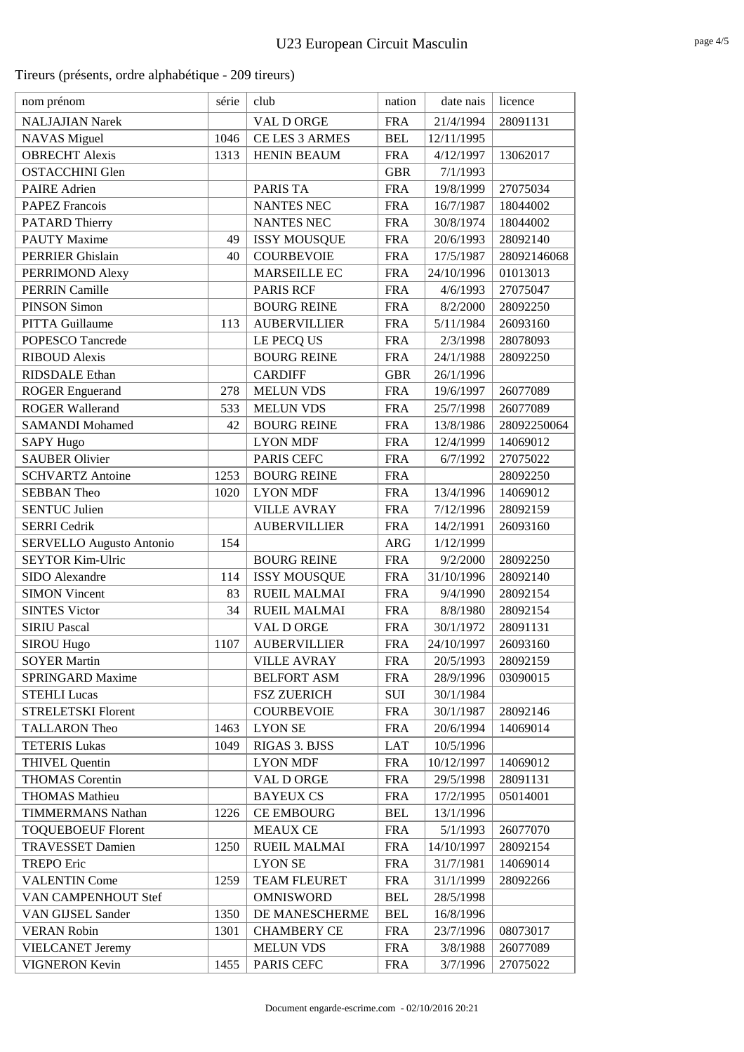# U23 European Circuit Masculin

Tireurs (présents, ordre alphabétique - 209 tireurs)

| nom prénom | série | club | nation | date nais | licence |
|---|---|---|---|---|---|
| NALJAJIAN Narek | | VAL D ORGE | FRA | 21/4/1994 | 28091131 |
| NAVAS Miguel | 1046 | CE LES 3 ARMES | BEL | 12/11/1995 | |
| OBRECHT Alexis | 1313 | HENIN BEAUM | FRA | 4/12/1997 | 13062017 |
| OSTACCHINI Glen | | | GBR | 7/1/1993 | |
| PAIRE Adrien | | PARIS TA | FRA | 19/8/1999 | 27075034 |
| PAPEZ Francois | | NANTES NEC | FRA | 16/7/1987 | 18044002 |
| PATARD Thierry | | NANTES NEC | FRA | 30/8/1974 | 18044002 |
| PAUTY Maxime | 49 | ISSY MOUSQUE | FRA | 20/6/1993 | 28092140 |
| PERRIER Ghislain | 40 | COURBEVOIE | FRA | 17/5/1987 | 28092146068 |
| PERRIMOND Alexy | | MARSEILLE EC | FRA | 24/10/1996 | 01013013 |
| PERRIN Camille | | PARIS RCF | FRA | 4/6/1993 | 27075047 |
| PINSON Simon | | BOURG REINE | FRA | 8/2/2000 | 28092250 |
| PITTA Guillaume | 113 | AUBERVILLIER | FRA | 5/11/1984 | 26093160 |
| POPESCO Tancrede | | LE PECQ US | FRA | 2/3/1998 | 28078093 |
| RIBOUD Alexis | | BOURG REINE | FRA | 24/1/1988 | 28092250 |
| RIDSDALE Ethan | | CARDIFF | GBR | 26/1/1996 | |
| ROGER Enguerand | 278 | MELUN VDS | FRA | 19/6/1997 | 26077089 |
| ROGER Wallerand | 533 | MELUN VDS | FRA | 25/7/1998 | 26077089 |
| SAMANDI Mohamed | 42 | BOURG REINE | FRA | 13/8/1986 | 28092250064 |
| SAPY Hugo | | LYON MDF | FRA | 12/4/1999 | 14069012 |
| SAUBER Olivier | | PARIS CEFC | FRA | 6/7/1992 | 27075022 |
| SCHVARTZ Antoine | 1253 | BOURG REINE | FRA | | 28092250 |
| SEBBAN Theo | 1020 | LYON MDF | FRA | 13/4/1996 | 14069012 |
| SENTUC Julien | | VILLE AVRAY | FRA | 7/12/1996 | 28092159 |
| SERRI Cedrik | | AUBERVILLIER | FRA | 14/2/1991 | 26093160 |
| SERVELLO Augusto Antonio | 154 | | ARG | 1/12/1999 | |
| SEYTOR Kim-Ulric | | BOURG REINE | FRA | 9/2/2000 | 28092250 |
| SIDO Alexandre | 114 | ISSY MOUSQUE | FRA | 31/10/1996 | 28092140 |
| SIMON Vincent | 83 | RUEIL MALMAI | FRA | 9/4/1990 | 28092154 |
| SINTES Victor | 34 | RUEIL MALMAI | FRA | 8/8/1980 | 28092154 |
| SIRIU Pascal | | VAL D ORGE | FRA | 30/1/1972 | 28091131 |
| SIROU Hugo | 1107 | AUBERVILLIER | FRA | 24/10/1997 | 26093160 |
| SOYER Martin | | VILLE AVRAY | FRA | 20/5/1993 | 28092159 |
| SPRINGARD Maxime | | BELFORT ASM | FRA | 28/9/1996 | 03090015 |
| STEHLI Lucas | | FSZ ZUERICH | SUI | 30/1/1984 | |
| STRELETSKI Florent | | COURBEVOIE | FRA | 30/1/1987 | 28092146 |
| TALLARON Theo | 1463 | LYON SE | FRA | 20/6/1994 | 14069014 |
| TETERIS Lukas | 1049 | RIGAS 3. BJSS | LAT | 10/5/1996 | |
| THIVEL Quentin | | LYON MDF | FRA | 10/12/1997 | 14069012 |
| THOMAS Corentin | | VAL D ORGE | FRA | 29/5/1998 | 28091131 |
| THOMAS Mathieu | | BAYEUX CS | FRA | 17/2/1995 | 05014001 |
| TIMMERMANS Nathan | 1226 | CE EMBOURG | BEL | 13/1/1996 | |
| TOQUEBOEUF Florent | | MEAUX CE | FRA | 5/1/1993 | 26077070 |
| TRAVESSET Damien | 1250 | RUEIL MALMAI | FRA | 14/10/1997 | 28092154 |
| TREPO Eric | | LYON SE | FRA | 31/7/1981 | 14069014 |
| VALENTIN Come | 1259 | TEAM FLEURET | FRA | 31/1/1999 | 28092266 |
| VAN CAMPENHOUT Stef | | OMNISWORD | BEL | 28/5/1998 | |
| VAN GIJSEL Sander | 1350 | DE MANESCHERME | BEL | 16/8/1996 | |
| VERAN Robin | 1301 | CHAMBERY CE | FRA | 23/7/1996 | 08073017 |
| VIELCANET Jeremy | | MELUN VDS | FRA | 3/8/1988 | 26077089 |
| VIGNERON Kevin | 1455 | PARIS CEFC | FRA | 3/7/1996 | 27075022 |

Document engarde-escrime.com - 02/10/2016 20:21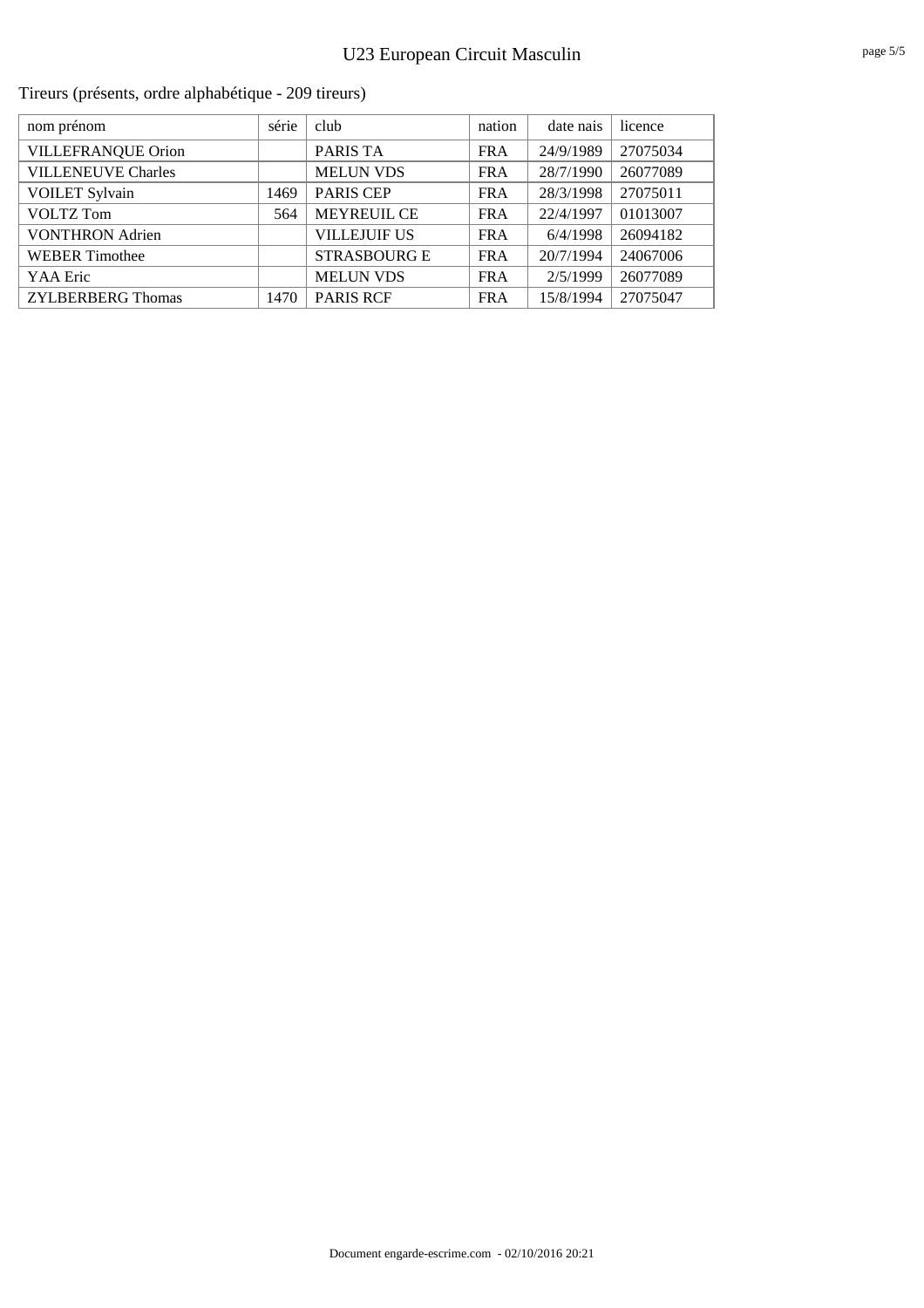Tireurs (présents, ordre alphabétique - 209 tireurs)

| nom prénom | série | club | nation | date nais | licence |
|---|---|---|---|---|---|
| VILLEFRANQUE Orion | | PARIS TA | FRA | 24/9/1989 | 27075034 |
| VILLENEUVE Charles | | MELUN VDS | FRA | 28/7/1990 | 26077089 |
| VOILET Sylvain | 1469 | PARIS CEP | FRA | 28/3/1998 | 27075011 |
| VOLTZ Tom | 564 | MEYREUIL CE | FRA | 22/4/1997 | 01013007 |
| VONTHRON Adrien | | VILLEJUIF US | FRA | 6/4/1998 | 26094182 |
| WEBER Timothee | | STRASBOURG E | FRA | 20/7/1994 | 24067006 |
| YAA Eric | | MELUN VDS | FRA | 2/5/1999 | 26077089 |
| ZYLBERBERG Thomas | 1470 | PARIS RCF | FRA | 15/8/1994 | 27075047 |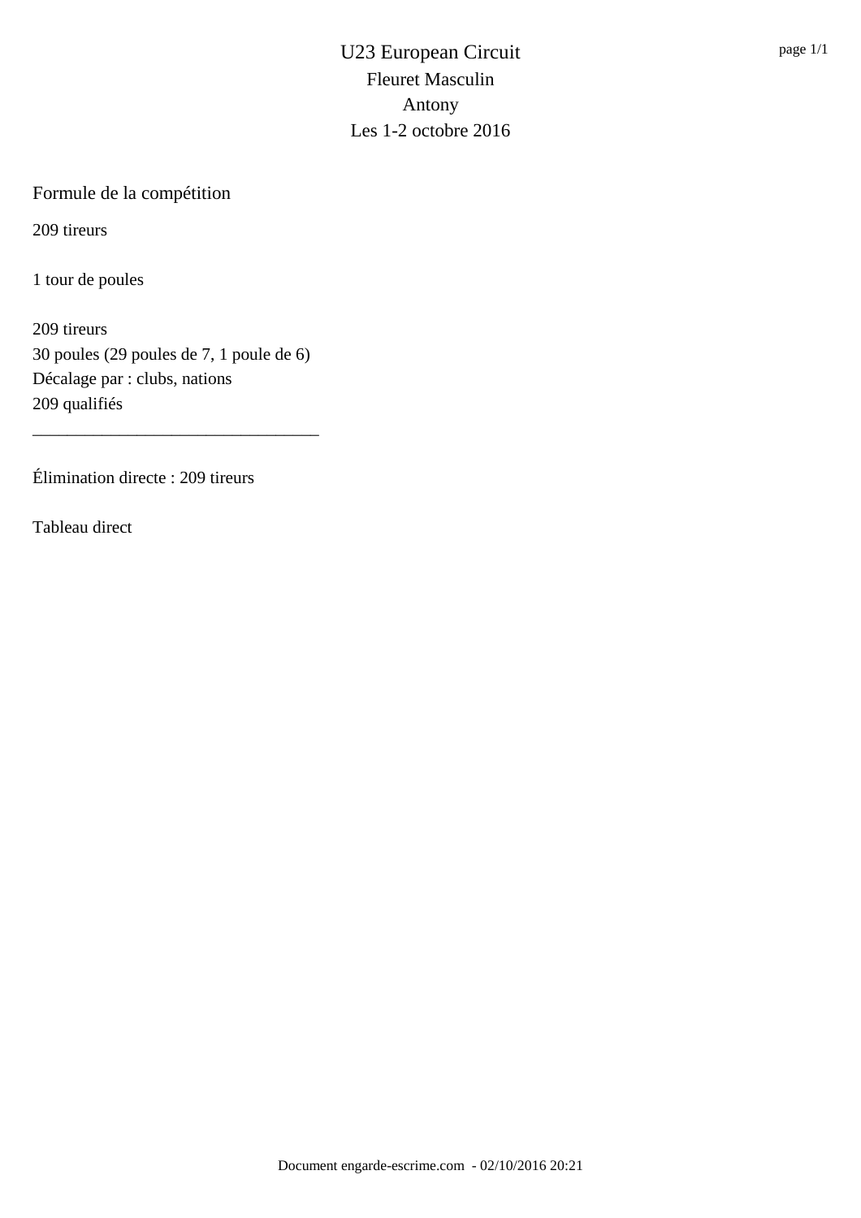# U23 European Circuit

## Fleuret Masculin

## Antony

## Les 1-2 octobre 2016

### Formule de la compétition

209 tireurs

1 tour de poules

209 tireurs
30 poules (29 poules de 7, 1 poule de 6)
Décalage par : clubs, nations
209 qualifiés

---

Élimination directe : 209 tireurs

Tableau direct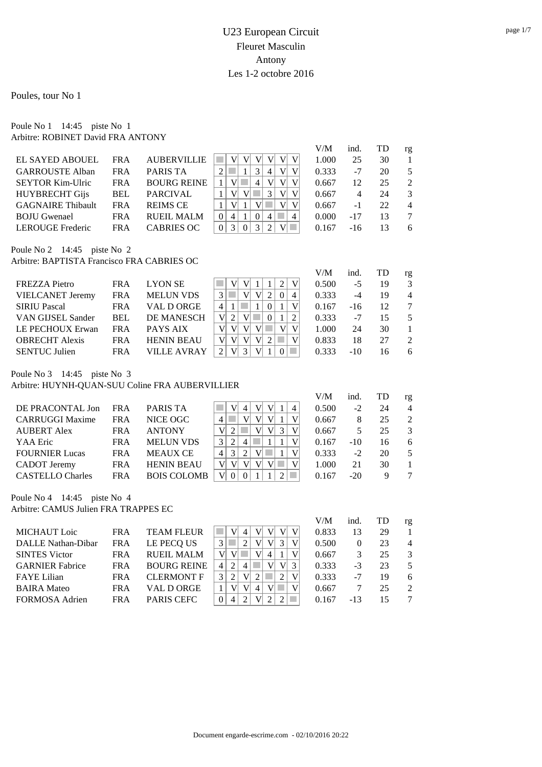# U23 European Circuit

## Fleuret Masculin

## Antony

## Les 1-2 octobre 2016

Poules, tour No 1

### Poule No 1 14:45 piste No 1

Arbitre: ROBINET David FRA ANTONY

| | | | 1 | 2 | 3 | 4 | 5 | 6 | 7 | V/M | ind. | TD | rg |
|---|---|---|---|---|---|---|---|---|---|---|---|---|---|
| EL SAYED ABOUEL | FRA | AUBERVILLIE | | V | V | V | V | V | V | 1.000 | 25 | 30 | 1 |
| GARROUSTE Alban | FRA | PARIS TA | 2 | | 1 | 3 | 4 | V | V | 0.333 | -7 | 20 | 5 |
| SEYTOR Kim-Ulric | FRA | BOURG REINE | 1 | V | | 4 | V | V | V | 0.667 | 12 | 25 | 2 |
| HUYBRECHT Gijs | BEL | PARCIVAL | 1 | V | V | | 3 | V | V | 0.667 | 4 | 24 | 3 |
| GAGNAIRE Thibault | FRA | REIMS CE | 1 | V | 1 | V | | V | V | 0.667 | -1 | 22 | 4 |
| BOJU Gwenael | FRA | RUEIL MALM | 0 | 4 | 1 | 0 | 4 | | 4 | 0.000 | -17 | 13 | 7 |
| LEROUGE Frederic | FRA | CABRIES OC | 0 | 3 | 0 | 3 | 2 | V | | 0.167 | -16 | 13 | 6 |

### Poule No 2 14:45 piste No 2

Arbitre: BAPTISTA Francisco FRA CABRIES OC

| | | | 1 | 2 | 3 | 4 | 5 | 6 | 7 | V/M | ind. | TD | rg |
|---|---|---|---|---|---|---|---|---|---|---|---|---|---|
| FREZZA Pietro | FRA | LYON SE | | V | V | 1 | 1 | 2 | V | 0.500 | -5 | 19 | 3 |
| VIELCANET Jeremy | FRA | MELUN VDS | 3 | | V | V | 2 | 0 | 4 | 0.333 | -4 | 19 | 4 |
| SIRIU Pascal | FRA | VAL D ORGE | 4 | 1 | | 1 | 0 | 1 | V | 0.167 | -16 | 12 | 7 |
| VAN GIJSEL Sander | BEL | DE MANESCH | V | 2 | V | | 0 | 1 | 2 | 0.333 | -7 | 15 | 5 |
| LE PECHOUX Erwan | FRA | PAYS AIX | V | V | V | V | | V | V | 1.000 | 24 | 30 | 1 |
| OBRECHT Alexis | FRA | HENIN BEAU | V | V | V | V | 2 | | V | 0.833 | 18 | 27 | 2 |
| SENTUC Julien | FRA | VILLE AVRAY | 2 | V | 3 | V | 1 | 0 | | 0.333 | -10 | 16 | 6 |

### Poule No 3 14:45 piste No 3

Arbitre: HUYNH-QUAN-SUU Coline FRA AUBERVILLIER

| | | | 1 | 2 | 3 | 4 | 5 | 6 | 7 | V/M | ind. | TD | rg |
|---|---|---|---|---|---|---|---|---|---|---|---|---|---|
| DE PRACONTAL Jon | FRA | PARIS TA | | V | 4 | V | V | 1 | 4 | 0.500 | -2 | 24 | 4 |
| CARRUGGI Maxime | FRA | NICE OGC | 4 | | V | V | V | 1 | V | 0.667 | 8 | 25 | 2 |
| AUBERT Alex | FRA | ANTONY | V | 2 | | V | V | 3 | V | 0.667 | 5 | 25 | 3 |
| YAA Eric | FRA | MELUN VDS | 3 | 2 | 4 | | 1 | 1 | V | 0.167 | -10 | 16 | 6 |
| FOURNIER Lucas | FRA | MEAUX CE | 4 | 3 | 2 | V | | 1 | V | 0.333 | -2 | 20 | 5 |
| CADOT Jeremy | FRA | HENIN BEAU | V | V | V | V | V | | V | 1.000 | 21 | 30 | 1 |
| CASTELLO Charles | FRA | BOIS COLOMB | V | 0 | 0 | 1 | 1 | 2 | | 0.167 | -20 | 9 | 7 |

### Poule No 4 14:45 piste No 4

Arbitre: CAMUS Julien FRA TRAPPES EC

| | | | 1 | 2 | 3 | 4 | 5 | 6 | 7 | V/M | ind. | TD | rg |
|---|---|---|---|---|---|---|---|---|---|---|---|---|---|
| MICHAUT Loic | FRA | TEAM FLEUR | | V | 4 | V | V | V | V | 0.833 | 13 | 29 | 1 |
| DALLE Nathan-Dibar | FRA | LE PECQ US | 3 | | 2 | V | V | 3 | V | 0.500 | 0 | 23 | 4 |
| SINTES Victor | FRA | RUEIL MALM | V | V | | V | 4 | 1 | V | 0.667 | 3 | 25 | 3 |
| GARNIER Fabrice | FRA | BOURG REINE | 4 | 2 | 4 | | V | V | 3 | 0.333 | -3 | 23 | 5 |
| FAYE Lilian | FRA | CLERMONT F | 3 | 2 | V | 2 | | 2 | V | 0.333 | -7 | 19 | 6 |
| BAIRA Mateo | FRA | VAL D ORGE | 1 | V | V | 4 | V | | V | 0.667 | 7 | 25 | 2 |
| FORMOSA Adrien | FRA | PARIS CEFC | 0 | 4 | 2 | V | 2 | 2 | | 0.167 | -13 | 15 | 7 |

Document engarde-escrime.com - 02/10/2016 20:22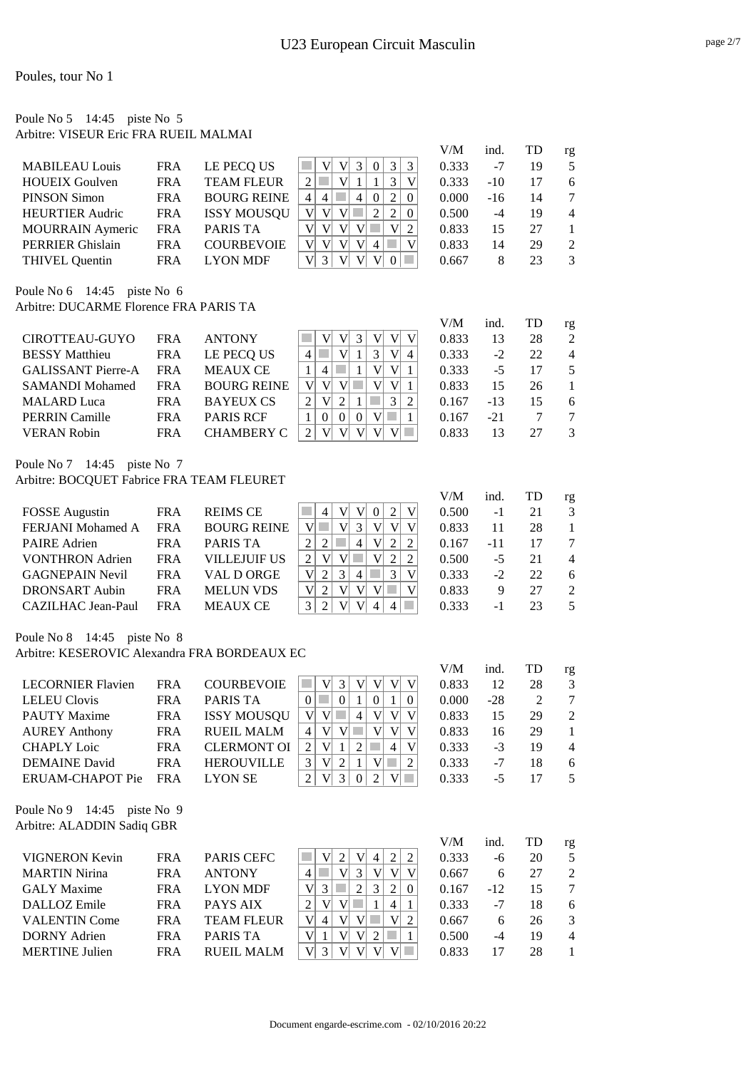# U23 European Circuit Masculin

Poules, tour No 1

Poule No 5   14:45   piste No 5
Arbitre: VISEUR Eric FRA RUEIL MALMAI

| | | | | | | | | | | V/M | ind. | TD | rg |
|---|---|---|---|---|---|---|---|---|---|---|---|---|---|
| MABILEAU Louis | FRA | LE PECQ US | | V | V | 3 | 0 | 3 | 3 | 0.333 | -7 | 19 | 5 |
| HOUEIX Goulven | FRA | TEAM FLEUR | 2 | | V | 1 | 1 | 3 | V | 0.333 | -10 | 17 | 6 |
| PINSON Simon | FRA | BOURG REINE | 4 | 4 | | 4 | 0 | 2 | 0 | 0.000 | -16 | 14 | 7 |
| HEURTIER Audric | FRA | ISSY MOUSQU | V | V | V | | 2 | 2 | 0 | 0.500 | -4 | 19 | 4 |
| MOURRAIN Aymeric | FRA | PARIS TA | V | V | V | V | | V | 2 | 0.833 | 15 | 27 | 1 |
| PERRIER Ghislain | FRA | COURBEVOIE | V | V | V | V | 4 | | V | 0.833 | 14 | 29 | 2 |
| THIVEL Quentin | FRA | LYON MDF | V | 3 | V | V | V | 0 | | 0.667 | 8 | 23 | 3 |

Poule No 6   14:45   piste No 6
Arbitre: DUCARME Florence FRA PARIS TA

| | | | | | | | | | | V/M | ind. | TD | rg |
|---|---|---|---|---|---|---|---|---|---|---|---|---|---|
| CIROTTEAU-GUYO | FRA | ANTONY | | V | V | 3 | V | V | V | 0.833 | 13 | 28 | 2 |
| BESSY Matthieu | FRA | LE PECQ US | 4 | | V | 1 | 3 | V | 4 | 0.333 | -2 | 22 | 4 |
| GALISSANT Pierre-A | FRA | MEAUX CE | 1 | 4 | | 1 | V | V | 1 | 0.333 | -5 | 17 | 5 |
| SAMANDI Mohamed | FRA | BOURG REINE | V | V | V | | V | V | 1 | 0.833 | 15 | 26 | 1 |
| MALARD Luca | FRA | BAYEUX CS | 2 | V | 2 | 1 | | 3 | 2 | 0.167 | -13 | 15 | 6 |
| PERRIN Camille | FRA | PARIS RCF | 1 | 0 | 0 | 0 | V | | 1 | 0.167 | -21 | 7 | 7 |
| VERAN Robin | FRA | CHAMBERY C | 2 | V | V | V | V | V | | 0.833 | 13 | 27 | 3 |

Poule No 7   14:45   piste No 7
Arbitre: BOCQUET Fabrice FRA TEAM FLEURET

| | | | | | | | | | | V/M | ind. | TD | rg |
|---|---|---|---|---|---|---|---|---|---|---|---|---|---|
| FOSSE Augustin | FRA | REIMS CE | | 4 | V | V | 0 | 2 | V | 0.500 | -1 | 21 | 3 |
| FERJANI Mohamed A | FRA | BOURG REINE | V | | V | 3 | V | V | V | 0.833 | 11 | 28 | 1 |
| PAIRE Adrien | FRA | PARIS TA | 2 | 2 | | 4 | V | 2 | 2 | 0.167 | -11 | 17 | 7 |
| VONTHRON Adrien | FRA | VILLEJUIF US | 2 | V | V | | V | 2 | 2 | 0.500 | -5 | 21 | 4 |
| GAGNEPAIN Nevil | FRA | VAL D ORGE | V | 2 | 3 | 4 | | 3 | V | 0.333 | -2 | 22 | 6 |
| DRONSART Aubin | FRA | MELUN VDS | V | 2 | V | V | V | | V | 0.833 | 9 | 27 | 2 |
| CAZILHAC Jean-Paul | FRA | MEAUX CE | 3 | 2 | V | V | 4 | 4 | | 0.333 | -1 | 23 | 5 |

Poule No 8   14:45   piste No 8
Arbitre: KESEROVIC Alexandra FRA BORDEAUX EC

| | | | | | | | | | | V/M | ind. | TD | rg |
|---|---|---|---|---|---|---|---|---|---|---|---|---|---|
| LECORNIER Flavien | FRA | COURBEVOIE | | V | 3 | V | V | V | V | 0.833 | 12 | 28 | 3 |
| LELEU Clovis | FRA | PARIS TA | 0 | | 0 | 1 | 0 | 1 | 0 | 0.000 | -28 | 2 | 7 |
| PAUTY Maxime | FRA | ISSY MOUSQU | V | V | | 4 | V | V | V | 0.833 | 15 | 29 | 2 |
| AUREY Anthony | FRA | RUEIL MALM | 4 | V | V | | V | V | V | 0.833 | 16 | 29 | 1 |
| CHAPLY Loic | FRA | CLERMONT OI | 2 | V | 1 | 2 | | 4 | V | 0.333 | -3 | 19 | 4 |
| DEMAINE David | FRA | HEROUVILLE | 3 | V | 2 | 1 | V | | 2 | 0.333 | -7 | 18 | 6 |
| ERUAM-CHAPOT Pie | FRA | LYON SE | 2 | V | 3 | 0 | 2 | V | | 0.333 | -5 | 17 | 5 |

Poule No 9   14:45   piste No 9
Arbitre: ALADDIN Sadiq GBR

| | | | | | | | | | | V/M | ind. | TD | rg |
|---|---|---|---|---|---|---|---|---|---|---|---|---|---|
| VIGNERON Kevin | FRA | PARIS CEFC | | V | 2 | V | 4 | 2 | 2 | 0.333 | -6 | 20 | 5 |
| MARTIN Nirina | FRA | ANTONY | 4 | | V | 3 | V | V | V | 0.667 | 6 | 27 | 2 |
| GALY Maxime | FRA | LYON MDF | V | 3 | | 2 | 3 | 2 | 0 | 0.167 | -12 | 15 | 7 |
| DALLOZ Emile | FRA | PAYS AIX | 2 | V | V | | 1 | 4 | 1 | 0.333 | -7 | 18 | 6 |
| VALENTIN Come | FRA | TEAM FLEUR | V | 4 | V | V | | V | 2 | 0.667 | 6 | 26 | 3 |
| DORNY Adrien | FRA | PARIS TA | V | 1 | V | V | 2 | | 1 | 0.500 | -4 | 19 | 4 |
| MERTINE Julien | FRA | RUEIL MALM | V | 3 | V | V | V | V | | 0.833 | 17 | 28 | 1 |

Document engarde-escrime.com - 02/10/2016 20:22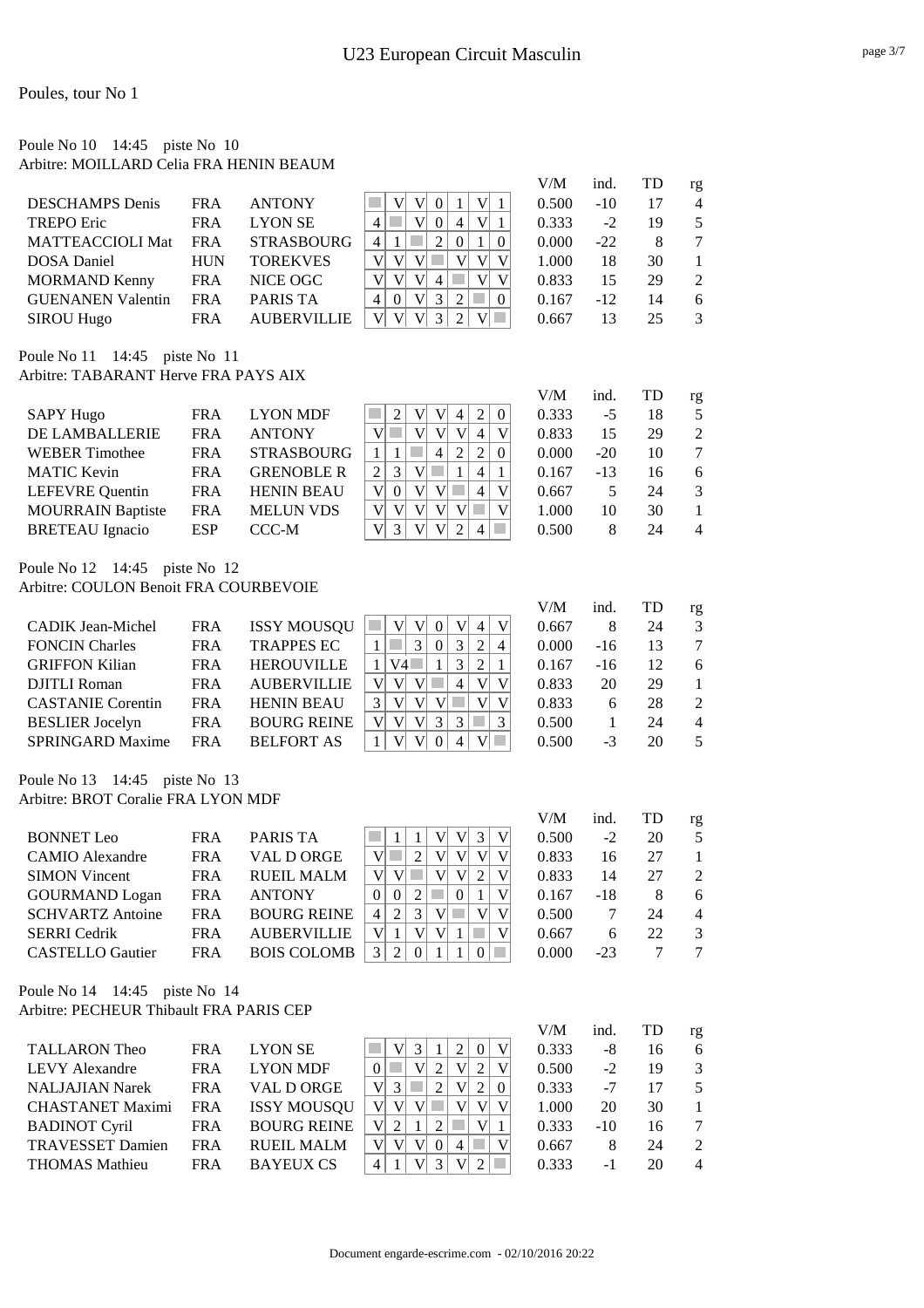# U23 European Circuit Masculin

Poules, tour No 1

## Poule No 10 14:45 piste No 10

Arbitre: MOILLARD Celia FRA HENIN BEAUM

| Nom | Nat | Club | 1 | 2 | 3 | 4 | 5 | 6 | 7 | V/M | ind. | TD | rg |
|---|---|---|---|---|---|---|---|---|---|---|---|---|---|
| DESCHAMPS Denis | FRA | ANTONY | | V | V | 0 | 1 | V | 1 | 0.500 | -10 | 17 | 4 |
| TREPO Eric | FRA | LYON SE | 4 | | V | 0 | 4 | V | 1 | 0.333 | -2 | 19 | 5 |
| MATTEACCIOLI Mat | FRA | STRASBOURG | 4 | 1 | | 2 | 0 | 1 | 0 | 0.000 | -22 | 8 | 7 |
| DOSA Daniel | HUN | TOREKVES | V | V | V | | V | V | V | 1.000 | 18 | 30 | 1 |
| MORMAND Kenny | FRA | NICE OGC | V | V | V | 4 | | V | V | 0.833 | 15 | 29 | 2 |
| GUENANEN Valentin | FRA | PARIS TA | 4 | 0 | V | 3 | 2 | | 0 | 0.167 | -12 | 14 | 6 |
| SIROU Hugo | FRA | AUBERVILLIE | V | V | V | 3 | 2 | V | | 0.667 | 13 | 25 | 3 |

## Poule No 11 14:45 piste No 11

Arbitre: TABARANT Herve FRA PAYS AIX

| Nom | Nat | Club | 1 | 2 | 3 | 4 | 5 | 6 | 7 | V/M | ind. | TD | rg |
|---|---|---|---|---|---|---|---|---|---|---|---|---|---|
| SAPY Hugo | FRA | LYON MDF | | 2 | V | V | 4 | 2 | 0 | 0.333 | -5 | 18 | 5 |
| DE LAMBALLERIE | FRA | ANTONY | V | | V | V | V | 4 | V | 0.833 | 15 | 29 | 2 |
| WEBER Timothee | FRA | STRASBOURG | 1 | 1 | | 4 | 2 | 2 | 0 | 0.000 | -20 | 10 | 7 |
| MATIC Kevin | FRA | GRENOBLE R | 2 | 3 | V | | 1 | 4 | 1 | 0.167 | -13 | 16 | 6 |
| LEFEVRE Quentin | FRA | HENIN BEAU | V | 0 | V | V | | 4 | V | 0.667 | 5 | 24 | 3 |
| MOURRAIN Baptiste | FRA | MELUN VDS | V | V | V | V | V | | V | 1.000 | 10 | 30 | 1 |
| BRETEAU Ignacio | ESP | CCC-M | V | 3 | V | V | 2 | 4 | | 0.500 | 8 | 24 | 4 |

## Poule No 12 14:45 piste No 12

Arbitre: COULON Benoit FRA COURBEVOIE

| Nom | Nat | Club | 1 | 2 | 3 | 4 | 5 | 6 | 7 | V/M | ind. | TD | rg |
|---|---|---|---|---|---|---|---|---|---|---|---|---|---|
| CADIK Jean-Michel | FRA | ISSY MOUSQU | | V | V | 0 | V | 4 | V | 0.667 | 8 | 24 | 3 |
| FONCIN Charles | FRA | TRAPPES EC | 1 | | 3 | 0 | 3 | 2 | 4 | 0.000 | -16 | 13 | 7 |
| GRIFFON Kilian | FRA | HEROUVILLE | 1 | V4 | | 1 | 3 | 2 | 1 | 0.167 | -16 | 12 | 6 |
| DJITLI Roman | FRA | AUBERVILLIE | V | V | V | | 4 | V | V | 0.833 | 20 | 29 | 1 |
| CASTANIE Corentin | FRA | HENIN BEAU | 3 | V | V | V | | V | V | 0.833 | 6 | 28 | 2 |
| BESLIER Jocelyn | FRA | BOURG REINE | V | V | V | 3 | 3 | | 3 | 0.500 | 1 | 24 | 4 |
| SPRINGARD Maxime | FRA | BELFORT AS | 1 | V | V | 0 | 4 | V | | 0.500 | -3 | 20 | 5 |

## Poule No 13 14:45 piste No 13

Arbitre: BROT Coralie FRA LYON MDF

| Nom | Nat | Club | 1 | 2 | 3 | 4 | 5 | 6 | 7 | V/M | ind. | TD | rg |
|---|---|---|---|---|---|---|---|---|---|---|---|---|---|
| BONNET Leo | FRA | PARIS TA | | 1 | 1 | V | V | 3 | V | 0.500 | -2 | 20 | 5 |
| CAMIO Alexandre | FRA | VAL D ORGE | V | | 2 | V | V | V | V | 0.833 | 16 | 27 | 1 |
| SIMON Vincent | FRA | RUEIL MALM | V | V | | V | V | 2 | V | 0.833 | 14 | 27 | 2 |
| GOURMAND Logan | FRA | ANTONY | 0 | 0 | 2 | | 0 | 1 | V | 0.167 | -18 | 8 | 6 |
| SCHVARTZ Antoine | FRA | BOURG REINE | 4 | 2 | 3 | V | | V | V | 0.500 | 7 | 24 | 4 |
| SERRI Cedrik | FRA | AUBERVILLIE | V | 1 | V | V | 1 | | V | 0.667 | 6 | 22 | 3 |
| CASTELLO Gautier | FRA | BOIS COLOMB | 3 | 2 | 0 | 1 | 1 | 0 | | 0.000 | -23 | 7 | 7 |

## Poule No 14 14:45 piste No 14

Arbitre: PECHEUR Thibault FRA PARIS CEP

| Nom | Nat | Club | 1 | 2 | 3 | 4 | 5 | 6 | 7 | V/M | ind. | TD | rg |
|---|---|---|---|---|---|---|---|---|---|---|---|---|---|
| TALLARON Theo | FRA | LYON SE | | V | 3 | 1 | 2 | 0 | V | 0.333 | -8 | 16 | 6 |
| LEVY Alexandre | FRA | LYON MDF | 0 | | V | 2 | V | 2 | V | 0.500 | -2 | 19 | 3 |
| NALJAJIAN Narek | FRA | VAL D ORGE | V | 3 | | 2 | V | 2 | 0 | 0.333 | -7 | 17 | 5 |
| CHASTANET Maximi | FRA | ISSY MOUSQU | V | V | V | | V | V | V | 1.000 | 20 | 30 | 1 |
| BADINOT Cyril | FRA | BOURG REINE | V | 2 | 1 | 2 | | V | 1 | 0.333 | -10 | 16 | 7 |
| TRAVESSET Damien | FRA | RUEIL MALM | V | V | V | 0 | 4 | | V | 0.667 | 8 | 24 | 2 |
| THOMAS Mathieu | FRA | BAYEUX CS | 4 | 1 | V | 3 | V | 2 | | 0.333 | -1 | 20 | 4 |

Document engarde-escrime.com - 02/10/2016 20:22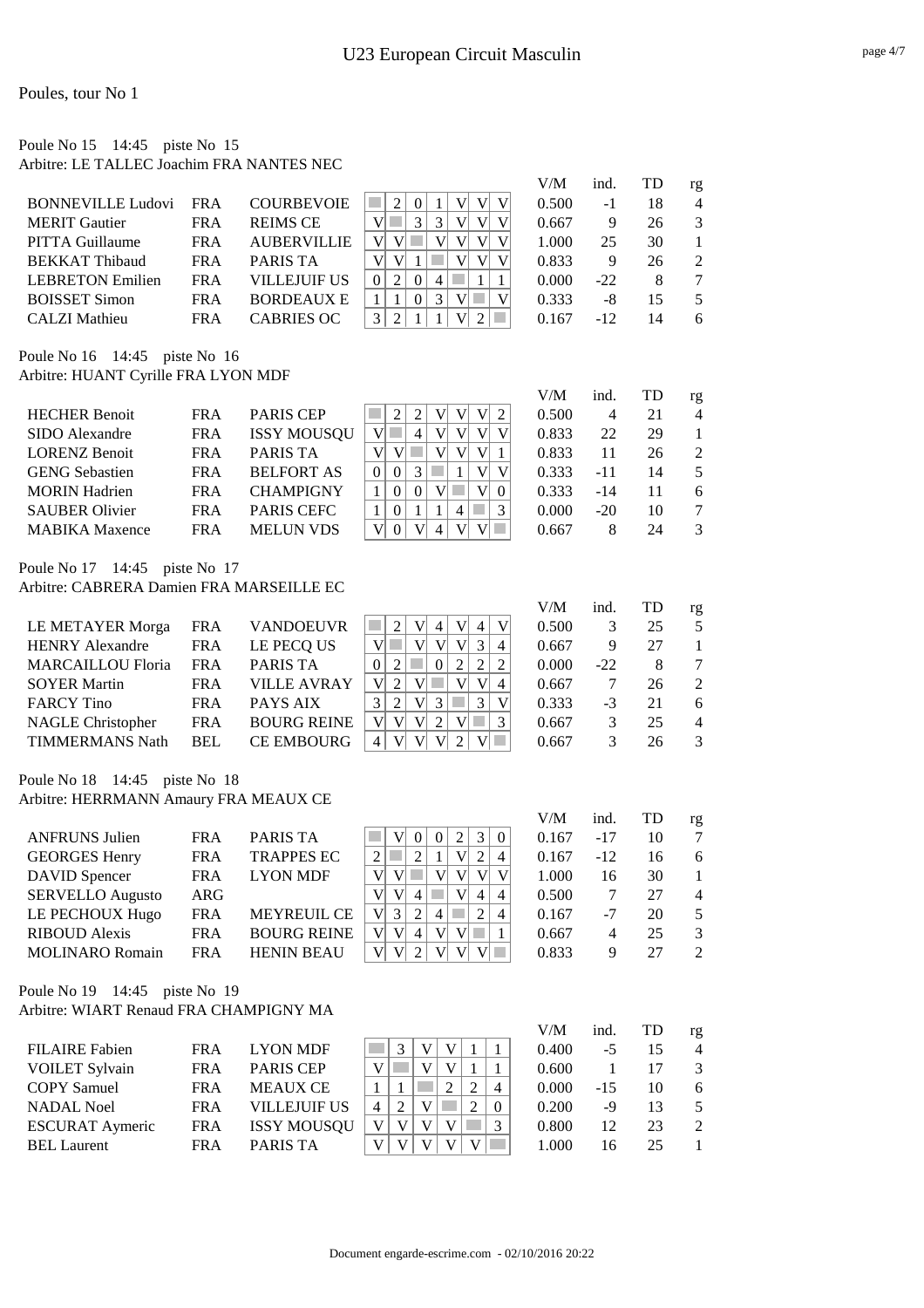# U23 European Circuit Masculin

Poules, tour No 1

## Poule No 15 14:45 piste No 15

Arbitre: LE TALLEC Joachim FRA NANTES NEC

| Nom | Nat | Club | 1 | 2 | 3 | 4 | 5 | 6 | 7 | V/M | ind. | TD | rg |
|---|---|---|---|---|---|---|---|---|---|---|---|---|---|
| BONNEVILLE Ludovi | FRA | COURBEVOIE | | 2 | 0 | 1 | V | V | V | 0.500 | -1 | 18 | 4 |
| MERIT Gautier | FRA | REIMS CE | V | | 3 | 3 | V | V | V | 0.667 | 9 | 26 | 3 |
| PITTA Guillaume | FRA | AUBERVILLIE | V | V | | V | V | V | V | 1.000 | 25 | 30 | 1 |
| BEKKAT Thibaud | FRA | PARIS TA | V | V | 1 | | V | V | V | 0.833 | 9 | 26 | 2 |
| LEBRETON Emilien | FRA | VILLEJUIF US | 0 | 2 | 0 | 4 | | 1 | 1 | 0.000 | -22 | 8 | 7 |
| BOISSET Simon | FRA | BORDEAUX E | 1 | 1 | 0 | 3 | V | | V | 0.333 | -8 | 15 | 5 |
| CALZI Mathieu | FRA | CABRIES OC | 3 | 2 | 1 | 1 | V | 2 | | 0.167 | -12 | 14 | 6 |

## Poule No 16 14:45 piste No 16

Arbitre: HUANT Cyrille FRA LYON MDF

| Nom | Nat | Club | 1 | 2 | 3 | 4 | 5 | 6 | 7 | V/M | ind. | TD | rg |
|---|---|---|---|---|---|---|---|---|---|---|---|---|---|
| HECHER Benoit | FRA | PARIS CEP | | 2 | 2 | V | V | V | 2 | 0.500 | 4 | 21 | 4 |
| SIDO Alexandre | FRA | ISSY MOUSQU | V | | 4 | V | V | V | V | 0.833 | 22 | 29 | 1 |
| LORENZ Benoit | FRA | PARIS TA | V | V | | V | V | V | 1 | 0.833 | 11 | 26 | 2 |
| GENG Sebastien | FRA | BELFORT AS | 0 | 0 | 3 | | 1 | V | V | 0.333 | -11 | 14 | 5 |
| MORIN Hadrien | FRA | CHAMPIGNY | 1 | 0 | 0 | V | | V | 0 | 0.333 | -14 | 11 | 6 |
| SAUBER Olivier | FRA | PARIS CEFC | 1 | 0 | 1 | 1 | 4 | | 3 | 0.000 | -20 | 10 | 7 |
| MABIKA Maxence | FRA | MELUN VDS | V | 0 | V | 4 | V | V | | 0.667 | 8 | 24 | 3 |

## Poule No 17 14:45 piste No 17

Arbitre: CABRERA Damien FRA MARSEILLE EC

| Nom | Nat | Club | 1 | 2 | 3 | 4 | 5 | 6 | 7 | V/M | ind. | TD | rg |
|---|---|---|---|---|---|---|---|---|---|---|---|---|---|
| LE METAYER Morga | FRA | VANDOEUVR | | 2 | V | 4 | V | 4 | V | 0.500 | 3 | 25 | 5 |
| HENRY Alexandre | FRA | LE PECQ US | V | | V | V | V | 3 | 4 | 0.667 | 9 | 27 | 1 |
| MARCAILLOU Floria | FRA | PARIS TA | 0 | 2 | | 0 | 2 | 2 | 2 | 0.000 | -22 | 8 | 7 |
| SOYER Martin | FRA | VILLE AVRAY | V | 2 | V | | V | V | 4 | 0.667 | 7 | 26 | 2 |
| FARCY Tino | FRA | PAYS AIX | 3 | 2 | V | 3 | | 3 | V | 0.333 | -3 | 21 | 6 |
| NAGLE Christopher | FRA | BOURG REINE | V | V | V | 2 | V | | 3 | 0.667 | 3 | 25 | 4 |
| TIMMERMANS Nath | BEL | CE EMBOURG | 4 | V | V | V | 2 | V | | 0.667 | 3 | 26 | 3 |

## Poule No 18 14:45 piste No 18

Arbitre: HERRMANN Amaury FRA MEAUX CE

| Nom | Nat | Club | 1 | 2 | 3 | 4 | 5 | 6 | 7 | V/M | ind. | TD | rg |
|---|---|---|---|---|---|---|---|---|---|---|---|---|---|
| ANFRUNS Julien | FRA | PARIS TA | | V | 0 | 0 | 2 | 3 | 0 | 0.167 | -17 | 10 | 7 |
| GEORGES Henry | FRA | TRAPPES EC | 2 | | 2 | 1 | V | 2 | 4 | 0.167 | -12 | 16 | 6 |
| DAVID Spencer | FRA | LYON MDF | V | V | | V | V | V | V | 1.000 | 16 | 30 | 1 |
| SERVELLO Augusto | ARG | | V | V | 4 | | V | 4 | 4 | 0.500 | 7 | 27 | 4 |
| LE PECHOUX Hugo | FRA | MEYREUIL CE | V | 3 | 2 | 4 | | 2 | 4 | 0.167 | -7 | 20 | 5 |
| RIBOUD Alexis | FRA | BOURG REINE | V | V | 4 | V | V | | 1 | 0.667 | 4 | 25 | 3 |
| MOLINARO Romain | FRA | HENIN BEAU | V | V | 2 | V | V | V | | 0.833 | 9 | 27 | 2 |

## Poule No 19 14:45 piste No 19

Arbitre: WIART Renaud FRA CHAMPIGNY MA

| Nom | Nat | Club | 1 | 2 | 3 | 4 | 5 | 6 | V/M | ind. | TD | rg |
|---|---|---|---|---|---|---|---|---|---|---|---|---|
| FILAIRE Fabien | FRA | LYON MDF | | 3 | V | V | 1 | 1 | 0.400 | -5 | 15 | 4 |
| VOILET Sylvain | FRA | PARIS CEP | V | | V | V | 1 | 1 | 0.600 | 1 | 17 | 3 |
| COPY Samuel | FRA | MEAUX CE | 1 | 1 | | 2 | 2 | 4 | 0.000 | -15 | 10 | 6 |
| NADAL Noel | FRA | VILLEJUIF US | 4 | 2 | V | | 2 | 0 | 0.200 | -9 | 13 | 5 |
| ESCURAT Aymeric | FRA | ISSY MOUSQU | V | V | V | V | | 3 | 0.800 | 12 | 23 | 2 |
| BEL Laurent | FRA | PARIS TA | V | V | V | V | V | | 1.000 | 16 | 25 | 1 |

Document engarde-escrime.com - 02/10/2016 20:22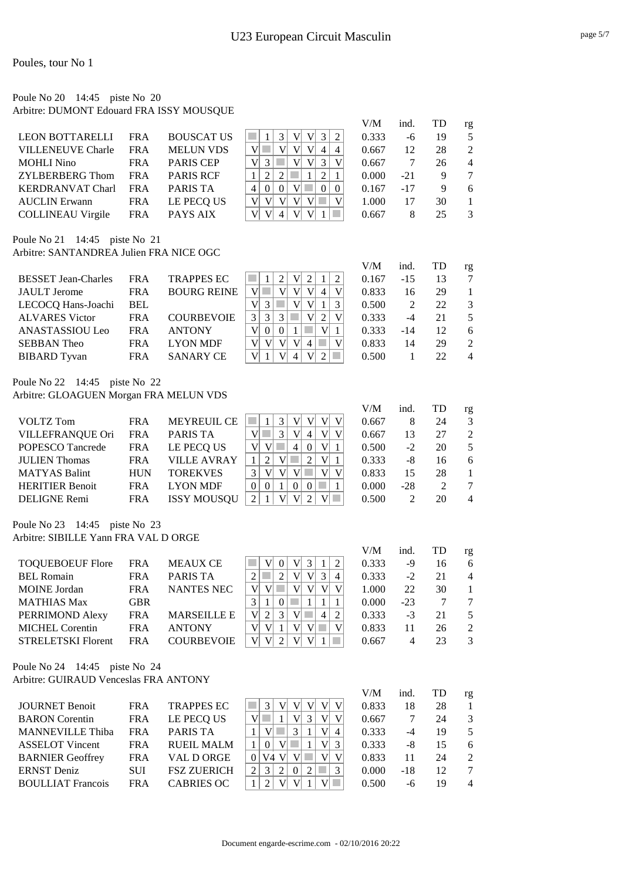# U23 European Circuit Masculin

Poules, tour No 1

## Poule No 20 14:45 piste No 20

Arbitre: DUMONT Edouard FRA ISSY MOUSQUE

| | | | 1 | 2 | 3 | 4 | 5 | 6 | 7 | V/M | ind. | TD | rg |
|---|---|---|---|---|---|---|---|---|---|---|---|---|---|
| LEON BOTTARELLI | FRA | BOUSCAT US | | 1 | 3 | V | V | 3 | 2 | 0.333 | -6 | 19 | 5 |
| VILLENEUVE Charle | FRA | MELUN VDS | V | | V | V | V | 4 | 4 | 0.667 | 12 | 28 | 2 |
| MOHLI Nino | FRA | PARIS CEP | V | 3 | | V | V | 3 | V | 0.667 | 7 | 26 | 4 |
| ZYLBERBERG Thom | FRA | PARIS RCF | 1 | 2 | 2 | | 1 | 2 | 1 | 0.000 | -21 | 9 | 7 |
| KERDRANVAT Charl | FRA | PARIS TA | 4 | 0 | 0 | V | | 0 | 0 | 0.167 | -17 | 9 | 6 |
| AUCLIN Erwann | FRA | LE PECQ US | V | V | V | V | V | | V | 1.000 | 17 | 30 | 1 |
| COLLINEAU Virgile | FRA | PAYS AIX | V | V | 4 | V | V | 1 | | 0.667 | 8 | 25 | 3 |

## Poule No 21 14:45 piste No 21

Arbitre: SANTANDREA Julien FRA NICE OGC

| | | | 1 | 2 | 3 | 4 | 5 | 6 | 7 | V/M | ind. | TD | rg |
|---|---|---|---|---|---|---|---|---|---|---|---|---|---|
| BESSET Jean-Charles | FRA | TRAPPES EC | | 1 | 2 | V | 2 | 1 | 2 | 0.167 | -15 | 13 | 7 |
| JAULT Jerome | FRA | BOURG REINE | V | | V | V | V | 4 | V | 0.833 | 16 | 29 | 1 |
| LECOCQ Hans-Joachi | BEL | | V | 3 | | V | V | 1 | 3 | 0.500 | 2 | 22 | 3 |
| ALVARES Victor | FRA | COURBEVOIE | 3 | 3 | 3 | | V | 2 | V | 0.333 | -4 | 21 | 5 |
| ANASTASSIOU Leo | FRA | ANTONY | V | 0 | 0 | 1 | | V | 1 | 0.333 | -14 | 12 | 6 |
| SEBBAN Theo | FRA | LYON MDF | V | V | V | V | 4 | | V | 0.833 | 14 | 29 | 2 |
| BIBARD Tyvan | FRA | SANARY CE | V | 1 | V | 4 | V | 2 | | 0.500 | 1 | 22 | 4 |

## Poule No 22 14:45 piste No 22

Arbitre: GLOAGUEN Morgan FRA MELUN VDS

| | | | 1 | 2 | 3 | 4 | 5 | 6 | 7 | V/M | ind. | TD | rg |
|---|---|---|---|---|---|---|---|---|---|---|---|---|---|
| VOLTZ Tom | FRA | MEYREUIL CE | | 1 | 3 | V | V | V | V | 0.667 | 8 | 24 | 3 |
| VILLEFRANQUE Ori | FRA | PARIS TA | V | | 3 | V | 4 | V | V | 0.667 | 13 | 27 | 2 |
| POPESCO Tancrede | FRA | LE PECQ US | V | V | | 4 | 0 | V | 1 | 0.500 | -2 | 20 | 5 |
| JULIEN Thomas | FRA | VILLE AVRAY | 1 | 2 | V | | 2 | V | 1 | 0.333 | -8 | 16 | 6 |
| MATYAS Balint | HUN | TOREKVES | 3 | V | V | V | | V | V | 0.833 | 15 | 28 | 1 |
| HERITIER Benoit | FRA | LYON MDF | 0 | 0 | 1 | 0 | 0 | | 1 | 0.000 | -28 | 2 | 7 |
| DELIGNE Remi | FRA | ISSY MOUSQU | 2 | 1 | V | V | 2 | V | | 0.500 | 2 | 20 | 4 |

## Poule No 23 14:45 piste No 23

Arbitre: SIBILLE Yann FRA VAL D ORGE

| | | | 1 | 2 | 3 | 4 | 5 | 6 | 7 | V/M | ind. | TD | rg |
|---|---|---|---|---|---|---|---|---|---|---|---|---|---|
| TOQUEBOEUF Flore | FRA | MEAUX CE | | V | 0 | V | 3 | 1 | 2 | 0.333 | -9 | 16 | 6 |
| BEL Romain | FRA | PARIS TA | 2 | | 2 | V | V | 3 | 4 | 0.333 | -2 | 21 | 4 |
| MOINE Jordan | FRA | NANTES NEC | V | V | | V | V | V | V | 1.000 | 22 | 30 | 1 |
| MATHIAS Max | GBR | | 3 | 1 | 0 | | 1 | 1 | 1 | 0.000 | -23 | 7 | 7 |
| PERRIMOND Alexy | FRA | MARSEILLE E | V | 2 | 3 | V | | 4 | 2 | 0.333 | -3 | 21 | 5 |
| MICHEL Corentin | FRA | ANTONY | V | V | 1 | V | V | | V | 0.833 | 11 | 26 | 2 |
| STRELETSKI Florent | FRA | COURBEVOIE | V | V | 2 | V | V | 1 | | 0.667 | 4 | 23 | 3 |

## Poule No 24 14:45 piste No 24

Arbitre: GUIRAUD Venceslas FRA ANTONY

| | | | 1 | 2 | 3 | 4 | 5 | 6 | 7 | V/M | ind. | TD | rg |
|---|---|---|---|---|---|---|---|---|---|---|---|---|---|
| JOURNET Benoit | FRA | TRAPPES EC | | 3 | V | V | V | V | V | 0.833 | 18 | 28 | 1 |
| BARON Corentin | FRA | LE PECQ US | V | | 1 | V | 3 | V | V | 0.667 | 7 | 24 | 3 |
| MANNEVILLE Thiba | FRA | PARIS TA | 1 | V | | 3 | 1 | V | 4 | 0.333 | -4 | 19 | 5 |
| ASSELOT Vincent | FRA | RUEIL MALM | 1 | 0 | V | | 1 | V | 3 | 0.333 | -8 | 15 | 6 |
| BARNIER Geoffrey | FRA | VAL D ORGE | 0 | V4 | V | V | | V | V | 0.833 | 11 | 24 | 2 |
| ERNST Deniz | SUI | FSZ ZUERICH | 2 | 3 | 2 | 0 | 2 | | 3 | 0.000 | -18 | 12 | 7 |
| BOULLIAT Francois | FRA | CABRIES OC | 1 | 2 | V | V | 1 | V | | 0.500 | -6 | 19 | 4 |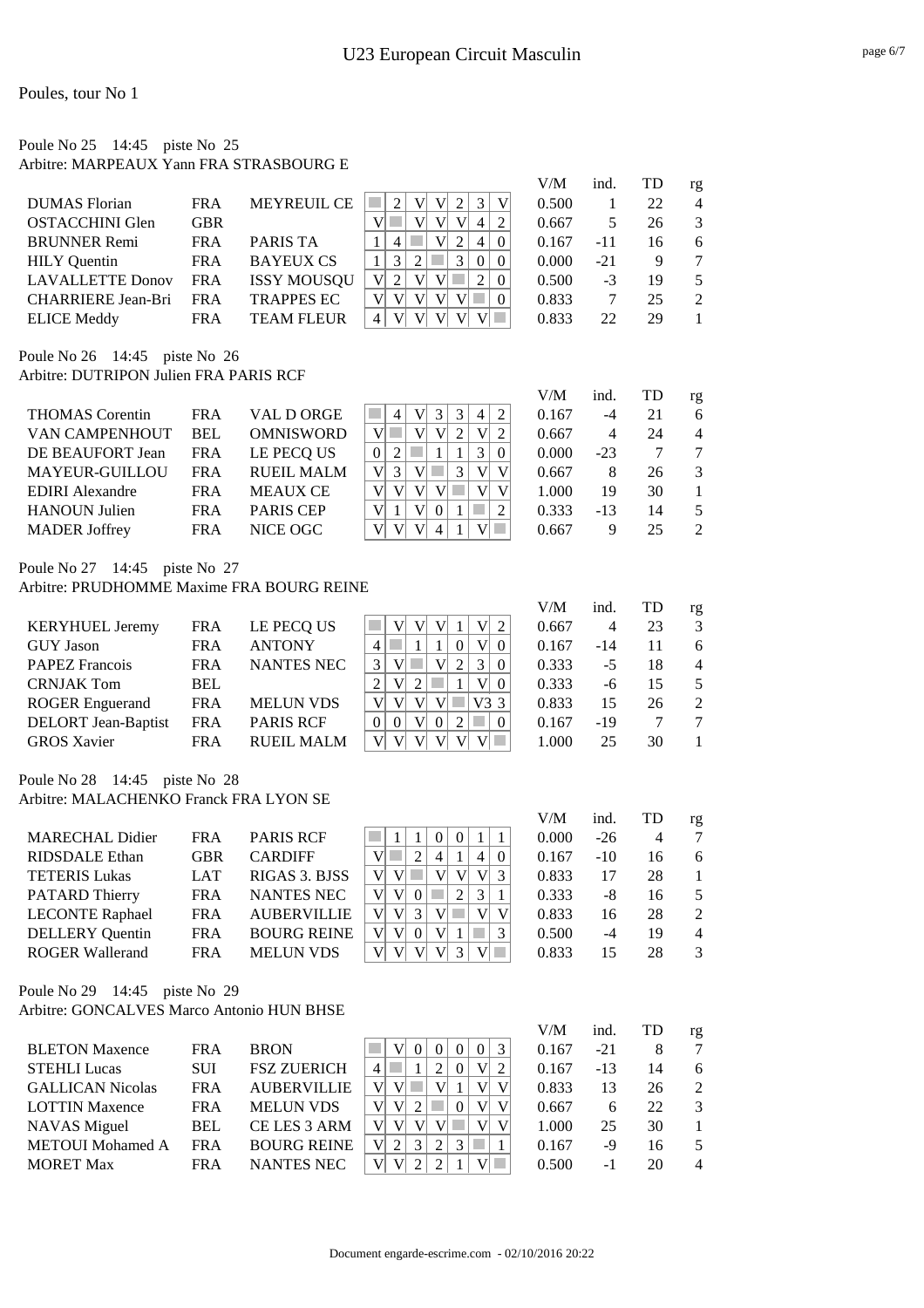# U23 European Circuit Masculin

Poules, tour No 1

Poule No 25 14:45 piste No 25
Arbitre: MARPEAUX Yann FRA STRASBOURG E

| Nom | Nat | Club | 1 | 2 | 3 | 4 | 5 | 6 | 7 | V/M | ind. | TD | rg |
|---|---|---|---|---|---|---|---|---|---|---|---|---|---|
| DUMAS Florian | FRA | MEYREUIL CE | | 2 | V | V | 2 | 3 | V | 0.500 | 1 | 22 | 4 |
| OSTACCHINI Glen | GBR | | V | | V | V | V | 4 | 2 | 0.667 | 5 | 26 | 3 |
| BRUNNER Remi | FRA | PARIS TA | 1 | 4 | | V | 2 | 4 | 0 | 0.167 | -11 | 16 | 6 |
| HILY Quentin | FRA | BAYEUX CS | 1 | 3 | 2 | | 3 | 0 | 0 | 0.000 | -21 | 9 | 7 |
| LAVALLETTE Donov | FRA | ISSY MOUSQU | V | 2 | V | V | | 2 | 0 | 0.500 | -3 | 19 | 5 |
| CHARRIERE Jean-Bri | FRA | TRAPPES EC | V | V | V | V | V | | 0 | 0.833 | 7 | 25 | 2 |
| ELICE Meddy | FRA | TEAM FLEUR | 4 | V | V | V | V | V | | 0.833 | 22 | 29 | 1 |

Poule No 26 14:45 piste No 26
Arbitre: DUTRIPON Julien FRA PARIS RCF

| Nom | Nat | Club | 1 | 2 | 3 | 4 | 5 | 6 | 7 | V/M | ind. | TD | rg |
|---|---|---|---|---|---|---|---|---|---|---|---|---|---|
| THOMAS Corentin | FRA | VAL D ORGE | | 4 | V | 3 | 3 | 4 | 2 | 0.167 | -4 | 21 | 6 |
| VAN CAMPENHOUT | BEL | OMNISWORD | V | | V | V | 2 | V | 2 | 0.667 | 4 | 24 | 4 |
| DE BEAUFORT Jean | FRA | LE PECQ US | 0 | 2 | | 1 | 1 | 3 | 0 | 0.000 | -23 | 7 | 7 |
| MAYEUR-GUILLOU | FRA | RUEIL MALM | V | 3 | V | | 3 | V | V | 0.667 | 8 | 26 | 3 |
| EDIRI Alexandre | FRA | MEAUX CE | V | V | V | V | | V | V | 1.000 | 19 | 30 | 1 |
| HANOUN Julien | FRA | PARIS CEP | V | 1 | V | 0 | 1 | | 2 | 0.333 | -13 | 14 | 5 |
| MADER Joffrey | FRA | NICE OGC | V | V | V | 4 | 1 | V | | 0.667 | 9 | 25 | 2 |

Poule No 27 14:45 piste No 27
Arbitre: PRUDHOMME Maxime FRA BOURG REINE

| Nom | Nat | Club | 1 | 2 | 3 | 4 | 5 | 6 | 7 | V/M | ind. | TD | rg |
|---|---|---|---|---|---|---|---|---|---|---|---|---|---|
| KERYHUEL Jeremy | FRA | LE PECQ US | | V | V | V | 1 | V | 2 | 0.667 | 4 | 23 | 3 |
| GUY Jason | FRA | ANTONY | 4 | | 1 | 1 | 0 | V | 0 | 0.167 | -14 | 11 | 6 |
| PAPEZ Francois | FRA | NANTES NEC | 3 | V | | V | 2 | 3 | 0 | 0.333 | -5 | 18 | 4 |
| CRNJAK Tom | BEL | | 2 | V | 2 | | 1 | V | 0 | 0.333 | -6 | 15 | 5 |
| ROGER Enguerand | FRA | MELUN VDS | V | V | V | V | | V3 | 3 | 0.833 | 15 | 26 | 2 |
| DELORT Jean-Baptist | FRA | PARIS RCF | 0 | 0 | V | 0 | 2 | | 0 | 0.167 | -19 | 7 | 7 |
| GROS Xavier | FRA | RUEIL MALM | V | V | V | V | V | V | | 1.000 | 25 | 30 | 1 |

Poule No 28 14:45 piste No 28
Arbitre: MALACHENKO Franck FRA LYON SE

| Nom | Nat | Club | 1 | 2 | 3 | 4 | 5 | 6 | 7 | V/M | ind. | TD | rg |
|---|---|---|---|---|---|---|---|---|---|---|---|---|---|
| MARECHAL Didier | FRA | PARIS RCF | | 1 | 1 | 0 | 0 | 1 | 1 | 0.000 | -26 | 4 | 7 |
| RIDSDALE Ethan | GBR | CARDIFF | V | | 2 | 4 | 1 | 4 | 0 | 0.167 | -10 | 16 | 6 |
| TETERIS Lukas | LAT | RIGAS 3. BJSS | V | V | | V | V | V | 3 | 0.833 | 17 | 28 | 1 |
| PATARD Thierry | FRA | NANTES NEC | V | V | 0 | | 2 | 3 | 1 | 0.333 | -8 | 16 | 5 |
| LECONTE Raphael | FRA | AUBERVILLIE | V | V | 3 | V | | V | V | 0.833 | 16 | 28 | 2 |
| DELLERY Quentin | FRA | BOURG REINE | V | V | 0 | V | 1 | | 3 | 0.500 | -4 | 19 | 4 |
| ROGER Wallerand | FRA | MELUN VDS | V | V | V | V | 3 | V | | 0.833 | 15 | 28 | 3 |

Poule No 29 14:45 piste No 29
Arbitre: GONCALVES Marco Antonio HUN BHSE

| Nom | Nat | Club | 1 | 2 | 3 | 4 | 5 | 6 | 7 | V/M | ind. | TD | rg |
|---|---|---|---|---|---|---|---|---|---|---|---|---|---|
| BLETON Maxence | FRA | BRON | | V | 0 | 0 | 0 | 0 | 3 | 0.167 | -21 | 8 | 7 |
| STEHLI Lucas | SUI | FSZ ZUERICH | 4 | | 1 | 2 | 0 | V | 2 | 0.167 | -13 | 14 | 6 |
| GALLICAN Nicolas | FRA | AUBERVILLIE | V | V | | V | 1 | V | V | 0.833 | 13 | 26 | 2 |
| LOTTIN Maxence | FRA | MELUN VDS | V | V | 2 | | 0 | V | V | 0.667 | 6 | 22 | 3 |
| NAVAS Miguel | BEL | CE LES 3 ARM | V | V | V | V | | V | V | 1.000 | 25 | 30 | 1 |
| METOUI Mohamed A | FRA | BOURG REINE | V | 2 | 3 | 2 | 3 | | 1 | 0.167 | -9 | 16 | 5 |
| MORET Max | FRA | NANTES NEC | V | V | 2 | 2 | 1 | V | | 0.500 | -1 | 20 | 4 |

Document engarde-escrime.com - 02/10/2016 20:22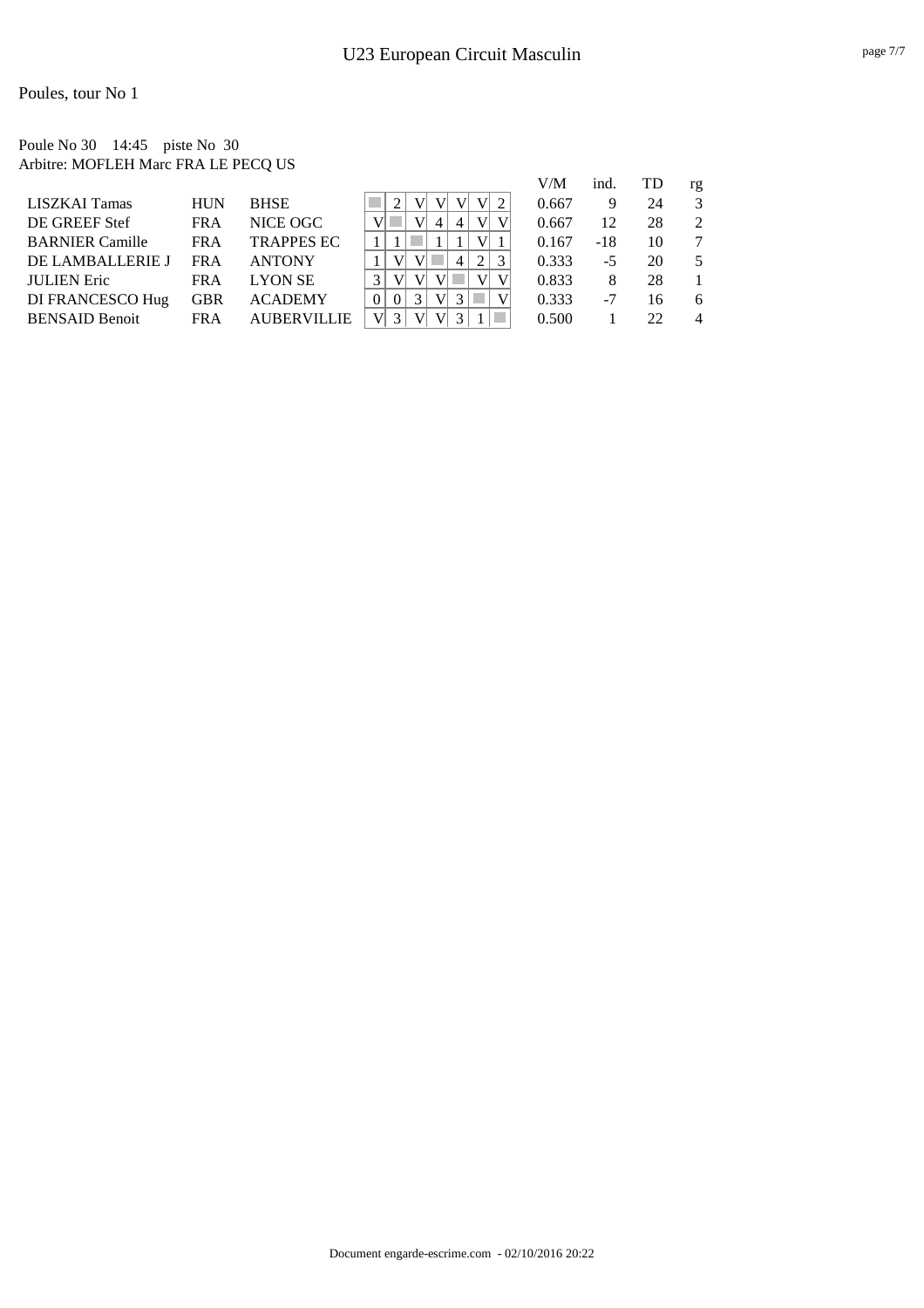Poules, tour No 1

Poule No 30    14:45    piste No  30
Arbitre: MOFLEH Marc FRA LE PECQ US

| | | | 1 | 2 | 3 | 4 | 5 | 6 | 7 | V/M | ind. | TD | rg |
|---|---|---|---|---|---|---|---|---|---|---|---|---|---|
| LISZKAI Tamas | HUN | BHSE | | 2 | V | V | V | V | 2 | 0.667 | 9 | 24 | 3 |
| DE GREEF Stef | FRA | NICE OGC | V | | V | 4 | 4 | V | V | 0.667 | 12 | 28 | 2 |
| BARNIER Camille | FRA | TRAPPES EC | 1 | 1 | | 1 | 1 | V | 1 | 0.167 | -18 | 10 | 7 |
| DE LAMBALLERIE J | FRA | ANTONY | 1 | V | V | | 4 | 2 | 3 | 0.333 | -5 | 20 | 5 |
| JULIEN Eric | FRA | LYON SE | 3 | V | V | V | | V | V | 0.833 | 8 | 28 | 1 |
| DI FRANCESCO Hug | GBR | ACADEMY | 0 | 0 | 3 | V | 3 | | V | 0.333 | -7 | 16 | 6 |
| BENSAID Benoit | FRA | AUBERVILLIE | V | 3 | V | V | 3 | 1 | | 0.500 | 1 | 22 | 4 |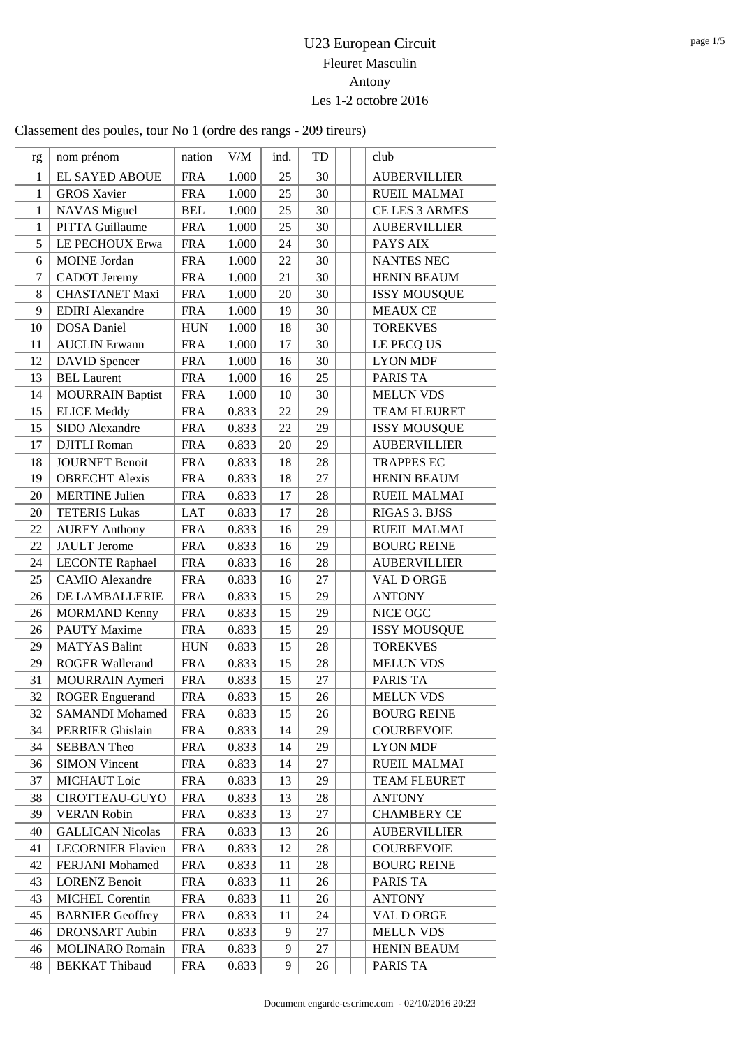# U23 European Circuit

Fleuret Masculin

Antony

Les 1-2 octobre 2016

Classement des poules, tour No 1 (ordre des rangs - 209 tireurs)

| rg | nom prénom | nation | V/M | ind. | TD | | | club |
|---|---|---|---|---|---|---|---|---|
| 1 | EL SAYED ABOUE | FRA | 1.000 | 25 | 30 | | | AUBERVILLIER |
| 1 | GROS Xavier | FRA | 1.000 | 25 | 30 | | | RUEIL MALMAI |
| 1 | NAVAS Miguel | BEL | 1.000 | 25 | 30 | | | CE LES 3 ARMES |
| 1 | PITTA Guillaume | FRA | 1.000 | 25 | 30 | | | AUBERVILLIER |
| 5 | LE PECHOUX Erwa | FRA | 1.000 | 24 | 30 | | | PAYS AIX |
| 6 | MOINE Jordan | FRA | 1.000 | 22 | 30 | | | NANTES NEC |
| 7 | CADOT Jeremy | FRA | 1.000 | 21 | 30 | | | HENIN BEAUM |
| 8 | CHASTANET Maxi | FRA | 1.000 | 20 | 30 | | | ISSY MOUSQUE |
| 9 | EDIRI Alexandre | FRA | 1.000 | 19 | 30 | | | MEAUX CE |
| 10 | DOSA Daniel | HUN | 1.000 | 18 | 30 | | | TOREKVES |
| 11 | AUCLIN Erwann | FRA | 1.000 | 17 | 30 | | | LE PECQ US |
| 12 | DAVID Spencer | FRA | 1.000 | 16 | 30 | | | LYON MDF |
| 13 | BEL Laurent | FRA | 1.000 | 16 | 25 | | | PARIS TA |
| 14 | MOURRAIN Baptist | FRA | 1.000 | 10 | 30 | | | MELUN VDS |
| 15 | ELICE Meddy | FRA | 0.833 | 22 | 29 | | | TEAM FLEURET |
| 15 | SIDO Alexandre | FRA | 0.833 | 22 | 29 | | | ISSY MOUSQUE |
| 17 | DJITLI Roman | FRA | 0.833 | 20 | 29 | | | AUBERVILLIER |
| 18 | JOURNET Benoit | FRA | 0.833 | 18 | 28 | | | TRAPPES EC |
| 19 | OBRECHT Alexis | FRA | 0.833 | 18 | 27 | | | HENIN BEAUM |
| 20 | MERTINE Julien | FRA | 0.833 | 17 | 28 | | | RUEIL MALMAI |
| 20 | TETERIS Lukas | LAT | 0.833 | 17 | 28 | | | RIGAS 3. BJSS |
| 22 | AUREY Anthony | FRA | 0.833 | 16 | 29 | | | RUEIL MALMAI |
| 22 | JAULT Jerome | FRA | 0.833 | 16 | 29 | | | BOURG REINE |
| 24 | LECONTE Raphael | FRA | 0.833 | 16 | 28 | | | AUBERVILLIER |
| 25 | CAMIO Alexandre | FRA | 0.833 | 16 | 27 | | | VAL D ORGE |
| 26 | DE LAMBALLERIE | FRA | 0.833 | 15 | 29 | | | ANTONY |
| 26 | MORMAND Kenny | FRA | 0.833 | 15 | 29 | | | NICE OGC |
| 26 | PAUTY Maxime | FRA | 0.833 | 15 | 29 | | | ISSY MOUSQUE |
| 29 | MATYAS Balint | HUN | 0.833 | 15 | 28 | | | TOREKVES |
| 29 | ROGER Wallerand | FRA | 0.833 | 15 | 28 | | | MELUN VDS |
| 31 | MOURRAIN Aymeri | FRA | 0.833 | 15 | 27 | | | PARIS TA |
| 32 | ROGER Enguerand | FRA | 0.833 | 15 | 26 | | | MELUN VDS |
| 32 | SAMANDI Mohamed | FRA | 0.833 | 15 | 26 | | | BOURG REINE |
| 34 | PERRIER Ghislain | FRA | 0.833 | 14 | 29 | | | COURBEVOIE |
| 34 | SEBBAN Theo | FRA | 0.833 | 14 | 29 | | | LYON MDF |
| 36 | SIMON Vincent | FRA | 0.833 | 14 | 27 | | | RUEIL MALMAI |
| 37 | MICHAUT Loic | FRA | 0.833 | 13 | 29 | | | TEAM FLEURET |
| 38 | CIROTTEAU-GUYO | FRA | 0.833 | 13 | 28 | | | ANTONY |
| 39 | VERAN Robin | FRA | 0.833 | 13 | 27 | | | CHAMBERY CE |
| 40 | GALLICAN Nicolas | FRA | 0.833 | 13 | 26 | | | AUBERVILLIER |
| 41 | LECORNIER Flavien | FRA | 0.833 | 12 | 28 | | | COURBEVOIE |
| 42 | FERJANI Mohamed | FRA | 0.833 | 11 | 28 | | | BOURG REINE |
| 43 | LORENZ Benoit | FRA | 0.833 | 11 | 26 | | | PARIS TA |
| 43 | MICHEL Corentin | FRA | 0.833 | 11 | 26 | | | ANTONY |
| 45 | BARNIER Geoffrey | FRA | 0.833 | 11 | 24 | | | VAL D ORGE |
| 46 | DRONSART Aubin | FRA | 0.833 | 9 | 27 | | | MELUN VDS |
| 46 | MOLINARO Romain | FRA | 0.833 | 9 | 27 | | | HENIN BEAUM |
| 48 | BEKKAT Thibaud | FRA | 0.833 | 9 | 26 | | | PARIS TA |

Document engarde-escrime.com - 02/10/2016 20:23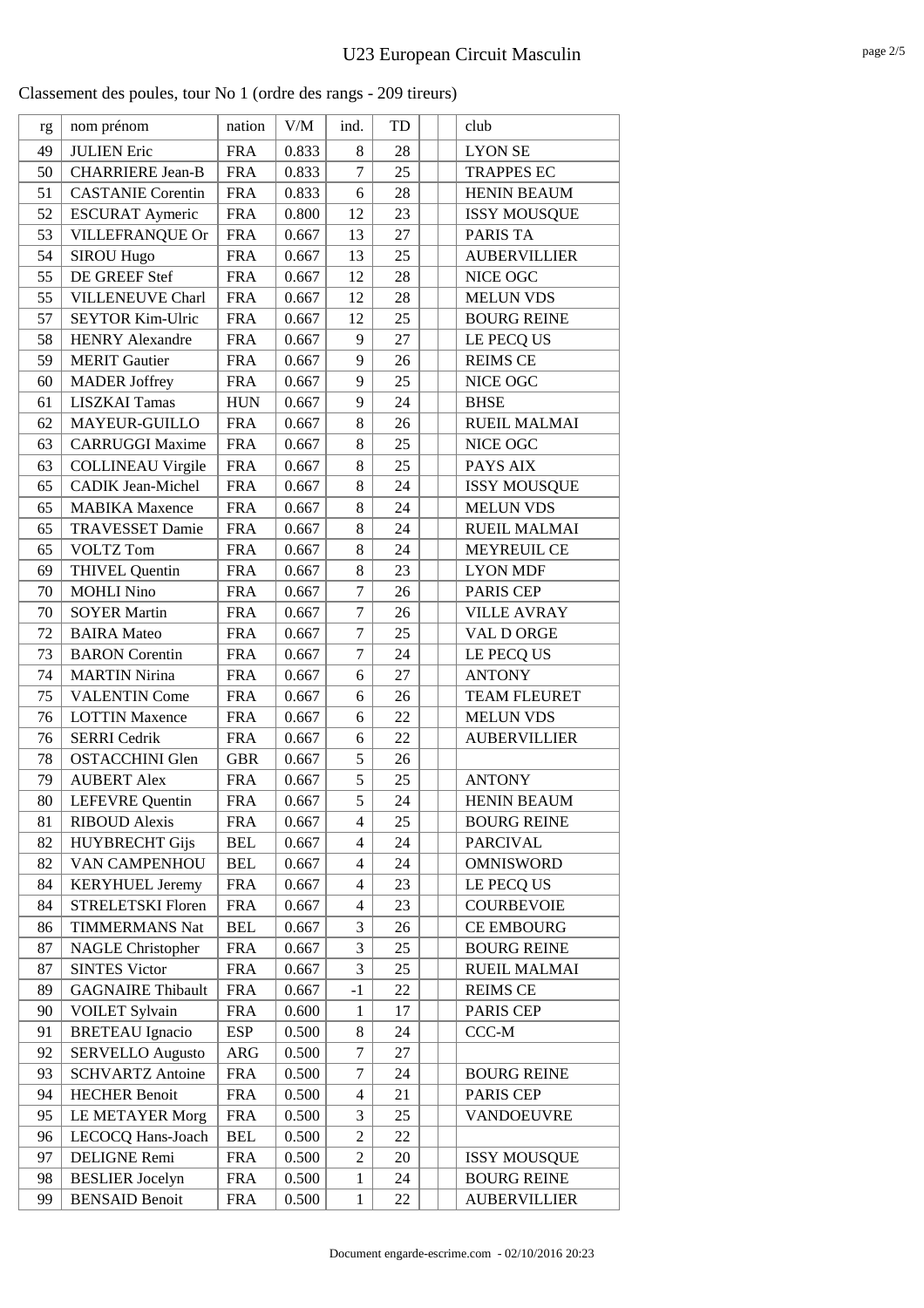# U23 European Circuit Masculin

Classement des poules, tour No 1 (ordre des rangs - 209 tireurs)

| rg | nom prénom | nation | V/M | ind. | TD | | | club |
|---|---|---|---|---|---|---|---|---|
| 49 | JULIEN Eric | FRA | 0.833 | 8 | 28 | | | LYON SE |
| 50 | CHARRIERE Jean-B | FRA | 0.833 | 7 | 25 | | | TRAPPES EC |
| 51 | CASTANIE Corentin | FRA | 0.833 | 6 | 28 | | | HENIN BEAUM |
| 52 | ESCURAT Aymeric | FRA | 0.800 | 12 | 23 | | | ISSY MOUSQUE |
| 53 | VILLEFRANQUE Or | FRA | 0.667 | 13 | 27 | | | PARIS TA |
| 54 | SIROU Hugo | FRA | 0.667 | 13 | 25 | | | AUBERVILLIER |
| 55 | DE GREEF Stef | FRA | 0.667 | 12 | 28 | | | NICE OGC |
| 55 | VILLENEUVE Charl | FRA | 0.667 | 12 | 28 | | | MELUN VDS |
| 57 | SEYTOR Kim-Ulric | FRA | 0.667 | 12 | 25 | | | BOURG REINE |
| 58 | HENRY Alexandre | FRA | 0.667 | 9 | 27 | | | LE PECQ US |
| 59 | MERIT Gautier | FRA | 0.667 | 9 | 26 | | | REIMS CE |
| 60 | MADER Joffrey | FRA | 0.667 | 9 | 25 | | | NICE OGC |
| 61 | LISZKAI Tamas | HUN | 0.667 | 9 | 24 | | | BHSE |
| 62 | MAYEUR-GUILLO | FRA | 0.667 | 8 | 26 | | | RUEIL MALMAI |
| 63 | CARRUGGI Maxime | FRA | 0.667 | 8 | 25 | | | NICE OGC |
| 63 | COLLINEAU Virgile | FRA | 0.667 | 8 | 25 | | | PAYS AIX |
| 65 | CADIK Jean-Michel | FRA | 0.667 | 8 | 24 | | | ISSY MOUSQUE |
| 65 | MABIKA Maxence | FRA | 0.667 | 8 | 24 | | | MELUN VDS |
| 65 | TRAVESSET Damie | FRA | 0.667 | 8 | 24 | | | RUEIL MALMAI |
| 65 | VOLTZ Tom | FRA | 0.667 | 8 | 24 | | | MEYREUIL CE |
| 69 | THIVEL Quentin | FRA | 0.667 | 8 | 23 | | | LYON MDF |
| 70 | MOHLI Nino | FRA | 0.667 | 7 | 26 | | | PARIS CEP |
| 70 | SOYER Martin | FRA | 0.667 | 7 | 26 | | | VILLE AVRAY |
| 72 | BAIRA Mateo | FRA | 0.667 | 7 | 25 | | | VAL D ORGE |
| 73 | BARON Corentin | FRA | 0.667 | 7 | 24 | | | LE PECQ US |
| 74 | MARTIN Nirina | FRA | 0.667 | 6 | 27 | | | ANTONY |
| 75 | VALENTIN Come | FRA | 0.667 | 6 | 26 | | | TEAM FLEURET |
| 76 | LOTTIN Maxence | FRA | 0.667 | 6 | 22 | | | MELUN VDS |
| 76 | SERRI Cedrik | FRA | 0.667 | 6 | 22 | | | AUBERVILLIER |
| 78 | OSTACCHINI Glen | GBR | 0.667 | 5 | 26 | | | |
| 79 | AUBERT Alex | FRA | 0.667 | 5 | 25 | | | ANTONY |
| 80 | LEFEVRE Quentin | FRA | 0.667 | 5 | 24 | | | HENIN BEAUM |
| 81 | RIBOUD Alexis | FRA | 0.667 | 4 | 25 | | | BOURG REINE |
| 82 | HUYBRECHT Gijs | BEL | 0.667 | 4 | 24 | | | PARCIVAL |
| 82 | VAN CAMPENHOU | BEL | 0.667 | 4 | 24 | | | OMNISWORD |
| 84 | KERYHUEL Jeremy | FRA | 0.667 | 4 | 23 | | | LE PECQ US |
| 84 | STRELETSKI Floren | FRA | 0.667 | 4 | 23 | | | COURBEVOIE |
| 86 | TIMMERMANS Nat | BEL | 0.667 | 3 | 26 | | | CE EMBOURG |
| 87 | NAGLE Christopher | FRA | 0.667 | 3 | 25 | | | BOURG REINE |
| 87 | SINTES Victor | FRA | 0.667 | 3 | 25 | | | RUEIL MALMAI |
| 89 | GAGNAIRE Thibault | FRA | 0.667 | -1 | 22 | | | REIMS CE |
| 90 | VOILET Sylvain | FRA | 0.600 | 1 | 17 | | | PARIS CEP |
| 91 | BRETEAU Ignacio | ESP | 0.500 | 8 | 24 | | | CCC-M |
| 92 | SERVELLO Augusto | ARG | 0.500 | 7 | 27 | | | |
| 93 | SCHVARTZ Antoine | FRA | 0.500 | 7 | 24 | | | BOURG REINE |
| 94 | HECHER Benoit | FRA | 0.500 | 4 | 21 | | | PARIS CEP |
| 95 | LE METAYER Morg | FRA | 0.500 | 3 | 25 | | | VANDOEUVRE |
| 96 | LECOCQ Hans-Joach | BEL | 0.500 | 2 | 22 | | | |
| 97 | DELIGNE Remi | FRA | 0.500 | 2 | 20 | | | ISSY MOUSQUE |
| 98 | BESLIER Jocelyn | FRA | 0.500 | 1 | 24 | | | BOURG REINE |
| 99 | BENSAID Benoit | FRA | 0.500 | 1 | 22 | | | AUBERVILLIER |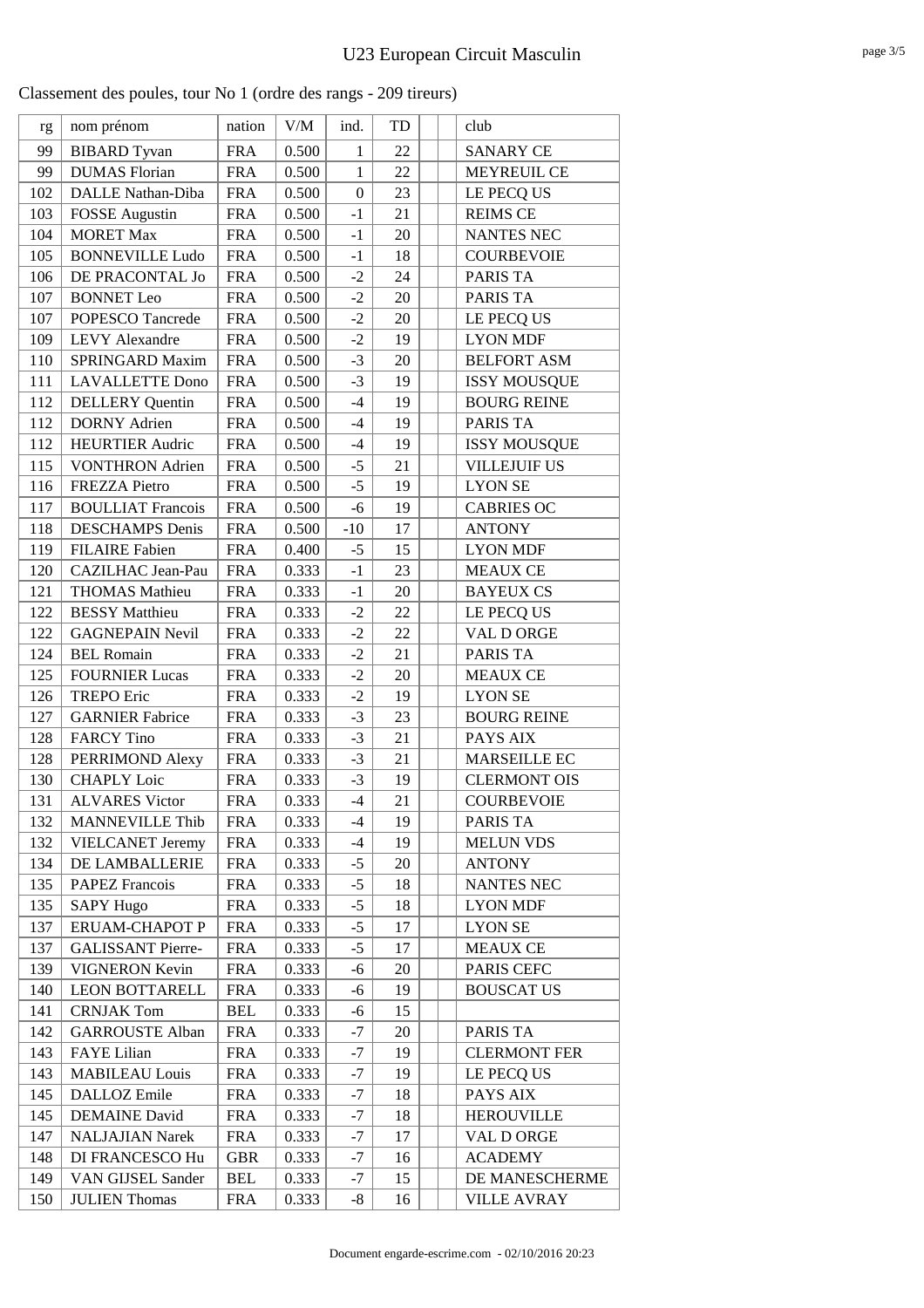## U23 European Circuit Masculin

Classement des poules, tour No 1 (ordre des rangs - 209 tireurs)

| rg | nom prénom | nation | V/M | ind. | TD | | | club |
|---|---|---|---|---|---|---|---|---|
| 99 | BIBARD Tyvan | FRA | 0.500 | 1 | 22 | | | SANARY CE |
| 99 | DUMAS Florian | FRA | 0.500 | 1 | 22 | | | MEYREUIL CE |
| 102 | DALLE Nathan-Diba | FRA | 0.500 | 0 | 23 | | | LE PECQ US |
| 103 | FOSSE Augustin | FRA | 0.500 | -1 | 21 | | | REIMS CE |
| 104 | MORET Max | FRA | 0.500 | -1 | 20 | | | NANTES NEC |
| 105 | BONNEVILLE Ludo | FRA | 0.500 | -1 | 18 | | | COURBEVOIE |
| 106 | DE PRACONTAL Jo | FRA | 0.500 | -2 | 24 | | | PARIS TA |
| 107 | BONNET Leo | FRA | 0.500 | -2 | 20 | | | PARIS TA |
| 107 | POPESCO Tancrede | FRA | 0.500 | -2 | 20 | | | LE PECQ US |
| 109 | LEVY Alexandre | FRA | 0.500 | -2 | 19 | | | LYON MDF |
| 110 | SPRINGARD Maxim | FRA | 0.500 | -3 | 20 | | | BELFORT ASM |
| 111 | LAVALLETTE Dono | FRA | 0.500 | -3 | 19 | | | ISSY MOUSQUE |
| 112 | DELLERY Quentin | FRA | 0.500 | -4 | 19 | | | BOURG REINE |
| 112 | DORNY Adrien | FRA | 0.500 | -4 | 19 | | | PARIS TA |
| 112 | HEURTIER Audric | FRA | 0.500 | -4 | 19 | | | ISSY MOUSQUE |
| 115 | VONTHRON Adrien | FRA | 0.500 | -5 | 21 | | | VILLEJUIF US |
| 116 | FREZZA Pietro | FRA | 0.500 | -5 | 19 | | | LYON SE |
| 117 | BOULLIAT Francois | FRA | 0.500 | -6 | 19 | | | CABRIES OC |
| 118 | DESCHAMPS Denis | FRA | 0.500 | -10 | 17 | | | ANTONY |
| 119 | FILAIRE Fabien | FRA | 0.400 | -5 | 15 | | | LYON MDF |
| 120 | CAZILHAC Jean-Pau | FRA | 0.333 | -1 | 23 | | | MEAUX CE |
| 121 | THOMAS Mathieu | FRA | 0.333 | -1 | 20 | | | BAYEUX CS |
| 122 | BESSY Matthieu | FRA | 0.333 | -2 | 22 | | | LE PECQ US |
| 122 | GAGNEPAIN Nevil | FRA | 0.333 | -2 | 22 | | | VAL D ORGE |
| 124 | BEL Romain | FRA | 0.333 | -2 | 21 | | | PARIS TA |
| 125 | FOURNIER Lucas | FRA | 0.333 | -2 | 20 | | | MEAUX CE |
| 126 | TREPO Eric | FRA | 0.333 | -2 | 19 | | | LYON SE |
| 127 | GARNIER Fabrice | FRA | 0.333 | -3 | 23 | | | BOURG REINE |
| 128 | FARCY Tino | FRA | 0.333 | -3 | 21 | | | PAYS AIX |
| 128 | PERRIMOND Alexy | FRA | 0.333 | -3 | 21 | | | MARSEILLE EC |
| 130 | CHAPLY Loic | FRA | 0.333 | -3 | 19 | | | CLERMONT OIS |
| 131 | ALVARES Victor | FRA | 0.333 | -4 | 21 | | | COURBEVOIE |
| 132 | MANNEVILLE Thib | FRA | 0.333 | -4 | 19 | | | PARIS TA |
| 132 | VIELCANET Jeremy | FRA | 0.333 | -4 | 19 | | | MELUN VDS |
| 134 | DE LAMBALLERIE | FRA | 0.333 | -5 | 20 | | | ANTONY |
| 135 | PAPEZ Francois | FRA | 0.333 | -5 | 18 | | | NANTES NEC |
| 135 | SAPY Hugo | FRA | 0.333 | -5 | 18 | | | LYON MDF |
| 137 | ERUAM-CHAPOT P | FRA | 0.333 | -5 | 17 | | | LYON SE |
| 137 | GALISSANT Pierre- | FRA | 0.333 | -5 | 17 | | | MEAUX CE |
| 139 | VIGNERON Kevin | FRA | 0.333 | -6 | 20 | | | PARIS CEFC |
| 140 | LEON BOTTARELL | FRA | 0.333 | -6 | 19 | | | BOUSCAT US |
| 141 | CRNJAK Tom | BEL | 0.333 | -6 | 15 | | | |
| 142 | GARROUSTE Alban | FRA | 0.333 | -7 | 20 | | | PARIS TA |
| 143 | FAYE Lilian | FRA | 0.333 | -7 | 19 | | | CLERMONT FER |
| 143 | MABILEAU Louis | FRA | 0.333 | -7 | 19 | | | LE PECQ US |
| 145 | DALLOZ Emile | FRA | 0.333 | -7 | 18 | | | PAYS AIX |
| 145 | DEMAINE David | FRA | 0.333 | -7 | 18 | | | HEROUVILLE |
| 147 | NALJAJIAN Narek | FRA | 0.333 | -7 | 17 | | | VAL D ORGE |
| 148 | DI FRANCESCO Hu | GBR | 0.333 | -7 | 16 | | | ACADEMY |
| 149 | VAN GIJSEL Sander | BEL | 0.333 | -7 | 15 | | | DE MANESCHERME |
| 150 | JULIEN Thomas | FRA | 0.333 | -8 | 16 | | | VILLE AVRAY |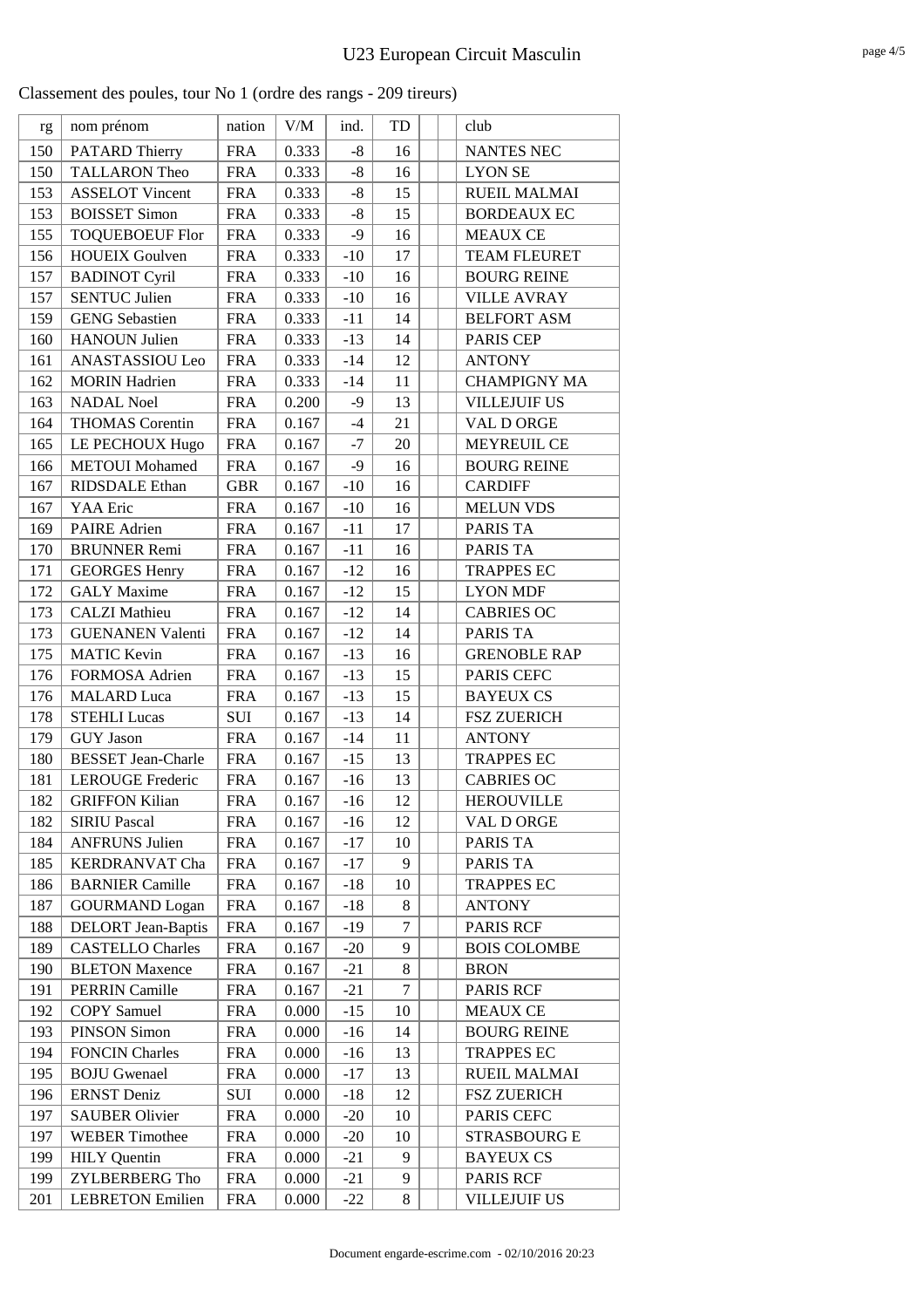# U23 European Circuit Masculin

Classement des poules, tour No 1 (ordre des rangs - 209 tireurs)

| rg | nom prénom | nation | V/M | ind. | TD | | | club |
|---|---|---|---|---|---|---|---|---|
| 150 | PATARD Thierry | FRA | 0.333 | -8 | 16 | | | NANTES NEC |
| 150 | TALLARON Theo | FRA | 0.333 | -8 | 16 | | | LYON SE |
| 153 | ASSELOT Vincent | FRA | 0.333 | -8 | 15 | | | RUEIL MALMAI |
| 153 | BOISSET Simon | FRA | 0.333 | -8 | 15 | | | BORDEAUX EC |
| 155 | TOQUEBOEUF Flor | FRA | 0.333 | -9 | 16 | | | MEAUX CE |
| 156 | HOUEIX Goulven | FRA | 0.333 | -10 | 17 | | | TEAM FLEURET |
| 157 | BADINOT Cyril | FRA | 0.333 | -10 | 16 | | | BOURG REINE |
| 157 | SENTUC Julien | FRA | 0.333 | -10 | 16 | | | VILLE AVRAY |
| 159 | GENG Sebastien | FRA | 0.333 | -11 | 14 | | | BELFORT ASM |
| 160 | HANOUN Julien | FRA | 0.333 | -13 | 14 | | | PARIS CEP |
| 161 | ANASTASSIOU Leo | FRA | 0.333 | -14 | 12 | | | ANTONY |
| 162 | MORIN Hadrien | FRA | 0.333 | -14 | 11 | | | CHAMPIGNY MA |
| 163 | NADAL Noel | FRA | 0.200 | -9 | 13 | | | VILLEJUIF US |
| 164 | THOMAS Corentin | FRA | 0.167 | -4 | 21 | | | VAL D ORGE |
| 165 | LE PECHOUX Hugo | FRA | 0.167 | -7 | 20 | | | MEYREUIL CE |
| 166 | METOUI Mohamed | FRA | 0.167 | -9 | 16 | | | BOURG REINE |
| 167 | RIDSDALE Ethan | GBR | 0.167 | -10 | 16 | | | CARDIFF |
| 167 | YAA Eric | FRA | 0.167 | -10 | 16 | | | MELUN VDS |
| 169 | PAIRE Adrien | FRA | 0.167 | -11 | 17 | | | PARIS TA |
| 170 | BRUNNER Remi | FRA | 0.167 | -11 | 16 | | | PARIS TA |
| 171 | GEORGES Henry | FRA | 0.167 | -12 | 16 | | | TRAPPES EC |
| 172 | GALY Maxime | FRA | 0.167 | -12 | 15 | | | LYON MDF |
| 173 | CALZI Mathieu | FRA | 0.167 | -12 | 14 | | | CABRIES OC |
| 173 | GUENANEN Valenti | FRA | 0.167 | -12 | 14 | | | PARIS TA |
| 175 | MATIC Kevin | FRA | 0.167 | -13 | 16 | | | GRENOBLE RAP |
| 176 | FORMOSA Adrien | FRA | 0.167 | -13 | 15 | | | PARIS CEFC |
| 176 | MALARD Luca | FRA | 0.167 | -13 | 15 | | | BAYEUX CS |
| 178 | STEHLI Lucas | SUI | 0.167 | -13 | 14 | | | FSZ ZUERICH |
| 179 | GUY Jason | FRA | 0.167 | -14 | 11 | | | ANTONY |
| 180 | BESSET Jean-Charle | FRA | 0.167 | -15 | 13 | | | TRAPPES EC |
| 181 | LEROUGE Frederic | FRA | 0.167 | -16 | 13 | | | CABRIES OC |
| 182 | GRIFFON Kilian | FRA | 0.167 | -16 | 12 | | | HEROUVILLE |
| 182 | SIRIU Pascal | FRA | 0.167 | -16 | 12 | | | VAL D ORGE |
| 184 | ANFRUNS Julien | FRA | 0.167 | -17 | 10 | | | PARIS TA |
| 185 | KERDRANVAT Cha | FRA | 0.167 | -17 | 9 | | | PARIS TA |
| 186 | BARNIER Camille | FRA | 0.167 | -18 | 10 | | | TRAPPES EC |
| 187 | GOURMAND Logan | FRA | 0.167 | -18 | 8 | | | ANTONY |
| 188 | DELORT Jean-Baptis | FRA | 0.167 | -19 | 7 | | | PARIS RCF |
| 189 | CASTELLO Charles | FRA | 0.167 | -20 | 9 | | | BOIS COLOMBE |
| 190 | BLETON Maxence | FRA | 0.167 | -21 | 8 | | | BRON |
| 191 | PERRIN Camille | FRA | 0.167 | -21 | 7 | | | PARIS RCF |
| 192 | COPY Samuel | FRA | 0.000 | -15 | 10 | | | MEAUX CE |
| 193 | PINSON Simon | FRA | 0.000 | -16 | 14 | | | BOURG REINE |
| 194 | FONCIN Charles | FRA | 0.000 | -16 | 13 | | | TRAPPES EC |
| 195 | BOJU Gwenael | FRA | 0.000 | -17 | 13 | | | RUEIL MALMAI |
| 196 | ERNST Deniz | SUI | 0.000 | -18 | 12 | | | FSZ ZUERICH |
| 197 | SAUBER Olivier | FRA | 0.000 | -20 | 10 | | | PARIS CEFC |
| 197 | WEBER Timothee | FRA | 0.000 | -20 | 10 | | | STRASBOURG E |
| 199 | HILY Quentin | FRA | 0.000 | -21 | 9 | | | BAYEUX CS |
| 199 | ZYLBERBERG Tho | FRA | 0.000 | -21 | 9 | | | PARIS RCF |
| 201 | LEBRETON Emilien | FRA | 0.000 | -22 | 8 | | | VILLEJUIF US |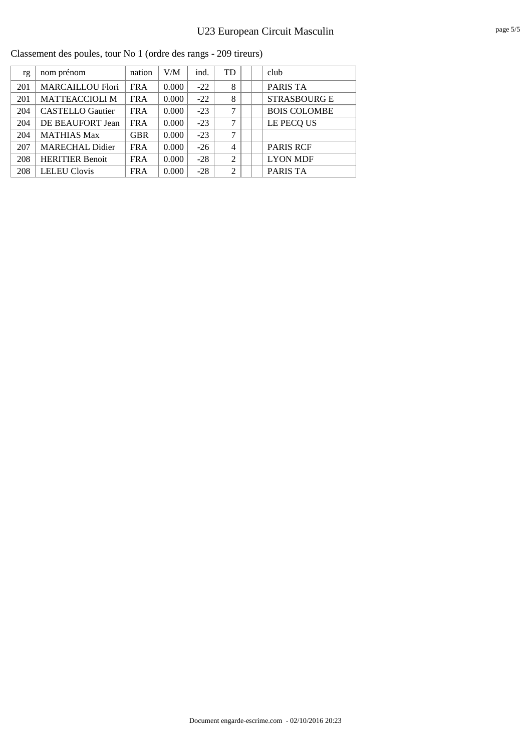## U23 European Circuit Masculin

Classement des poules, tour No 1 (ordre des rangs - 209 tireurs)

| rg | nom prénom | nation | V/M | ind. | TD | | | club |
|---|---|---|---|---|---|---|---|---|
| 201 | MARCAILLOU Flori | FRA | 0.000 | -22 | 8 | | | PARIS TA |
| 201 | MATTEACCIOLI M | FRA | 0.000 | -22 | 8 | | | STRASBOURG E |
| 204 | CASTELLO Gautier | FRA | 0.000 | -23 | 7 | | | BOIS COLOMBE |
| 204 | DE BEAUFORT Jean | FRA | 0.000 | -23 | 7 | | | LE PECQ US |
| 204 | MATHIAS Max | GBR | 0.000 | -23 | 7 | | | |
| 207 | MARECHAL Didier | FRA | 0.000 | -26 | 4 | | | PARIS RCF |
| 208 | HERITIER Benoit | FRA | 0.000 | -28 | 2 | | | LYON MDF |
| 208 | LELEU Clovis | FRA | 0.000 | -28 | 2 | | | PARIS TA |

Document engarde-escrime.com - 02/10/2016 20:23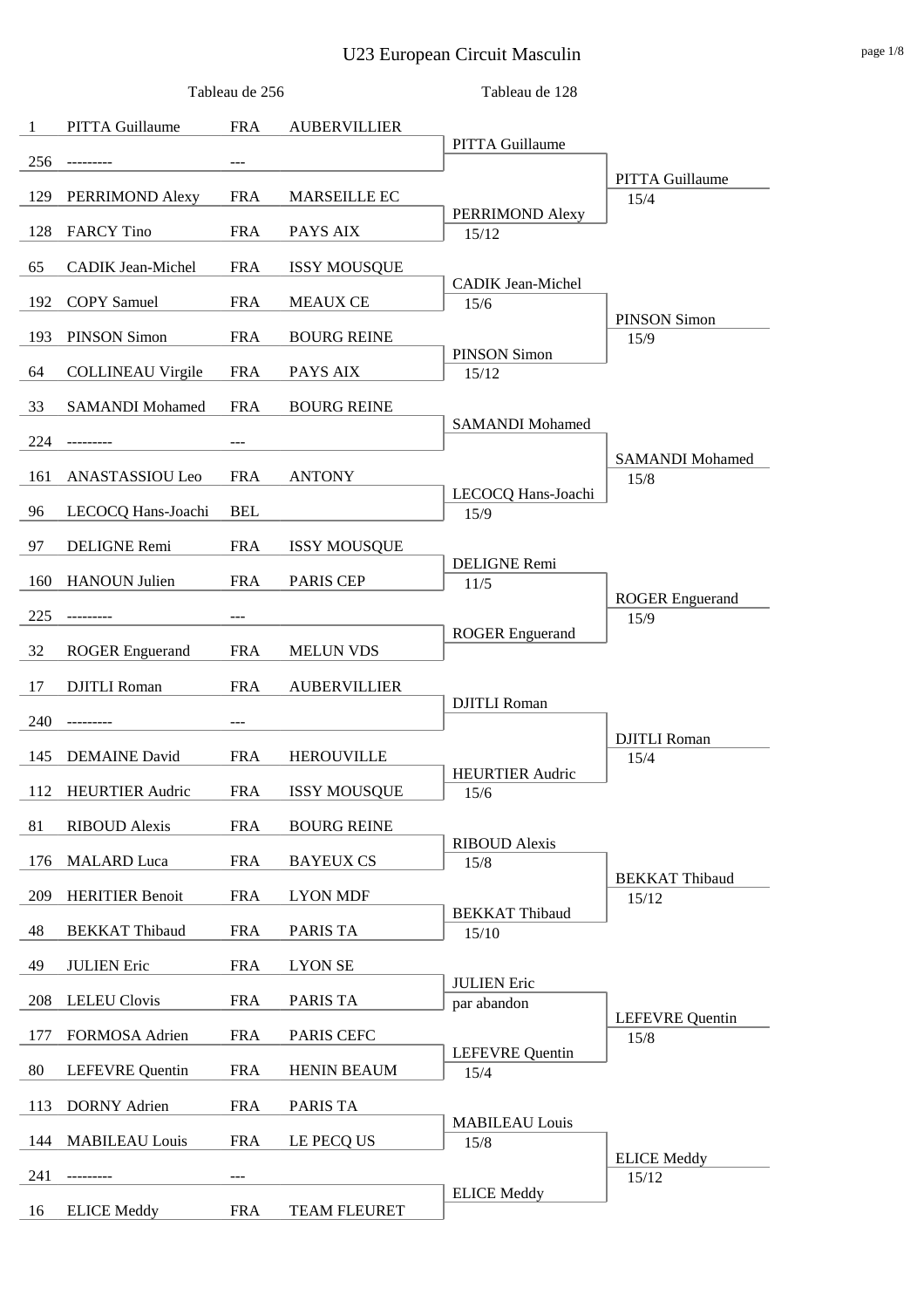# U23 European Circuit Masculin

| Seed | Tableau de 256 | Nation | Club | Tableau de 128 | Tableau de 64 |
|---|---|---|---|---|---|
| 1 | PITTA Guillaume | FRA | AUBERVILLIER | PITTA Guillaume | PITTA Guillaume 15/4 |
| 256 | --------- | --- | | | |
| 129 | PERRIMOND Alexy | FRA | MARSEILLE EC | PERRIMOND Alexy 15/12 | |
| 128 | FARCY Tino | FRA | PAYS AIX | | |
| 65 | CADIK Jean-Michel | FRA | ISSY MOUSQUE | CADIK Jean-Michel 15/6 | PINSON Simon 15/9 |
| 192 | COPY Samuel | FRA | MEAUX CE | | |
| 193 | PINSON Simon | FRA | BOURG REINE | PINSON Simon 15/12 | |
| 64 | COLLINEAU Virgile | FRA | PAYS AIX | | |
| 33 | SAMANDI Mohamed | FRA | BOURG REINE | SAMANDI Mohamed | SAMANDI Mohamed 15/8 |
| 224 | --------- | --- | | | |
| 161 | ANASTASSIOU Leo | FRA | ANTONY | LECOCQ Hans-Joachi 15/9 | |
| 96 | LECOCQ Hans-Joachi | BEL | | | |
| 97 | DELIGNE Remi | FRA | ISSY MOUSQUE | DELIGNE Remi 11/5 | ROGER Enguerand 15/9 |
| 160 | HANOUN Julien | FRA | PARIS CEP | | |
| 225 | --------- | --- | | ROGER Enguerand | |
| 32 | ROGER Enguerand | FRA | MELUN VDS | | |
| 17 | DJITLI Roman | FRA | AUBERVILLIER | DJITLI Roman | DJITLI Roman 15/4 |
| 240 | --------- | --- | | | |
| 145 | DEMAINE David | FRA | HEROUVILLE | HEURTIER Audric 15/6 | |
| 112 | HEURTIER Audric | FRA | ISSY MOUSQUE | | |
| 81 | RIBOUD Alexis | FRA | BOURG REINE | RIBOUD Alexis 15/8 | BEKKAT Thibaud 15/12 |
| 176 | MALARD Luca | FRA | BAYEUX CS | | |
| 209 | HERITIER Benoit | FRA | LYON MDF | BEKKAT Thibaud 15/10 | |
| 48 | BEKKAT Thibaud | FRA | PARIS TA | | |
| 49 | JULIEN Eric | FRA | LYON SE | JULIEN Eric par abandon | LEFEVRE Quentin 15/8 |
| 208 | LELEU Clovis | FRA | PARIS TA | | |
| 177 | FORMOSA Adrien | FRA | PARIS CEFC | LEFEVRE Quentin 15/4 | |
| 80 | LEFEVRE Quentin | FRA | HENIN BEAUM | | |
| 113 | DORNY Adrien | FRA | PARIS TA | MABILEAU Louis 15/8 | ELICE Meddy 15/12 |
| 144 | MABILEAU Louis | FRA | LE PECQ US | | |
| 241 | --------- | --- | | ELICE Meddy | |
| 16 | ELICE Meddy | FRA | TEAM FLEURET | | |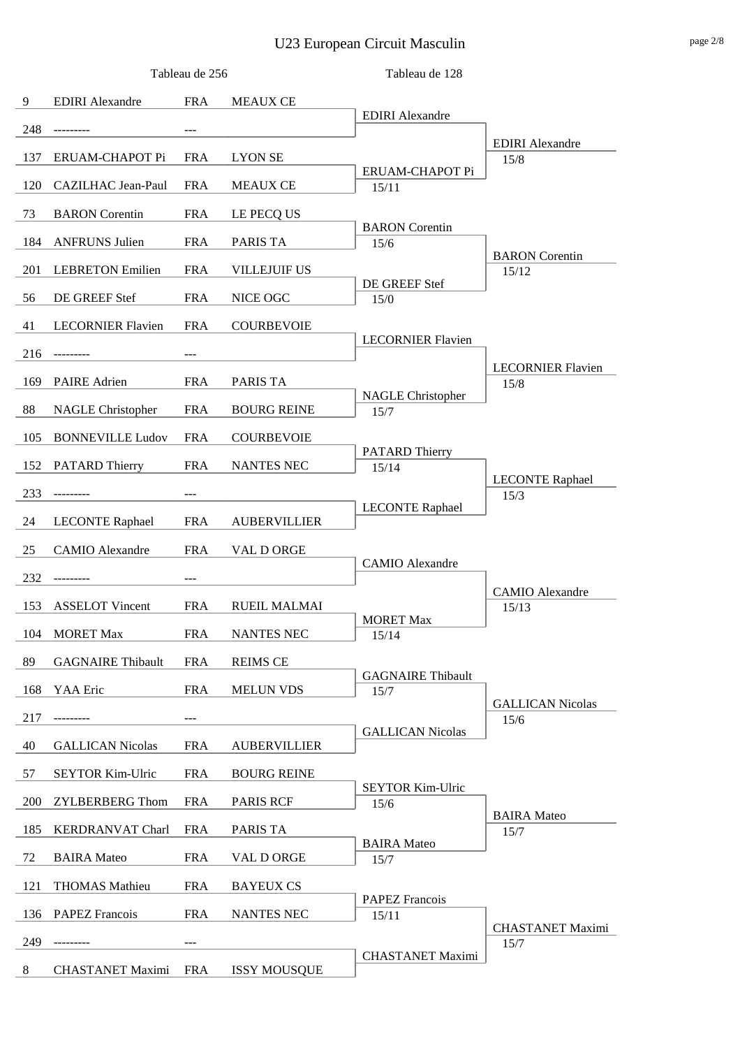# U23 European Circuit Masculin

| Seed | Tableau de 256 | Nation | Club | Tableau de 128 | |
|---|---|---|---|---|---|
| 9 | EDIRI Alexandre | FRA | MEAUX CE | EDIRI Alexandre | EDIRI Alexandre 15/8 |
| 248 | --------- | --- | | | |
| 137 | ERUAM-CHAPOT Pi | FRA | LYON SE | ERUAM-CHAPOT Pi 15/11 | |
| 120 | CAZILHAC Jean-Paul | FRA | MEAUX CE | | |
| 73 | BARON Corentin | FRA | LE PECQ US | BARON Corentin 15/6 | BARON Corentin 15/12 |
| 184 | ANFRUNS Julien | FRA | PARIS TA | | |
| 201 | LEBRETON Emilien | FRA | VILLEJUIF US | DE GREEF Stef 15/0 | |
| 56 | DE GREEF Stef | FRA | NICE OGC | | |
| 41 | LECORNIER Flavien | FRA | COURBEVOIE | LECORNIER Flavien | LECORNIER Flavien 15/8 |
| 216 | --------- | --- | | | |
| 169 | PAIRE Adrien | FRA | PARIS TA | NAGLE Christopher 15/7 | |
| 88 | NAGLE Christopher | FRA | BOURG REINE | | |
| 105 | BONNEVILLE Ludov | FRA | COURBEVOIE | PATARD Thierry 15/14 | LECONTE Raphael 15/3 |
| 152 | PATARD Thierry | FRA | NANTES NEC | | |
| 233 | --------- | --- | | LECONTE Raphael | |
| 24 | LECONTE Raphael | FRA | AUBERVILLIER | | |
| 25 | CAMIO Alexandre | FRA | VAL D ORGE | CAMIO Alexandre | CAMIO Alexandre 15/13 |
| 232 | --------- | --- | | | |
| 153 | ASSELOT Vincent | FRA | RUEIL MALMAI | MORET Max 15/14 | |
| 104 | MORET Max | FRA | NANTES NEC | | |
| 89 | GAGNAIRE Thibault | FRA | REIMS CE | GAGNAIRE Thibault 15/7 | GALLICAN Nicolas 15/6 |
| 168 | YAA Eric | FRA | MELUN VDS | | |
| 217 | --------- | --- | | GALLICAN Nicolas | |
| 40 | GALLICAN Nicolas | FRA | AUBERVILLIER | | |
| 57 | SEYTOR Kim-Ulric | FRA | BOURG REINE | SEYTOR Kim-Ulric 15/6 | BAIRA Mateo 15/7 |
| 200 | ZYLBERBERG Thom | FRA | PARIS RCF | | |
| 185 | KERDRANVAT Charl | FRA | PARIS TA | BAIRA Mateo 15/7 | |
| 72 | BAIRA Mateo | FRA | VAL D ORGE | | |
| 121 | THOMAS Mathieu | FRA | BAYEUX CS | PAPEZ Francois 15/11 | CHASTANET Maximi 15/7 |
| 136 | PAPEZ Francois | FRA | NANTES NEC | | |
| 249 | --------- | --- | | CHASTANET Maximi | |
| 8 | CHASTANET Maximi | FRA | ISSY MOUSQUE | | |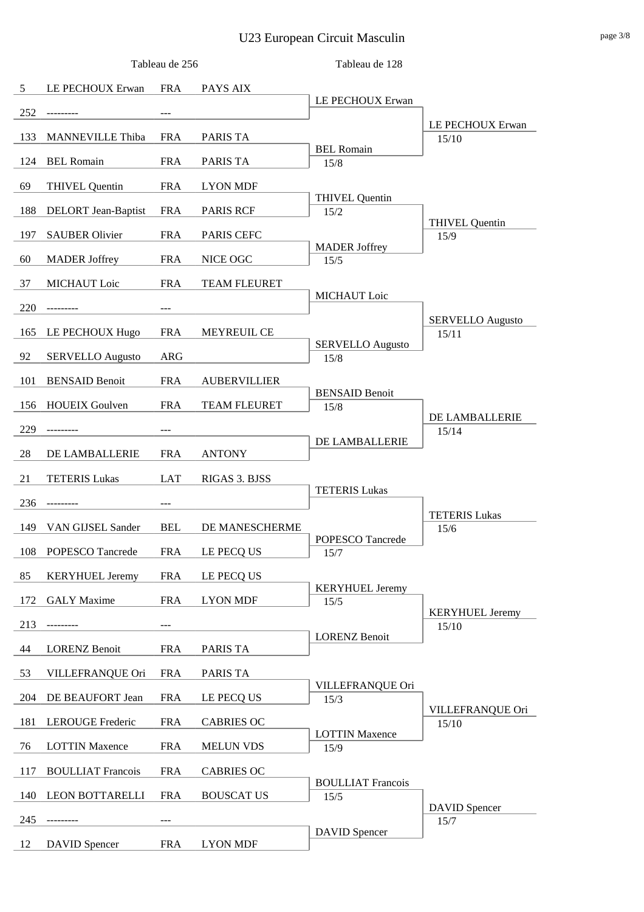# U23 European Circuit Masculin

| Tableau de 256 | | | | Tableau de 128 | |
|---|---|---|---|---|---|
| 5 | LE PECHOUX Erwan | FRA | PAYS AIX | LE PECHOUX Erwan | LE PECHOUX Erwan 15/10 |
| 252 | --------- | --- | | | |
| 133 | MANNEVILLE Thiba | FRA | PARIS TA | BEL Romain 15/8 | |
| 124 | BEL Romain | FRA | PARIS TA | | |
| 69 | THIVEL Quentin | FRA | LYON MDF | THIVEL Quentin 15/2 | THIVEL Quentin 15/9 |
| 188 | DELORT Jean-Baptist | FRA | PARIS RCF | | |
| 197 | SAUBER Olivier | FRA | PARIS CEFC | MADER Joffrey 15/5 | |
| 60 | MADER Joffrey | FRA | NICE OGC | | |
| 37 | MICHAUT Loic | FRA | TEAM FLEURET | MICHAUT Loic | SERVELLO Augusto 15/11 |
| 220 | --------- | --- | | | |
| 165 | LE PECHOUX Hugo | FRA | MEYREUIL CE | SERVELLO Augusto 15/8 | |
| 92 | SERVELLO Augusto | ARG | | | |
| 101 | BENSAID Benoit | FRA | AUBERVILLIER | BENSAID Benoit 15/8 | DE LAMBALLERIE 15/14 |
| 156 | HOUEIX Goulven | FRA | TEAM FLEURET | | |
| 229 | --------- | --- | | DE LAMBALLERIE | |
| 28 | DE LAMBALLERIE | FRA | ANTONY | | |
| 21 | TETERIS Lukas | LAT | RIGAS 3. BJSS | TETERIS Lukas | TETERIS Lukas 15/6 |
| 236 | --------- | --- | | | |
| 149 | VAN GIJSEL Sander | BEL | DE MANESCHERME | POPESCO Tancrede 15/7 | |
| 108 | POPESCO Tancrede | FRA | LE PECQ US | | |
| 85 | KERYHUEL Jeremy | FRA | LE PECQ US | KERYHUEL Jeremy 15/5 | KERYHUEL Jeremy 15/10 |
| 172 | GALY Maxime | FRA | LYON MDF | | |
| 213 | --------- | --- | | LORENZ Benoit | |
| 44 | LORENZ Benoit | FRA | PARIS TA | | |
| 53 | VILLEFRANQUE Ori | FRA | PARIS TA | VILLEFRANQUE Ori 15/3 | VILLEFRANQUE Ori 15/10 |
| 204 | DE BEAUFORT Jean | FRA | LE PECQ US | | |
| 181 | LEROUGE Frederic | FRA | CABRIES OC | LOTTIN Maxence 15/9 | |
| 76 | LOTTIN Maxence | FRA | MELUN VDS | | |
| 117 | BOULLIAT Francois | FRA | CABRIES OC | BOULLIAT Francois 15/5 | DAVID Spencer 15/7 |
| 140 | LEON BOTTARELLI | FRA | BOUSCAT US | | |
| 245 | --------- | --- | | DAVID Spencer | |
| 12 | DAVID Spencer | FRA | LYON MDF | | |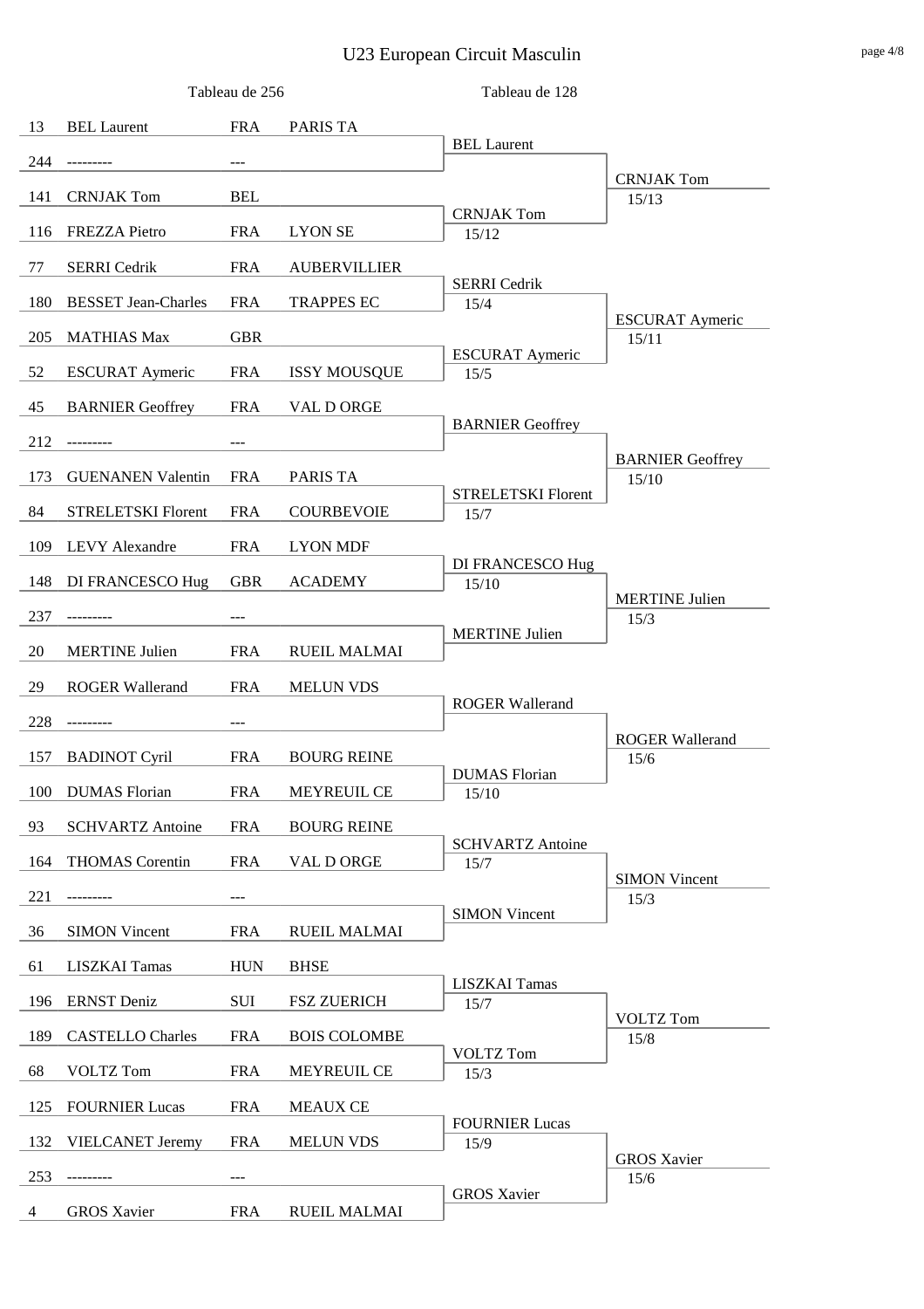# U23 European Circuit Masculin

| Seed | Name | Nat | Club | Tableau de 128 | Tableau de 64 |
|---|---|---|---|---|---|
| | **Tableau de 256** | | | | |
| 13 | BEL Laurent | FRA | PARIS TA | BEL Laurent | CRNJAK Tom 15/13 |
| 244 | --------- | --- | | | |
| 141 | CRNJAK Tom | BEL | | CRNJAK Tom 15/12 | |
| 116 | FREZZA Pietro | FRA | LYON SE | | |
| 77 | SERRI Cedrik | FRA | AUBERVILLIER | SERRI Cedrik 15/4 | ESCURAT Aymeric 15/11 |
| 180 | BESSET Jean-Charles | FRA | TRAPPES EC | | |
| 205 | MATHIAS Max | GBR | | ESCURAT Aymeric 15/5 | |
| 52 | ESCURAT Aymeric | FRA | ISSY MOUSQUE | | |
| 45 | BARNIER Geoffrey | FRA | VAL D ORGE | BARNIER Geoffrey | BARNIER Geoffrey 15/10 |
| 212 | --------- | --- | | | |
| 173 | GUENANEN Valentin | FRA | PARIS TA | STRELETSKI Florent 15/7 | |
| 84 | STRELETSKI Florent | FRA | COURBEVOIE | | |
| 109 | LEVY Alexandre | FRA | LYON MDF | DI FRANCESCO Hug 15/10 | MERTINE Julien 15/3 |
| 148 | DI FRANCESCO Hug | GBR | ACADEMY | | |
| 237 | --------- | --- | | MERTINE Julien | |
| 20 | MERTINE Julien | FRA | RUEIL MALMAI | | |
| 29 | ROGER Wallerand | FRA | MELUN VDS | ROGER Wallerand | ROGER Wallerand 15/6 |
| 228 | --------- | --- | | | |
| 157 | BADINOT Cyril | FRA | BOURG REINE | DUMAS Florian 15/10 | |
| 100 | DUMAS Florian | FRA | MEYREUIL CE | | |
| 93 | SCHVARTZ Antoine | FRA | BOURG REINE | SCHVARTZ Antoine 15/7 | SIMON Vincent 15/3 |
| 164 | THOMAS Corentin | FRA | VAL D ORGE | | |
| 221 | --------- | --- | | SIMON Vincent | |
| 36 | SIMON Vincent | FRA | RUEIL MALMAI | | |
| 61 | LISZKAI Tamas | HUN | BHSE | LISZKAI Tamas 15/7 | VOLTZ Tom 15/8 |
| 196 | ERNST Deniz | SUI | FSZ ZUERICH | | |
| 189 | CASTELLO Charles | FRA | BOIS COLOMBE | VOLTZ Tom 15/3 | |
| 68 | VOLTZ Tom | FRA | MEYREUIL CE | | |
| 125 | FOURNIER Lucas | FRA | MEAUX CE | FOURNIER Lucas 15/9 | GROS Xavier 15/6 |
| 132 | VIELCANET Jeremy | FRA | MELUN VDS | | |
| 253 | --------- | --- | | GROS Xavier | |
| 4 | GROS Xavier | FRA | RUEIL MALMAI | | |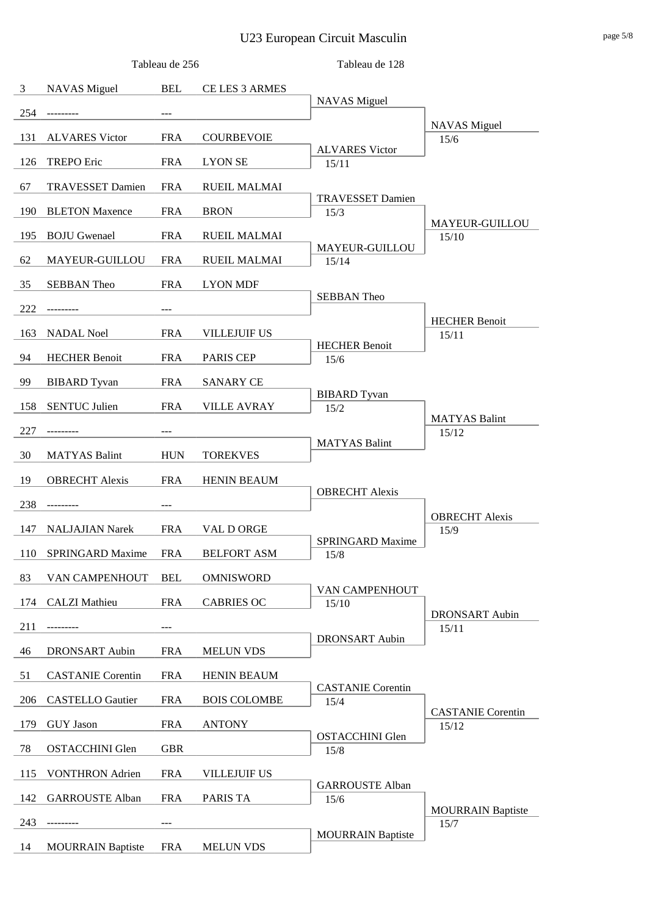# U23 European Circuit Masculin

| Tableau de 256 | | | | Tableau de 128 | |
|---|---|---|---|---|---|
| 3 | NAVAS Miguel | BEL | CE LES 3 ARMES | NAVAS Miguel | NAVAS Miguel 15/6 |
| 254 | --------- | --- | | | |
| 131 | ALVARES Victor | FRA | COURBEVOIE | ALVARES Victor 15/11 | |
| 126 | TREPO Eric | FRA | LYON SE | | |
| 67 | TRAVESSET Damien | FRA | RUEIL MALMAI | TRAVESSET Damien 15/3 | MAYEUR-GUILLOU 15/10 |
| 190 | BLETON Maxence | FRA | BRON | | |
| 195 | BOJU Gwenael | FRA | RUEIL MALMAI | MAYEUR-GUILLOU 15/14 | |
| 62 | MAYEUR-GUILLOU | FRA | RUEIL MALMAI | | |
| 35 | SEBBAN Theo | FRA | LYON MDF | SEBBAN Theo | HECHER Benoit 15/11 |
| 222 | --------- | --- | | | |
| 163 | NADAL Noel | FRA | VILLEJUIF US | HECHER Benoit 15/6 | |
| 94 | HECHER Benoit | FRA | PARIS CEP | | |
| 99 | BIBARD Tyvan | FRA | SANARY CE | BIBARD Tyvan 15/2 | MATYAS Balint 15/12 |
| 158 | SENTUC Julien | FRA | VILLE AVRAY | | |
| 227 | --------- | --- | | MATYAS Balint | |
| 30 | MATYAS Balint | HUN | TOREKVES | | |
| 19 | OBRECHT Alexis | FRA | HENIN BEAUM | OBRECHT Alexis | OBRECHT Alexis 15/9 |
| 238 | --------- | --- | | | |
| 147 | NALJAJIAN Narek | FRA | VAL D ORGE | SPRINGARD Maxime 15/8 | |
| 110 | SPRINGARD Maxime | FRA | BELFORT ASM | | |
| 83 | VAN CAMPENHOUT | BEL | OMNISWORD | VAN CAMPENHOUT 15/10 | DRONSART Aubin 15/11 |
| 174 | CALZI Mathieu | FRA | CABRIES OC | | |
| 211 | --------- | --- | | DRONSART Aubin | |
| 46 | DRONSART Aubin | FRA | MELUN VDS | | |
| 51 | CASTANIE Corentin | FRA | HENIN BEAUM | CASTANIE Corentin 15/4 | CASTANIE Corentin 15/12 |
| 206 | CASTELLO Gautier | FRA | BOIS COLOMBE | | |
| 179 | GUY Jason | FRA | ANTONY | OSTACCHINI Glen 15/8 | |
| 78 | OSTACCHINI Glen | GBR | | | |
| 115 | VONTHRON Adrien | FRA | VILLEJUIF US | GARROUSTE Alban 15/6 | MOURRAIN Baptiste 15/7 |
| 142 | GARROUSTE Alban | FRA | PARIS TA | | |
| 243 | --------- | --- | | MOURRAIN Baptiste | |
| 14 | MOURRAIN Baptiste | FRA | MELUN VDS | | |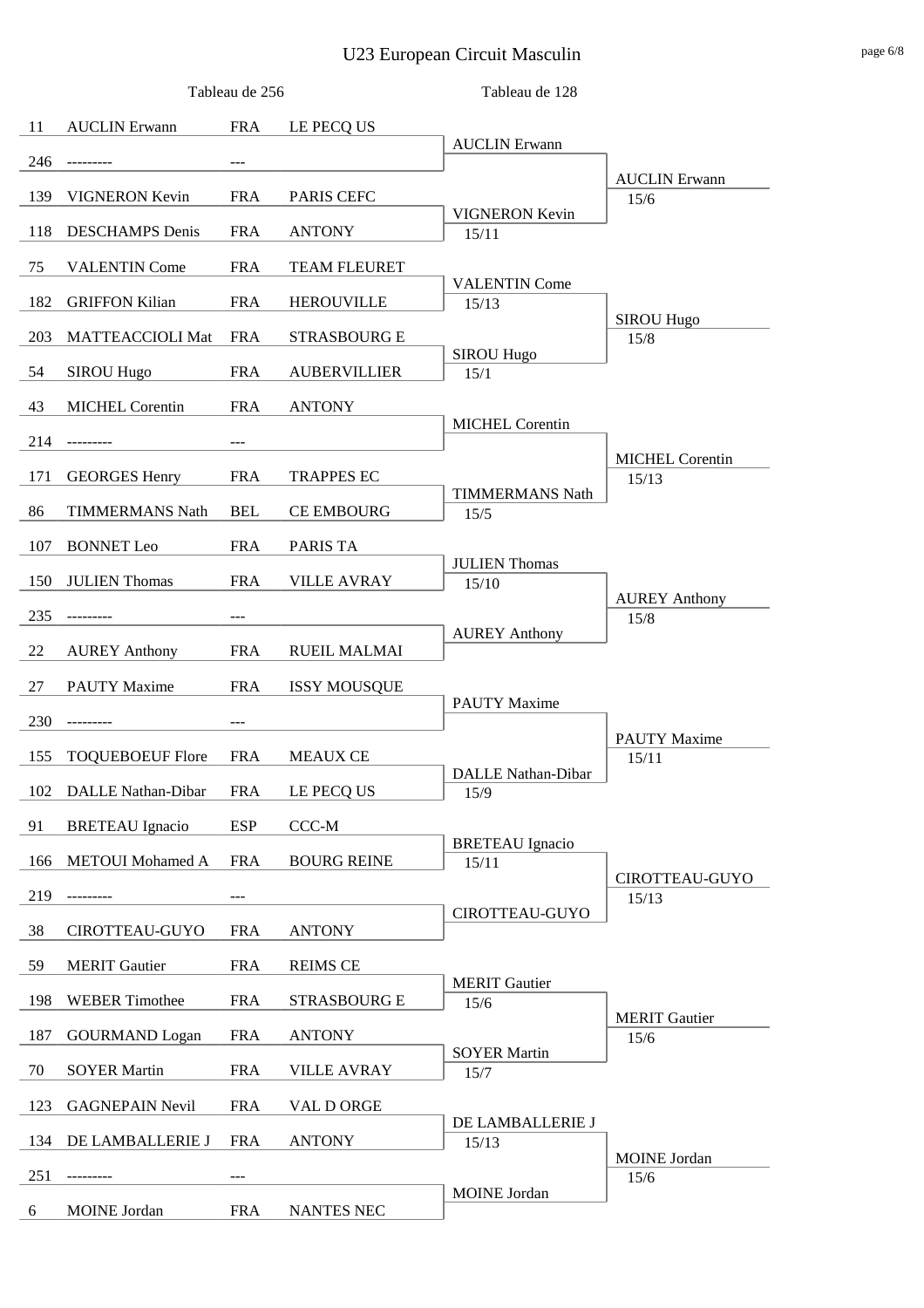# U23 European Circuit Masculin

| Tableau de 256 | | | | Tableau de 128 | |
|---|---|---|---|---|---|
| 11 | AUCLIN Erwann | FRA | LE PECQ US | AUCLIN Erwann | |
| 246 | --------- | --- | | | AUCLIN Erwann 15/6 |
| 139 | VIGNERON Kevin | FRA | PARIS CEFC | VIGNERON Kevin 15/11 | |
| 118 | DESCHAMPS Denis | FRA | ANTONY | | |
| 75 | VALENTIN Come | FRA | TEAM FLEURET | VALENTIN Come 15/13 | |
| 182 | GRIFFON Kilian | FRA | HEROUVILLE | | SIROU Hugo 15/8 |
| 203 | MATTEACCIOLI Mat | FRA | STRASBOURG E | SIROU Hugo 15/1 | |
| 54 | SIROU Hugo | FRA | AUBERVILLIER | | |
| 43 | MICHEL Corentin | FRA | ANTONY | MICHEL Corentin | |
| 214 | --------- | --- | | | MICHEL Corentin 15/13 |
| 171 | GEORGES Henry | FRA | TRAPPES EC | TIMMERMANS Nath 15/5 | |
| 86 | TIMMERMANS Nath | BEL | CE EMBOURG | | |
| 107 | BONNET Leo | FRA | PARIS TA | JULIEN Thomas 15/10 | |
| 150 | JULIEN Thomas | FRA | VILLE AVRAY | | AUREY Anthony 15/8 |
| 235 | --------- | --- | | AUREY Anthony | |
| 22 | AUREY Anthony | FRA | RUEIL MALMAI | | |
| 27 | PAUTY Maxime | FRA | ISSY MOUSQUE | PAUTY Maxime | |
| 230 | --------- | --- | | | PAUTY Maxime 15/11 |
| 155 | TOQUEBOEUF Flore | FRA | MEAUX CE | DALLE Nathan-Dibar 15/9 | |
| 102 | DALLE Nathan-Dibar | FRA | LE PECQ US | | |
| 91 | BRETEAU Ignacio | ESP | CCC-M | BRETEAU Ignacio 15/11 | |
| 166 | METOUI Mohamed A | FRA | BOURG REINE | | CIROTTEAU-GUYO 15/13 |
| 219 | --------- | --- | | CIROTTEAU-GUYO | |
| 38 | CIROTTEAU-GUYO | FRA | ANTONY | | |
| 59 | MERIT Gautier | FRA | REIMS CE | MERIT Gautier 15/6 | |
| 198 | WEBER Timothee | FRA | STRASBOURG E | | MERIT Gautier 15/6 |
| 187 | GOURMAND Logan | FRA | ANTONY | SOYER Martin 15/7 | |
| 70 | SOYER Martin | FRA | VILLE AVRAY | | |
| 123 | GAGNEPAIN Nevil | FRA | VAL D ORGE | DE LAMBALLERIE J 15/13 | |
| 134 | DE LAMBALLERIE J | FRA | ANTONY | | MOINE Jordan 15/6 |
| 251 | --------- | --- | | MOINE Jordan | |
| 6 | MOINE Jordan | FRA | NANTES NEC | | |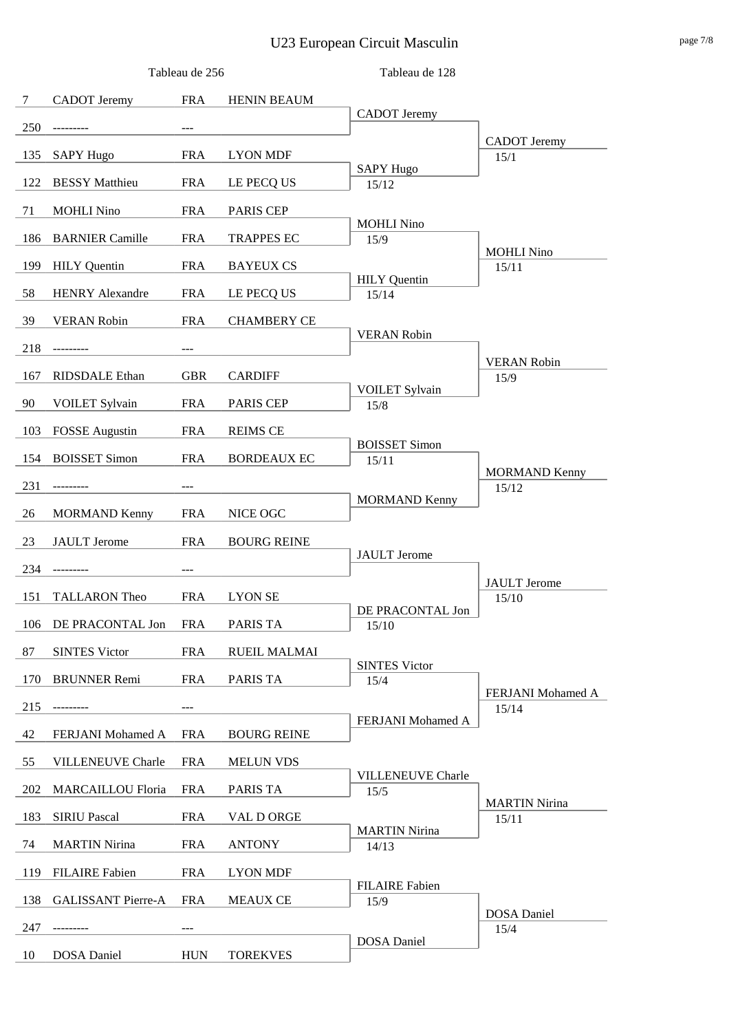# U23 European Circuit Masculin

## Tableau de 256

| Seed | Name | Nat | Club |
|---|---|---|---|
| 7 | CADOT Jeremy | FRA | HENIN BEAUM |
| 250 | --------- | --- | |
| 135 | SAPY Hugo | FRA | LYON MDF |
| 122 | BESSY Matthieu | FRA | LE PECQ US |
| 71 | MOHLI Nino | FRA | PARIS CEP |
| 186 | BARNIER Camille | FRA | TRAPPES EC |
| 199 | HILY Quentin | FRA | BAYEUX CS |
| 58 | HENRY Alexandre | FRA | LE PECQ US |
| 39 | VERAN Robin | FRA | CHAMBERY CE |
| 218 | --------- | --- | |
| 167 | RIDSDALE Ethan | GBR | CARDIFF |
| 90 | VOILET Sylvain | FRA | PARIS CEP |
| 103 | FOSSE Augustin | FRA | REIMS CE |
| 154 | BOISSET Simon | FRA | BORDEAUX EC |
| 231 | --------- | --- | |
| 26 | MORMAND Kenny | FRA | NICE OGC |
| 23 | JAULT Jerome | FRA | BOURG REINE |
| 234 | --------- | --- | |
| 151 | TALLARON Theo | FRA | LYON SE |
| 106 | DE PRACONTAL Jon | FRA | PARIS TA |
| 87 | SINTES Victor | FRA | RUEIL MALMAI |
| 170 | BRUNNER Remi | FRA | PARIS TA |
| 215 | --------- | --- | |
| 42 | FERJANI Mohamed A | FRA | BOURG REINE |
| 55 | VILLENEUVE Charle | FRA | MELUN VDS |
| 202 | MARCAILLOU Floria | FRA | PARIS TA |
| 183 | SIRIU Pascal | FRA | VAL D ORGE |
| 74 | MARTIN Nirina | FRA | ANTONY |
| 119 | FILAIRE Fabien | FRA | LYON MDF |
| 138 | GALISSANT Pierre-A | FRA | MEAUX CE |
| 247 | --------- | --- | |
| 10 | DOSA Daniel | HUN | TOREKVES |

## Tableau de 128

| Winner | Score |
|---|---|
| CADOT Jeremy | |
| SAPY Hugo | 15/12 |
| MOHLI Nino | 15/9 |
| HILY Quentin | 15/14 |
| VERAN Robin | |
| VOILET Sylvain | 15/8 |
| BOISSET Simon | 15/11 |
| MORMAND Kenny | |
| JAULT Jerome | |
| DE PRACONTAL Jon | 15/10 |
| SINTES Victor | 15/4 |
| FERJANI Mohamed A | |
| VILLENEUVE Charle | 15/5 |
| MARTIN Nirina | 14/13 |
| FILAIRE Fabien | 15/9 |
| DOSA Daniel | |

## Tableau de 64

| Winner | Score |
|---|---|
| CADOT Jeremy | 15/1 |
| MOHLI Nino | 15/11 |
| VERAN Robin | 15/9 |
| MORMAND Kenny | 15/12 |
| JAULT Jerome | 15/10 |
| FERJANI Mohamed A | 15/14 |
| MARTIN Nirina | 15/11 |
| DOSA Daniel | 15/4 |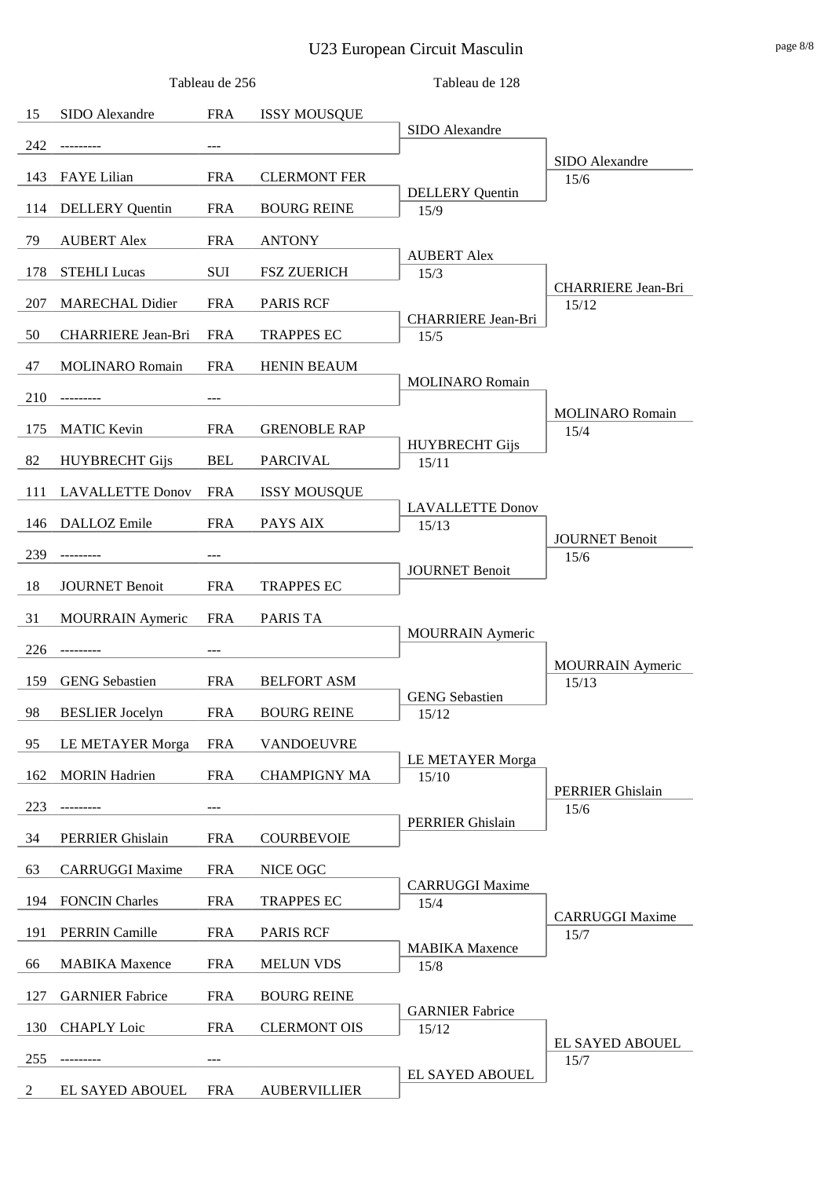# U23 European Circuit Masculin

| Seed | Name | Nat | Club | Tableau de 128 | Tableau de 64 |
|---|---|---|---|---|---|
| 15 | SIDO Alexandre | FRA | ISSY MOUSQUE | SIDO Alexandre | SIDO Alexandre 15/6 |
| 242 | --------- | --- | | | |
| 143 | FAYE Lilian | FRA | CLERMONT FER | DELLERY Quentin 15/9 | |
| 114 | DELLERY Quentin | FRA | BOURG REINE | | |
| 79 | AUBERT Alex | FRA | ANTONY | AUBERT Alex 15/3 | CHARRIERE Jean-Bri 15/12 |
| 178 | STEHLI Lucas | SUI | FSZ ZUERICH | | |
| 207 | MARECHAL Didier | FRA | PARIS RCF | CHARRIERE Jean-Bri 15/5 | |
| 50 | CHARRIERE Jean-Bri | FRA | TRAPPES EC | | |
| 47 | MOLINARO Romain | FRA | HENIN BEAUM | MOLINARO Romain | MOLINARO Romain 15/4 |
| 210 | --------- | --- | | | |
| 175 | MATIC Kevin | FRA | GRENOBLE RAP | HUYBRECHT Gijs 15/11 | |
| 82 | HUYBRECHT Gijs | BEL | PARCIVAL | | |
| 111 | LAVALLETTE Donov | FRA | ISSY MOUSQUE | LAVALLETTE Donov 15/13 | JOURNET Benoit 15/6 |
| 146 | DALLOZ Emile | FRA | PAYS AIX | | |
| 239 | --------- | --- | | JOURNET Benoit | |
| 18 | JOURNET Benoit | FRA | TRAPPES EC | | |
| 31 | MOURRAIN Aymeric | FRA | PARIS TA | MOURRAIN Aymeric | MOURRAIN Aymeric 15/13 |
| 226 | --------- | --- | | | |
| 159 | GENG Sebastien | FRA | BELFORT ASM | GENG Sebastien 15/12 | |
| 98 | BESLIER Jocelyn | FRA | BOURG REINE | | |
| 95 | LE METAYER Morga | FRA | VANDOEUVRE | LE METAYER Morga 15/10 | PERRIER Ghislain 15/6 |
| 162 | MORIN Hadrien | FRA | CHAMPIGNY MA | | |
| 223 | --------- | --- | | PERRIER Ghislain | |
| 34 | PERRIER Ghislain | FRA | COURBEVOIE | | |
| 63 | CARRUGGI Maxime | FRA | NICE OGC | CARRUGGI Maxime 15/4 | CARRUGGI Maxime 15/7 |
| 194 | FONCIN Charles | FRA | TRAPPES EC | | |
| 191 | PERRIN Camille | FRA | PARIS RCF | MABIKA Maxence 15/8 | |
| 66 | MABIKA Maxence | FRA | MELUN VDS | | |
| 127 | GARNIER Fabrice | FRA | BOURG REINE | GARNIER Fabrice 15/12 | EL SAYED ABOUEL 15/7 |
| 130 | CHAPLY Loic | FRA | CLERMONT OIS | | |
| 255 | --------- | --- | | EL SAYED ABOUEL | |
| 2 | EL SAYED ABOUEL | FRA | AUBERVILLIER | | |

Note: Column headers on page: "Tableau de 256" (entrants) and "Tableau de 128" (first column of results).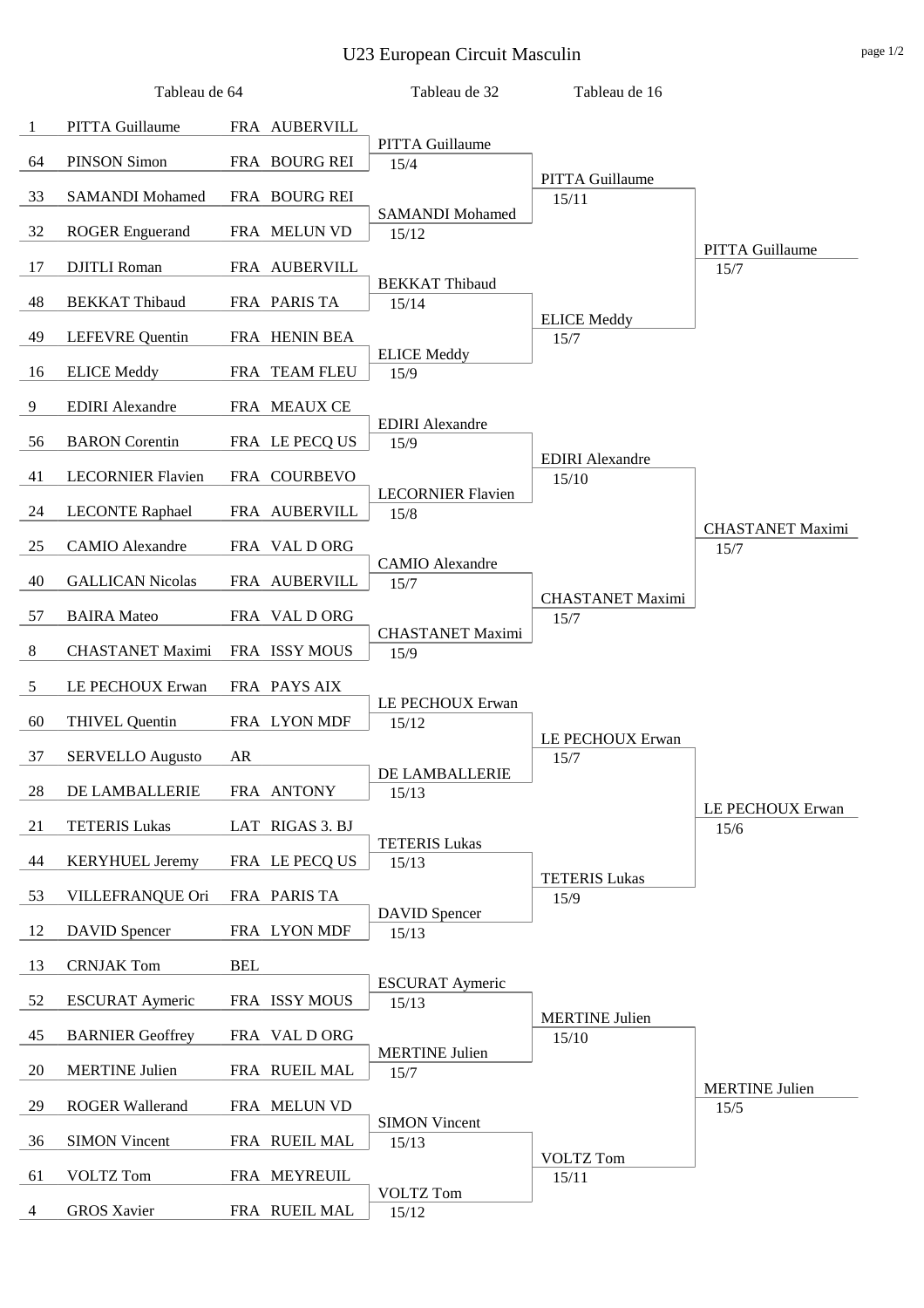# U23 European Circuit Masculin

| Tableau de 64 | | | | Tableau de 32 | Tableau de 16 | |
|---|---|---|---|---|---|---|
| 1 | PITTA Guillaume | FRA | AUBERVILL | PITTA Guillaume 15/4 | PITTA Guillaume 15/11 | PITTA Guillaume 15/7 |
| 64 | PINSON Simon | FRA | BOURG REI | | | |
| 33 | SAMANDI Mohamed | FRA | BOURG REI | SAMANDI Mohamed 15/12 | | |
| 32 | ROGER Enguerand | FRA | MELUN VD | | | |
| 17 | DJITLI Roman | FRA | AUBERVILL | BEKKAT Thibaud 15/14 | ELICE Meddy 15/7 | |
| 48 | BEKKAT Thibaud | FRA | PARIS TA | | | |
| 49 | LEFEVRE Quentin | FRA | HENIN BEA | ELICE Meddy 15/9 | | |
| 16 | ELICE Meddy | FRA | TEAM FLEU | | | |
| 9 | EDIRI Alexandre | FRA | MEAUX CE | EDIRI Alexandre 15/9 | EDIRI Alexandre 15/10 | CHASTANET Maximi 15/7 |
| 56 | BARON Corentin | FRA | LE PECQ US | | | |
| 41 | LECORNIER Flavien | FRA | COURBEVO | LECORNIER Flavien 15/8 | | |
| 24 | LECONTE Raphael | FRA | AUBERVILL | | | |
| 25 | CAMIO Alexandre | FRA | VAL D ORG | CAMIO Alexandre 15/7 | CHASTANET Maximi 15/7 | |
| 40 | GALLICAN Nicolas | FRA | AUBERVILL | | | |
| 57 | BAIRA Mateo | FRA | VAL D ORG | CHASTANET Maximi 15/9 | | |
| 8 | CHASTANET Maximi | FRA | ISSY MOUS | | | |
| 5 | LE PECHOUX Erwan | FRA | PAYS AIX | LE PECHOUX Erwan 15/12 | LE PECHOUX Erwan 15/7 | LE PECHOUX Erwan 15/6 |
| 60 | THIVEL Quentin | FRA | LYON MDF | | | |
| 37 | SERVELLO Augusto | AR | | DE LAMBALLERIE 15/13 | | |
| 28 | DE LAMBALLERIE | FRA | ANTONY | | | |
| 21 | TETERIS Lukas | LAT | RIGAS 3. BJ | TETERIS Lukas 15/13 | TETERIS Lukas 15/9 | |
| 44 | KERYHUEL Jeremy | FRA | LE PECQ US | | | |
| 53 | VILLEFRANQUE Ori | FRA | PARIS TA | DAVID Spencer 15/13 | | |
| 12 | DAVID Spencer | FRA | LYON MDF | | | |
| 13 | CRNJAK Tom | BEL | | ESCURAT Aymeric 15/13 | MERTINE Julien 15/10 | MERTINE Julien 15/5 |
| 52 | ESCURAT Aymeric | FRA | ISSY MOUS | | | |
| 45 | BARNIER Geoffrey | FRA | VAL D ORG | MERTINE Julien 15/7 | | |
| 20 | MERTINE Julien | FRA | RUEIL MAL | | | |
| 29 | ROGER Wallerand | FRA | MELUN VD | SIMON Vincent 15/13 | VOLTZ Tom 15/11 | |
| 36 | SIMON Vincent | FRA | RUEIL MAL | | | |
| 61 | VOLTZ Tom | FRA | MEYREUIL | VOLTZ Tom 15/12 | | |
| 4 | GROS Xavier | FRA | RUEIL MAL | | | |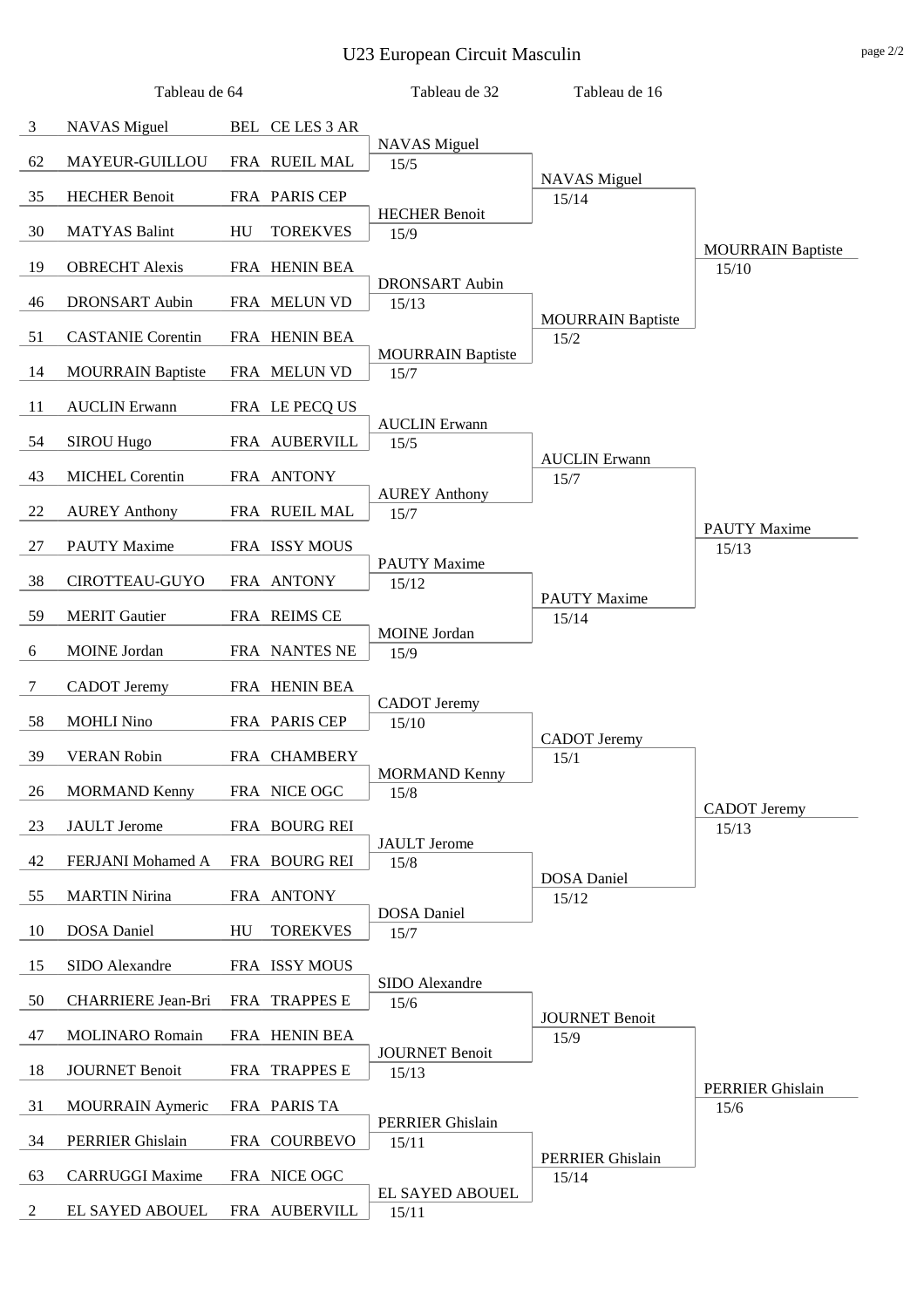# U23 European Circuit Masculin

## Tableau de 64

| Seed | Nom | Pays | Club |
|---|---|---|---|
| 3 | NAVAS Miguel | BEL | CE LES 3 AR |
| 62 | MAYEUR-GUILLOU | FRA | RUEIL MAL |
| 35 | HECHER Benoit | FRA | PARIS CEP |
| 30 | MATYAS Balint | HU | TOREKVES |
| 19 | OBRECHT Alexis | FRA | HENIN BEA |
| 46 | DRONSART Aubin | FRA | MELUN VD |
| 51 | CASTANIE Corentin | FRA | HENIN BEA |
| 14 | MOURRAIN Baptiste | FRA | MELUN VD |
| 11 | AUCLIN Erwann | FRA | LE PECQ US |
| 54 | SIROU Hugo | FRA | AUBERVILL |
| 43 | MICHEL Corentin | FRA | ANTONY |
| 22 | AUREY Anthony | FRA | RUEIL MAL |
| 27 | PAUTY Maxime | FRA | ISSY MOUS |
| 38 | CIROTTEAU-GUYO | FRA | ANTONY |
| 59 | MERIT Gautier | FRA | REIMS CE |
| 6 | MOINE Jordan | FRA | NANTES NE |
| 7 | CADOT Jeremy | FRA | HENIN BEA |
| 58 | MOHLI Nino | FRA | PARIS CEP |
| 39 | VERAN Robin | FRA | CHAMBERY |
| 26 | MORMAND Kenny | FRA | NICE OGC |
| 23 | JAULT Jerome | FRA | BOURG REI |
| 42 | FERJANI Mohamed A | FRA | BOURG REI |
| 55 | MARTIN Nirina | FRA | ANTONY |
| 10 | DOSA Daniel | HU | TOREKVES |
| 15 | SIDO Alexandre | FRA | ISSY MOUS |
| 50 | CHARRIERE Jean-Bri | FRA | TRAPPES E |
| 47 | MOLINARO Romain | FRA | HENIN BEA |
| 18 | JOURNET Benoit | FRA | TRAPPES E |
| 31 | MOURRAIN Aymeric | FRA | PARIS TA |
| 34 | PERRIER Ghislain | FRA | COURBEVO |
| 63 | CARRUGGI Maxime | FRA | NICE OGC |
| 2 | EL SAYED ABOUEL | FRA | AUBERVILL |

## Tableau de 32

| Vainqueur | Score |
|---|---|
| NAVAS Miguel | 15/5 |
| HECHER Benoit | 15/9 |
| DRONSART Aubin | 15/13 |
| MOURRAIN Baptiste | 15/7 |
| AUCLIN Erwann | 15/5 |
| AUREY Anthony | 15/7 |
| PAUTY Maxime | 15/12 |
| MOINE Jordan | 15/9 |
| CADOT Jeremy | 15/10 |
| MORMAND Kenny | 15/8 |
| JAULT Jerome | 15/8 |
| DOSA Daniel | 15/7 |
| SIDO Alexandre | 15/6 |
| JOURNET Benoit | 15/13 |
| PERRIER Ghislain | 15/11 |
| EL SAYED ABOUEL | 15/11 |

## Tableau de 16

| Vainqueur | Score |
|---|---|
| NAVAS Miguel | 15/14 |
| MOURRAIN Baptiste | 15/2 |
| AUCLIN Erwann | 15/7 |
| PAUTY Maxime | 15/14 |
| CADOT Jeremy | 15/1 |
| DOSA Daniel | 15/12 |
| JOURNET Benoit | 15/9 |
| PERRIER Ghislain | 15/14 |

## Tableau de 8

| Vainqueur | Score |
|---|---|
| MOURRAIN Baptiste | 15/10 |
| PAUTY Maxime | 15/13 |
| CADOT Jeremy | 15/13 |
| PERRIER Ghislain | 15/6 |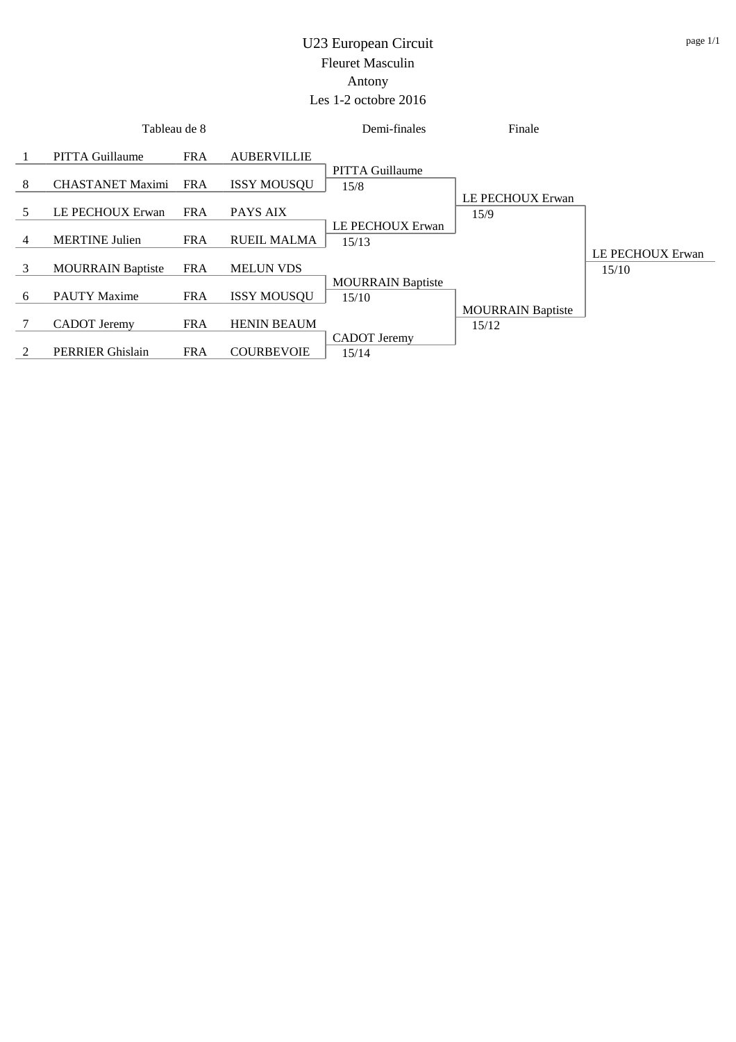# U23 European Circuit

## Fleuret Masculin

## Antony

## Les 1-2 octobre 2016

| Seed | Tableau de 8 | Nat. | Club | Demi-finales | Finale | Vainqueur |
|---|---|---|---|---|---|---|
| 1 | PITTA Guillaume | FRA | AUBERVILLIE | PITTA Guillaume 15/8 | LE PECHOUX Erwan 15/9 | LE PECHOUX Erwan 15/10 |
| 8 | CHASTANET Maximi | FRA | ISSY MOUSQU | | | |
| 5 | LE PECHOUX Erwan | FRA | PAYS AIX | LE PECHOUX Erwan 15/13 | | |
| 4 | MERTINE Julien | FRA | RUEIL MALMA | | | |
| 3 | MOURRAIN Baptiste | FRA | MELUN VDS | MOURRAIN Baptiste 15/10 | MOURRAIN Baptiste 15/12 | |
| 6 | PAUTY Maxime | FRA | ISSY MOUSQU | | | |
| 7 | CADOT Jeremy | FRA | HENIN BEAUM | CADOT Jeremy 15/14 | | |
| 2 | PERRIER Ghislain | FRA | COURBEVOIE | | | |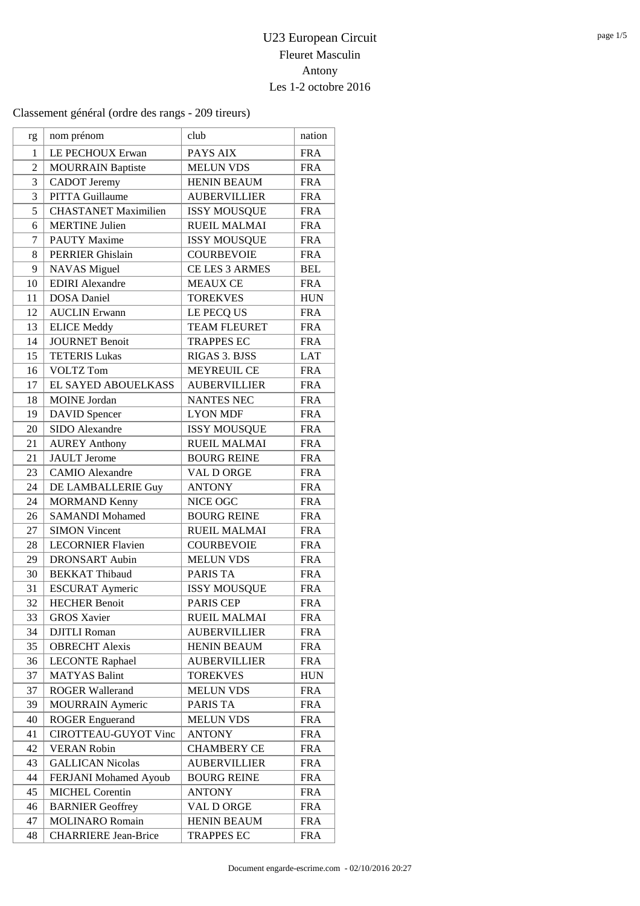# U23 European Circuit

## Fleuret Masculin

## Antony

## Les 1-2 octobre 2016

Classement général (ordre des rangs - 209 tireurs)

| rg | nom prénom | club | nation |
|---|---|---|---|
| 1 | LE PECHOUX Erwan | PAYS AIX | FRA |
| 2 | MOURRAIN Baptiste | MELUN VDS | FRA |
| 3 | CADOT Jeremy | HENIN BEAUM | FRA |
| 3 | PITTA Guillaume | AUBERVILLIER | FRA |
| 5 | CHASTANET Maximilien | ISSY MOUSQUE | FRA |
| 6 | MERTINE Julien | RUEIL MALMAI | FRA |
| 7 | PAUTY Maxime | ISSY MOUSQUE | FRA |
| 8 | PERRIER Ghislain | COURBEVOIE | FRA |
| 9 | NAVAS Miguel | CE LES 3 ARMES | BEL |
| 10 | EDIRI Alexandre | MEAUX CE | FRA |
| 11 | DOSA Daniel | TOREKVES | HUN |
| 12 | AUCLIN Erwann | LE PECQ US | FRA |
| 13 | ELICE Meddy | TEAM FLEURET | FRA |
| 14 | JOURNET Benoit | TRAPPES EC | FRA |
| 15 | TETERIS Lukas | RIGAS 3. BJSS | LAT |
| 16 | VOLTZ Tom | MEYREUIL CE | FRA |
| 17 | EL SAYED ABOUELKASS | AUBERVILLIER | FRA |
| 18 | MOINE Jordan | NANTES NEC | FRA |
| 19 | DAVID Spencer | LYON MDF | FRA |
| 20 | SIDO Alexandre | ISSY MOUSQUE | FRA |
| 21 | AUREY Anthony | RUEIL MALMAI | FRA |
| 21 | JAULT Jerome | BOURG REINE | FRA |
| 23 | CAMIO Alexandre | VAL D ORGE | FRA |
| 24 | DE LAMBALLERIE Guy | ANTONY | FRA |
| 24 | MORMAND Kenny | NICE OGC | FRA |
| 26 | SAMANDI Mohamed | BOURG REINE | FRA |
| 27 | SIMON Vincent | RUEIL MALMAI | FRA |
| 28 | LECORNIER Flavien | COURBEVOIE | FRA |
| 29 | DRONSART Aubin | MELUN VDS | FRA |
| 30 | BEKKAT Thibaud | PARIS TA | FRA |
| 31 | ESCURAT Aymeric | ISSY MOUSQUE | FRA |
| 32 | HECHER Benoit | PARIS CEP | FRA |
| 33 | GROS Xavier | RUEIL MALMAI | FRA |
| 34 | DJITLI Roman | AUBERVILLIER | FRA |
| 35 | OBRECHT Alexis | HENIN BEAUM | FRA |
| 36 | LECONTE Raphael | AUBERVILLIER | FRA |
| 37 | MATYAS Balint | TOREKVES | HUN |
| 37 | ROGER Wallerand | MELUN VDS | FRA |
| 39 | MOURRAIN Aymeric | PARIS TA | FRA |
| 40 | ROGER Enguerand | MELUN VDS | FRA |
| 41 | CIROTTEAU-GUYOT Vinc | ANTONY | FRA |
| 42 | VERAN Robin | CHAMBERY CE | FRA |
| 43 | GALLICAN Nicolas | AUBERVILLIER | FRA |
| 44 | FERJANI Mohamed Ayoub | BOURG REINE | FRA |
| 45 | MICHEL Corentin | ANTONY | FRA |
| 46 | BARNIER Geoffrey | VAL D ORGE | FRA |
| 47 | MOLINARO Romain | HENIN BEAUM | FRA |
| 48 | CHARRIERE Jean-Brice | TRAPPES EC | FRA |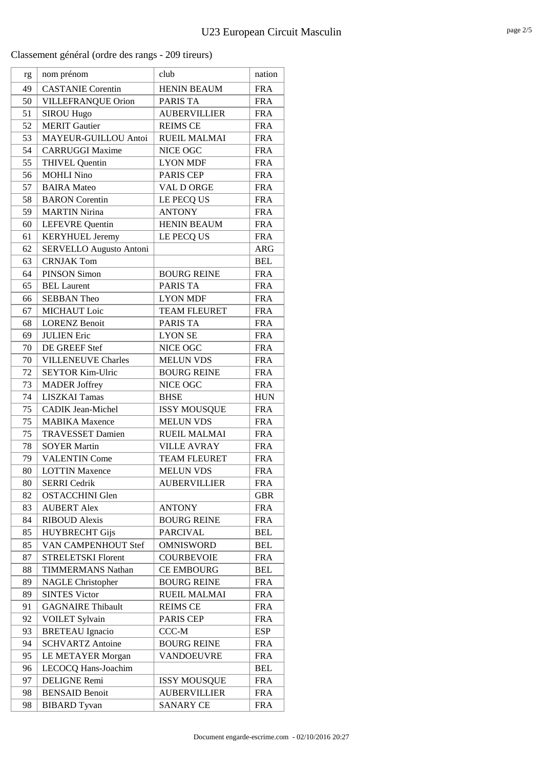# U23 European Circuit Masculin

Classement général (ordre des rangs - 209 tireurs)

| rg | nom prénom | club | nation |
|---|---|---|---|
| 49 | CASTANIE Corentin | HENIN BEAUM | FRA |
| 50 | VILLEFRANQUE Orion | PARIS TA | FRA |
| 51 | SIROU Hugo | AUBERVILLIER | FRA |
| 52 | MERIT Gautier | REIMS CE | FRA |
| 53 | MAYEUR-GUILLOU Antoi | RUEIL MALMAI | FRA |
| 54 | CARRUGGI Maxime | NICE OGC | FRA |
| 55 | THIVEL Quentin | LYON MDF | FRA |
| 56 | MOHLI Nino | PARIS CEP | FRA |
| 57 | BAIRA Mateo | VAL D ORGE | FRA |
| 58 | BARON Corentin | LE PECQ US | FRA |
| 59 | MARTIN Nirina | ANTONY | FRA |
| 60 | LEFEVRE Quentin | HENIN BEAUM | FRA |
| 61 | KERYHUEL Jeremy | LE PECQ US | FRA |
| 62 | SERVELLO Augusto Antoni | | ARG |
| 63 | CRNJAK Tom | | BEL |
| 64 | PINSON Simon | BOURG REINE | FRA |
| 65 | BEL Laurent | PARIS TA | FRA |
| 66 | SEBBAN Theo | LYON MDF | FRA |
| 67 | MICHAUT Loic | TEAM FLEURET | FRA |
| 68 | LORENZ Benoit | PARIS TA | FRA |
| 69 | JULIEN Eric | LYON SE | FRA |
| 70 | DE GREEF Stef | NICE OGC | FRA |
| 70 | VILLENEUVE Charles | MELUN VDS | FRA |
| 72 | SEYTOR Kim-Ulric | BOURG REINE | FRA |
| 73 | MADER Joffrey | NICE OGC | FRA |
| 74 | LISZKAI Tamas | BHSE | HUN |
| 75 | CADIK Jean-Michel | ISSY MOUSQUE | FRA |
| 75 | MABIKA Maxence | MELUN VDS | FRA |
| 75 | TRAVESSET Damien | RUEIL MALMAI | FRA |
| 78 | SOYER Martin | VILLE AVRAY | FRA |
| 79 | VALENTIN Come | TEAM FLEURET | FRA |
| 80 | LOTTIN Maxence | MELUN VDS | FRA |
| 80 | SERRI Cedrik | AUBERVILLIER | FRA |
| 82 | OSTACCHINI Glen | | GBR |
| 83 | AUBERT Alex | ANTONY | FRA |
| 84 | RIBOUD Alexis | BOURG REINE | FRA |
| 85 | HUYBRECHT Gijs | PARCIVAL | BEL |
| 85 | VAN CAMPENHOUT Stef | OMNISWORD | BEL |
| 87 | STRELETSKI Florent | COURBEVOIE | FRA |
| 88 | TIMMERMANS Nathan | CE EMBOURG | BEL |
| 89 | NAGLE Christopher | BOURG REINE | FRA |
| 89 | SINTES Victor | RUEIL MALMAI | FRA |
| 91 | GAGNAIRE Thibault | REIMS CE | FRA |
| 92 | VOILET Sylvain | PARIS CEP | FRA |
| 93 | BRETEAU Ignacio | CCC-M | ESP |
| 94 | SCHVARTZ Antoine | BOURG REINE | FRA |
| 95 | LE METAYER Morgan | VANDOEUVRE | FRA |
| 96 | LECOCQ Hans-Joachim | | BEL |
| 97 | DELIGNE Remi | ISSY MOUSQUE | FRA |
| 98 | BENSAID Benoit | AUBERVILLIER | FRA |
| 98 | BIBARD Tyvan | SANARY CE | FRA |

Document engarde-escrime.com - 02/10/2016 20:27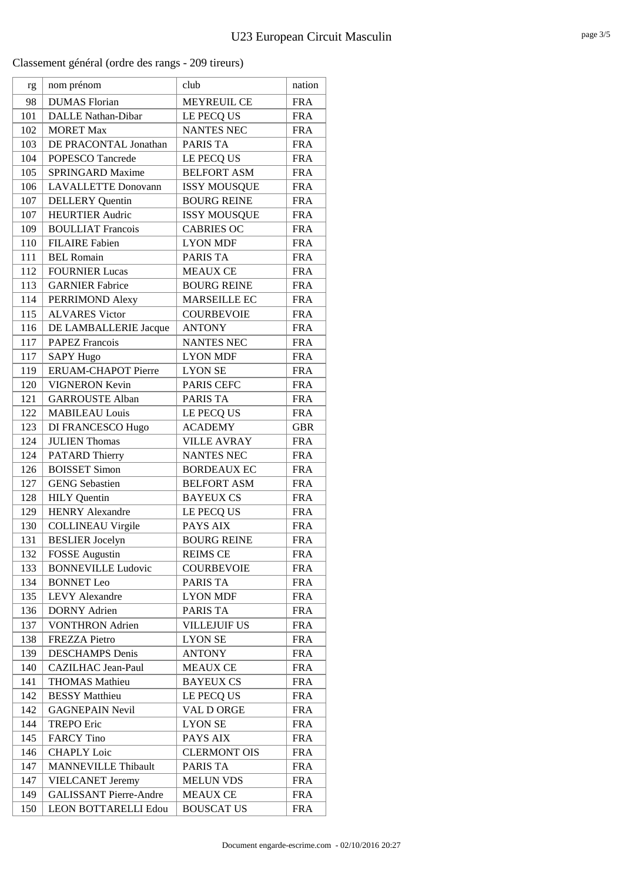# U23 European Circuit Masculin

Classement général (ordre des rangs - 209 tireurs)

| rg | nom prénom | club | nation |
|---|---|---|---|
| 98 | DUMAS Florian | MEYREUIL CE | FRA |
| 101 | DALLE Nathan-Dibar | LE PECQ US | FRA |
| 102 | MORET Max | NANTES NEC | FRA |
| 103 | DE PRACONTAL Jonathan | PARIS TA | FRA |
| 104 | POPESCO Tancrede | LE PECQ US | FRA |
| 105 | SPRINGARD Maxime | BELFORT ASM | FRA |
| 106 | LAVALLETTE Donovann | ISSY MOUSQUE | FRA |
| 107 | DELLERY Quentin | BOURG REINE | FRA |
| 107 | HEURTIER Audric | ISSY MOUSQUE | FRA |
| 109 | BOULLIAT Francois | CABRIES OC | FRA |
| 110 | FILAIRE Fabien | LYON MDF | FRA |
| 111 | BEL Romain | PARIS TA | FRA |
| 112 | FOURNIER Lucas | MEAUX CE | FRA |
| 113 | GARNIER Fabrice | BOURG REINE | FRA |
| 114 | PERRIMOND Alexy | MARSEILLE EC | FRA |
| 115 | ALVARES Victor | COURBEVOIE | FRA |
| 116 | DE LAMBALLERIE Jacque | ANTONY | FRA |
| 117 | PAPEZ Francois | NANTES NEC | FRA |
| 117 | SAPY Hugo | LYON MDF | FRA |
| 119 | ERUAM-CHAPOT Pierre | LYON SE | FRA |
| 120 | VIGNERON Kevin | PARIS CEFC | FRA |
| 121 | GARROUSTE Alban | PARIS TA | FRA |
| 122 | MABILEAU Louis | LE PECQ US | FRA |
| 123 | DI FRANCESCO Hugo | ACADEMY | GBR |
| 124 | JULIEN Thomas | VILLE AVRAY | FRA |
| 124 | PATARD Thierry | NANTES NEC | FRA |
| 126 | BOISSET Simon | BORDEAUX EC | FRA |
| 127 | GENG Sebastien | BELFORT ASM | FRA |
| 128 | HILY Quentin | BAYEUX CS | FRA |
| 129 | HENRY Alexandre | LE PECQ US | FRA |
| 130 | COLLINEAU Virgile | PAYS AIX | FRA |
| 131 | BESLIER Jocelyn | BOURG REINE | FRA |
| 132 | FOSSE Augustin | REIMS CE | FRA |
| 133 | BONNEVILLE Ludovic | COURBEVOIE | FRA |
| 134 | BONNET Leo | PARIS TA | FRA |
| 135 | LEVY Alexandre | LYON MDF | FRA |
| 136 | DORNY Adrien | PARIS TA | FRA |
| 137 | VONTHRON Adrien | VILLEJUIF US | FRA |
| 138 | FREZZA Pietro | LYON SE | FRA |
| 139 | DESCHAMPS Denis | ANTONY | FRA |
| 140 | CAZILHAC Jean-Paul | MEAUX CE | FRA |
| 141 | THOMAS Mathieu | BAYEUX CS | FRA |
| 142 | BESSY Matthieu | LE PECQ US | FRA |
| 142 | GAGNEPAIN Nevil | VAL D ORGE | FRA |
| 144 | TREPO Eric | LYON SE | FRA |
| 145 | FARCY Tino | PAYS AIX | FRA |
| 146 | CHAPLY Loic | CLERMONT OIS | FRA |
| 147 | MANNEVILLE Thibault | PARIS TA | FRA |
| 147 | VIELCANET Jeremy | MELUN VDS | FRA |
| 149 | GALISSANT Pierre-Andre | MEAUX CE | FRA |
| 150 | LEON BOTTARELLI Edou | BOUSCAT US | FRA |

Document engarde-escrime.com - 02/10/2016 20:27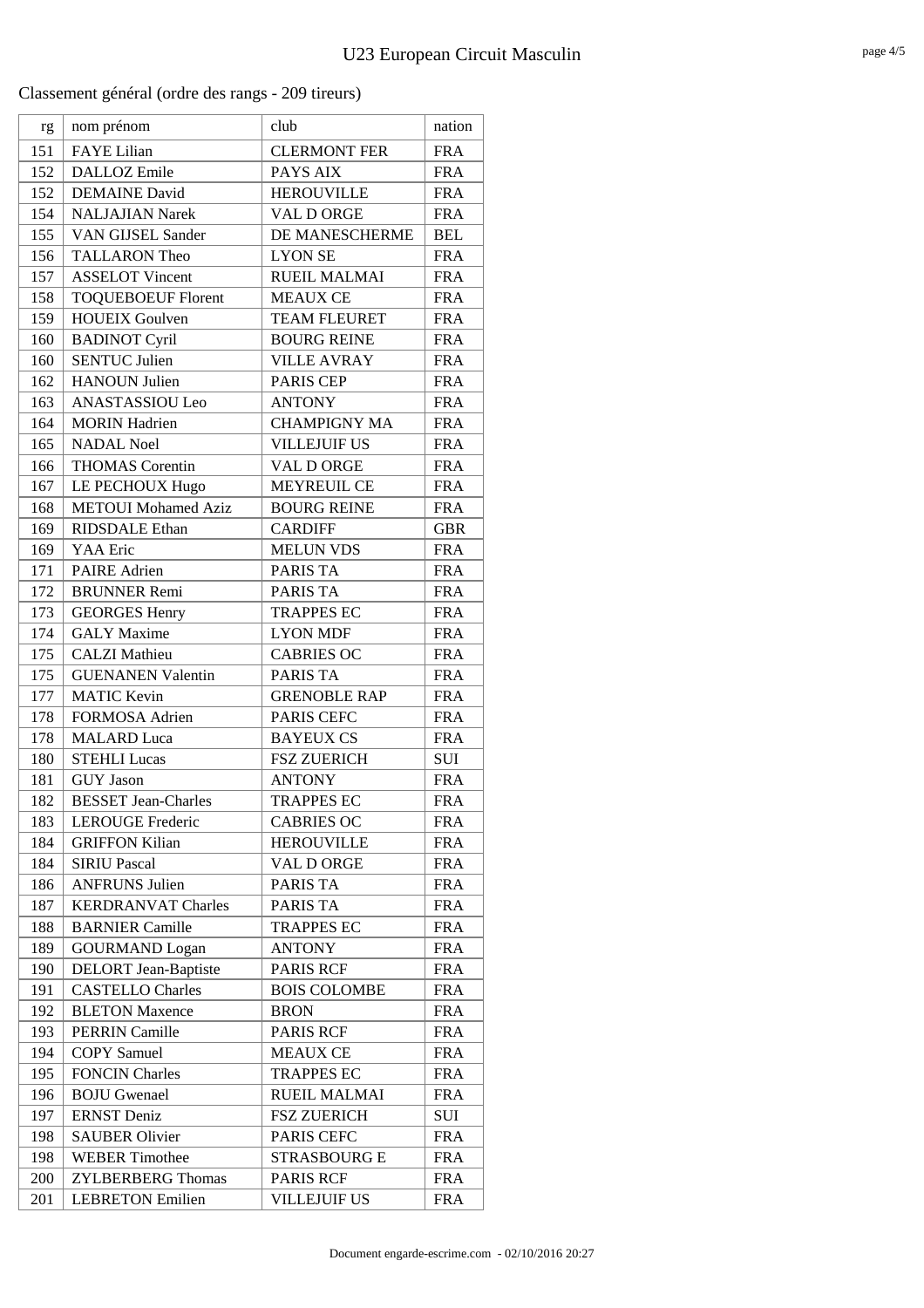Classement général (ordre des rangs - 209 tireurs)

| rg | nom prénom | club | nation |
|---|---|---|---|
| 151 | FAYE Lilian | CLERMONT FER | FRA |
| 152 | DALLOZ Emile | PAYS AIX | FRA |
| 152 | DEMAINE David | HEROUVILLE | FRA |
| 154 | NALJAJIAN Narek | VAL D ORGE | FRA |
| 155 | VAN GIJSEL Sander | DE MANESCHERME | BEL |
| 156 | TALLARON Theo | LYON SE | FRA |
| 157 | ASSELOT Vincent | RUEIL MALMAI | FRA |
| 158 | TOQUEBOEUF Florent | MEAUX CE | FRA |
| 159 | HOUEIX Goulven | TEAM FLEURET | FRA |
| 160 | BADINOT Cyril | BOURG REINE | FRA |
| 160 | SENTUC Julien | VILLE AVRAY | FRA |
| 162 | HANOUN Julien | PARIS CEP | FRA |
| 163 | ANASTASSIOU Leo | ANTONY | FRA |
| 164 | MORIN Hadrien | CHAMPIGNY MA | FRA |
| 165 | NADAL Noel | VILLEJUIF US | FRA |
| 166 | THOMAS Corentin | VAL D ORGE | FRA |
| 167 | LE PECHOUX Hugo | MEYREUIL CE | FRA |
| 168 | METOUI Mohamed Aziz | BOURG REINE | FRA |
| 169 | RIDSDALE Ethan | CARDIFF | GBR |
| 169 | YAA Eric | MELUN VDS | FRA |
| 171 | PAIRE Adrien | PARIS TA | FRA |
| 172 | BRUNNER Remi | PARIS TA | FRA |
| 173 | GEORGES Henry | TRAPPES EC | FRA |
| 174 | GALY Maxime | LYON MDF | FRA |
| 175 | CALZI Mathieu | CABRIES OC | FRA |
| 175 | GUENANEN Valentin | PARIS TA | FRA |
| 177 | MATIC Kevin | GRENOBLE RAP | FRA |
| 178 | FORMOSA Adrien | PARIS CEFC | FRA |
| 178 | MALARD Luca | BAYEUX CS | FRA |
| 180 | STEHLI Lucas | FSZ ZUERICH | SUI |
| 181 | GUY Jason | ANTONY | FRA |
| 182 | BESSET Jean-Charles | TRAPPES EC | FRA |
| 183 | LEROUGE Frederic | CABRIES OC | FRA |
| 184 | GRIFFON Kilian | HEROUVILLE | FRA |
| 184 | SIRIU Pascal | VAL D ORGE | FRA |
| 186 | ANFRUNS Julien | PARIS TA | FRA |
| 187 | KERDRANVAT Charles | PARIS TA | FRA |
| 188 | BARNIER Camille | TRAPPES EC | FRA |
| 189 | GOURMAND Logan | ANTONY | FRA |
| 190 | DELORT Jean-Baptiste | PARIS RCF | FRA |
| 191 | CASTELLO Charles | BOIS COLOMBE | FRA |
| 192 | BLETON Maxence | BRON | FRA |
| 193 | PERRIN Camille | PARIS RCF | FRA |
| 194 | COPY Samuel | MEAUX CE | FRA |
| 195 | FONCIN Charles | TRAPPES EC | FRA |
| 196 | BOJU Gwenael | RUEIL MALMAI | FRA |
| 197 | ERNST Deniz | FSZ ZUERICH | SUI |
| 198 | SAUBER Olivier | PARIS CEFC | FRA |
| 198 | WEBER Timothee | STRASBOURG E | FRA |
| 200 | ZYLBERBERG Thomas | PARIS RCF | FRA |
| 201 | LEBRETON Emilien | VILLEJUIF US | FRA |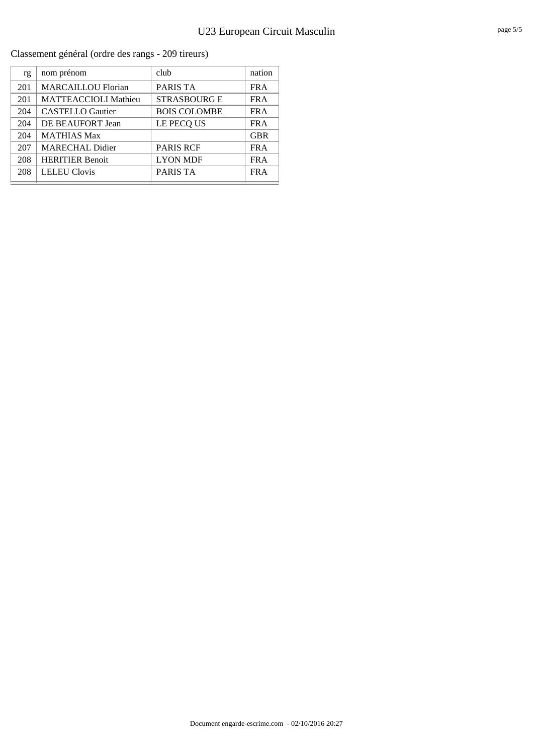Classement général (ordre des rangs - 209 tireurs)

| rg | nom prénom | club | nation |
|---|---|---|---|
| 201 | MARCAILLOU Florian | PARIS TA | FRA |
| 201 | MATTEACCIOLI Mathieu | STRASBOURG E | FRA |
| 204 | CASTELLO Gautier | BOIS COLOMBE | FRA |
| 204 | DE BEAUFORT Jean | LE PECQ US | FRA |
| 204 | MATHIAS Max | | GBR |
| 207 | MARECHAL Didier | PARIS RCF | FRA |
| 208 | HERITIER Benoit | LYON MDF | FRA |
| 208 | LELEU Clovis | PARIS TA | FRA |